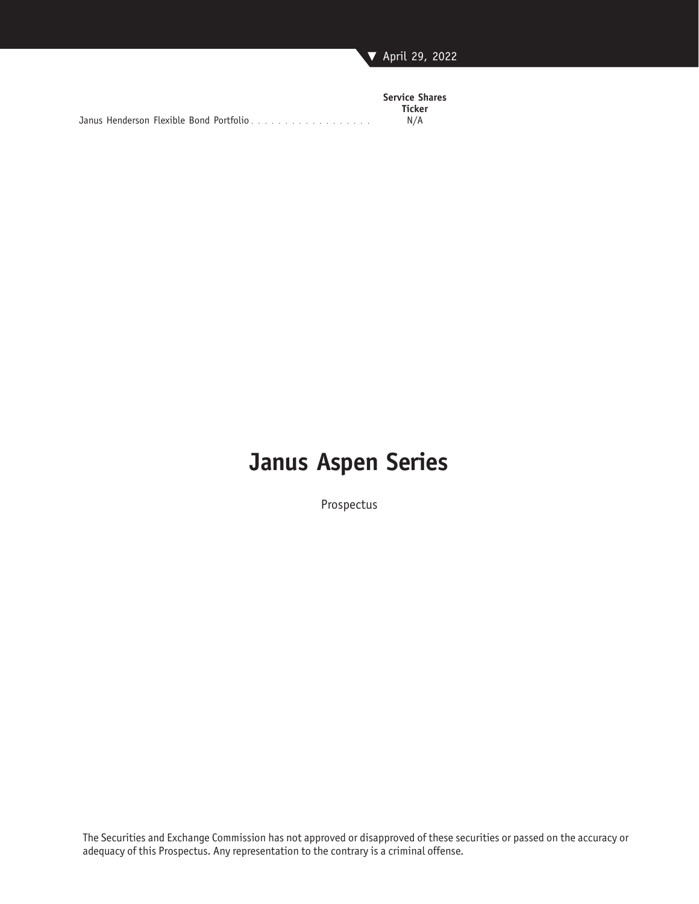April 29, 2022

| | Service Shares Ticker |
|---|---|
| Janus Henderson Flexible Bond Portfolio | N/A |

# Janus Aspen Series

Prospectus

The Securities and Exchange Commission has not approved or disapproved of these securities or passed on the accuracy or adequacy of this Prospectus. Any representation to the contrary is a criminal offense.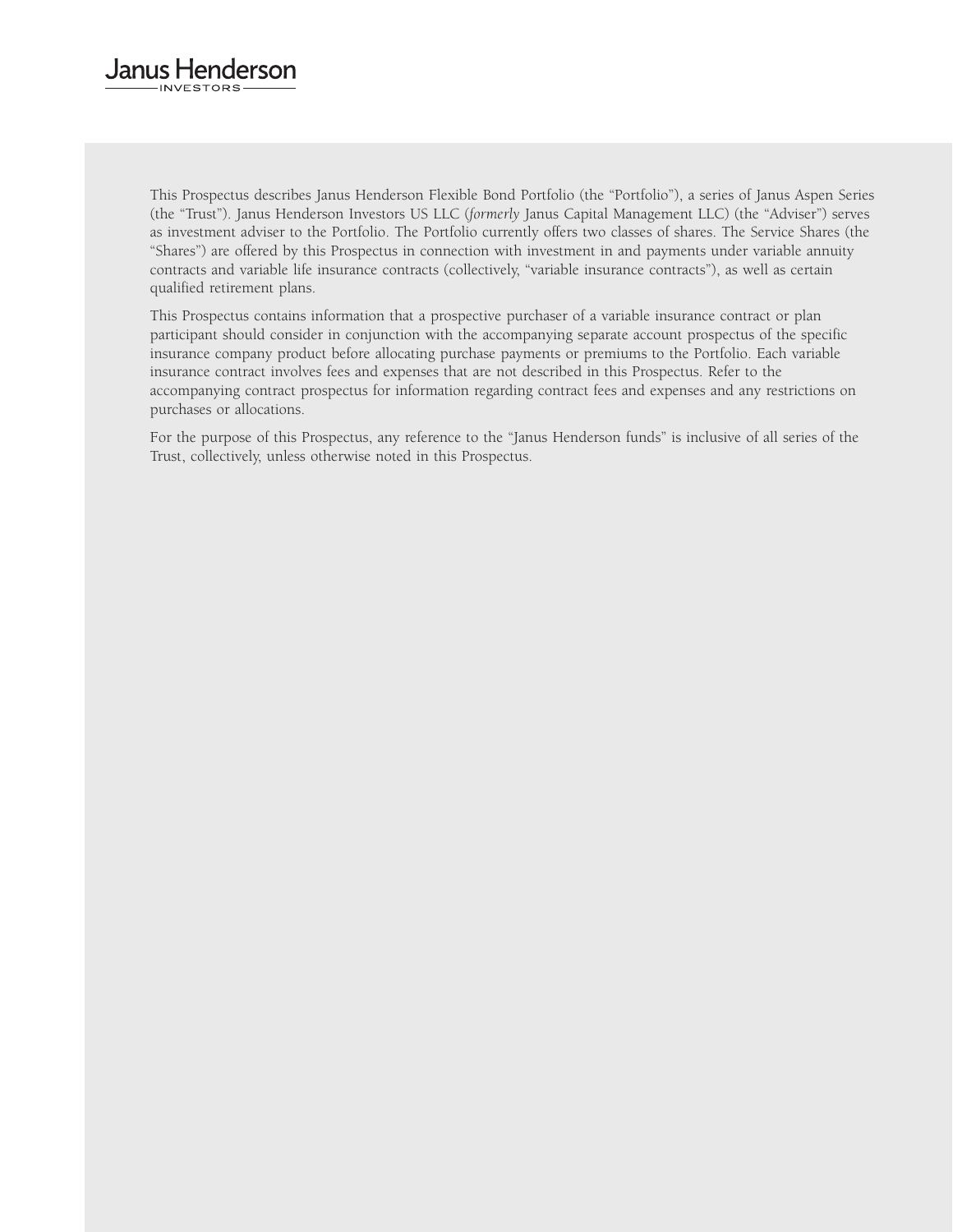Janus Henderson
INVESTORS

This Prospectus describes Janus Henderson Flexible Bond Portfolio (the "Portfolio"), a series of Janus Aspen Series (the "Trust"). Janus Henderson Investors US LLC (*formerly* Janus Capital Management LLC) (the "Adviser") serves as investment adviser to the Portfolio. The Portfolio currently offers two classes of shares. The Service Shares (the "Shares") are offered by this Prospectus in connection with investment in and payments under variable annuity contracts and variable life insurance contracts (collectively, "variable insurance contracts"), as well as certain qualified retirement plans.

This Prospectus contains information that a prospective purchaser of a variable insurance contract or plan participant should consider in conjunction with the accompanying separate account prospectus of the specific insurance company product before allocating purchase payments or premiums to the Portfolio. Each variable insurance contract involves fees and expenses that are not described in this Prospectus. Refer to the accompanying contract prospectus for information regarding contract fees and expenses and any restrictions on purchases or allocations.

For the purpose of this Prospectus, any reference to the "Janus Henderson funds" is inclusive of all series of the Trust, collectively, unless otherwise noted in this Prospectus.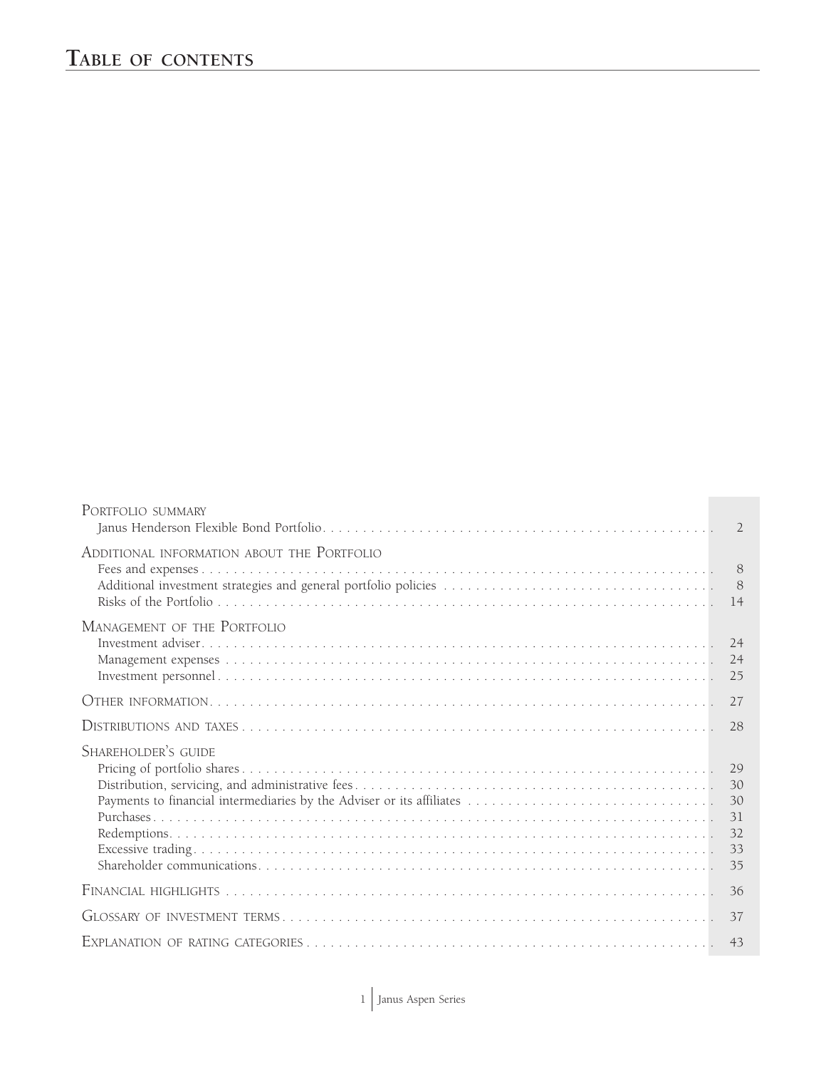# Table of contents

| | |
|---|---|
| **Portfolio summary** | |
| Janus Henderson Flexible Bond Portfolio | 2 |
| **Additional information about the Portfolio** | |
| Fees and expenses | 8 |
| Additional investment strategies and general portfolio policies | 8 |
| Risks of the Portfolio | 14 |
| **Management of the Portfolio** | |
| Investment adviser | 24 |
| Management expenses | 24 |
| Investment personnel | 25 |
| **Other information** | 27 |
| **Distributions and taxes** | 28 |
| **Shareholder's guide** | |
| Pricing of portfolio shares | 29 |
| Distribution, servicing, and administrative fees | 30 |
| Payments to financial intermediaries by the Adviser or its affiliates | 30 |
| Purchases | 31 |
| Redemptions | 32 |
| Excessive trading | 33 |
| Shareholder communications | 35 |
| **Financial highlights** | 36 |
| **Glossary of investment terms** | 37 |
| **Explanation of rating categories** | 43 |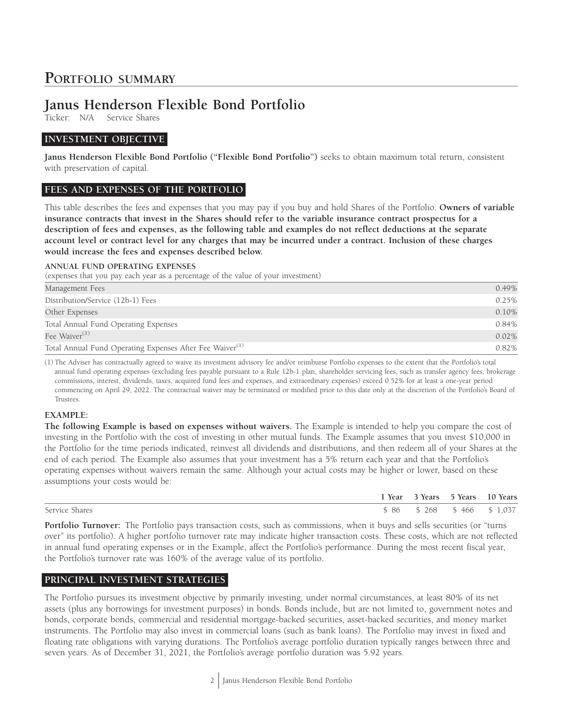# PORTFOLIO SUMMARY

## Janus Henderson Flexible Bond Portfolio

Ticker: N/A Service Shares

### INVESTMENT OBJECTIVE

**Janus Henderson Flexible Bond Portfolio ("Flexible Bond Portfolio")** seeks to obtain maximum total return, consistent with preservation of capital.

### FEES AND EXPENSES OF THE PORTFOLIO

This table describes the fees and expenses that you may pay if you buy and hold Shares of the Portfolio. **Owners of variable insurance contracts that invest in the Shares should refer to the variable insurance contract prospectus for a description of fees and expenses, as the following table and examples do not reflect deductions at the separate account level or contract level for any charges that may be incurred under a contract. Inclusion of these charges would increase the fees and expenses described below.**

**ANNUAL FUND OPERATING EXPENSES**
(expenses that you pay each year as a percentage of the value of your investment)

| | |
|---|---|
| Management Fees | 0.49% |
| Distribution/Service (12b-1) Fees | 0.25% |
| Other Expenses | 0.10% |
| Total Annual Fund Operating Expenses | 0.84% |
| Fee Waiver[(1)] | 0.02% |
| Total Annual Fund Operating Expenses After Fee Waiver[(1)] | 0.82% |

(1) The Adviser has contractually agreed to waive its investment advisory fee and/or reimburse Portfolio expenses to the extent that the Portfolio's total annual fund operating expenses (excluding fees payable pursuant to a Rule 12b-1 plan, shareholder servicing fees, such as transfer agency fees, brokerage commissions, interest, dividends, taxes, acquired fund fees and expenses, and extraordinary expenses) exceed 0.52% for at least a one-year period commencing on April 29, 2022. The contractual waiver may be terminated or modified prior to this date only at the discretion of the Portfolio's Board of Trustees.

**EXAMPLE:**

**The following Example is based on expenses without waivers.** The Example is intended to help you compare the cost of investing in the Portfolio with the cost of investing in other mutual funds. The Example assumes that you invest $10,000 in the Portfolio for the time periods indicated, reinvest all dividends and distributions, and then redeem all of your Shares at the end of each period. The Example also assumes that your investment has a 5% return each year and that the Portfolio's operating expenses without waivers remain the same. Although your actual costs may be higher or lower, based on these assumptions your costs would be:

| | 1 Year | 3 Years | 5 Years | 10 Years |
|---|---|---|---|---|
| Service Shares | $ 86 | $ 268 | $ 466 | $ 1,037 |

**Portfolio Turnover:** The Portfolio pays transaction costs, such as commissions, when it buys and sells securities (or "turns over" its portfolio). A higher portfolio turnover rate may indicate higher transaction costs. These costs, which are not reflected in annual fund operating expenses or in the Example, affect the Portfolio's performance. During the most recent fiscal year, the Portfolio's turnover rate was 160% of the average value of its portfolio.

### PRINCIPAL INVESTMENT STRATEGIES

The Portfolio pursues its investment objective by primarily investing, under normal circumstances, at least 80% of its net assets (plus any borrowings for investment purposes) in bonds. Bonds include, but are not limited to, government notes and bonds, corporate bonds, commercial and residential mortgage-backed securities, asset-backed securities, and money market instruments. The Portfolio may also invest in commercial loans (such as bank loans). The Portfolio may invest in fixed and floating rate obligations with varying durations. The Portfolio's average portfolio duration typically ranges between three and seven years. As of December 31, 2021, the Portfolio's average portfolio duration was 5.92 years.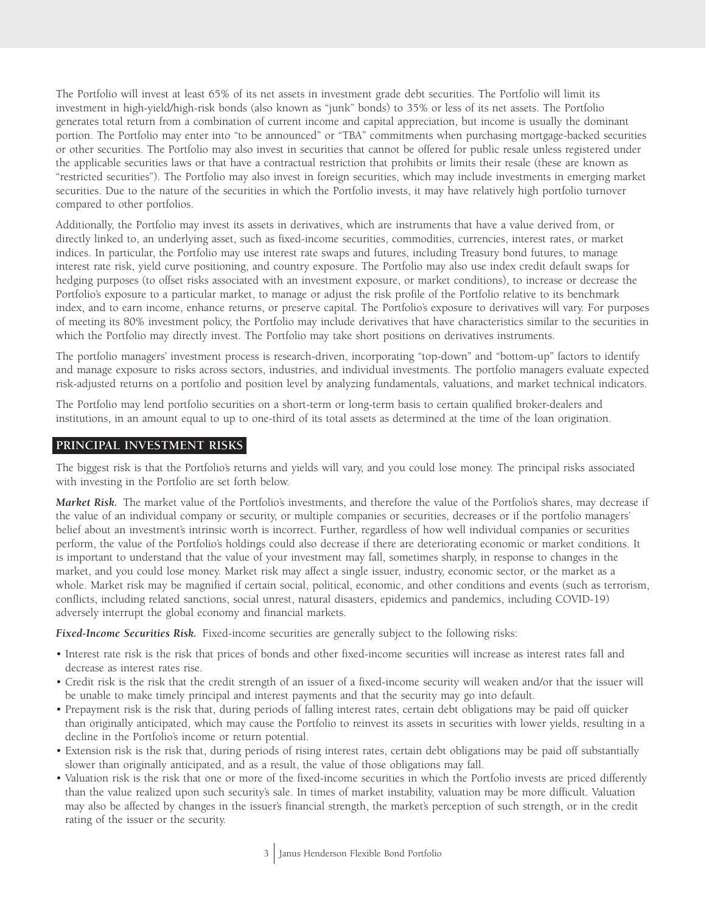The Portfolio will invest at least 65% of its net assets in investment grade debt securities. The Portfolio will limit its investment in high-yield/high-risk bonds (also known as "junk" bonds) to 35% or less of its net assets. The Portfolio generates total return from a combination of current income and capital appreciation, but income is usually the dominant portion. The Portfolio may enter into "to be announced" or "TBA" commitments when purchasing mortgage-backed securities or other securities. The Portfolio may also invest in securities that cannot be offered for public resale unless registered under the applicable securities laws or that have a contractual restriction that prohibits or limits their resale (these are known as "restricted securities"). The Portfolio may also invest in foreign securities, which may include investments in emerging market securities. Due to the nature of the securities in which the Portfolio invests, it may have relatively high portfolio turnover compared to other portfolios.

Additionally, the Portfolio may invest its assets in derivatives, which are instruments that have a value derived from, or directly linked to, an underlying asset, such as fixed-income securities, commodities, currencies, interest rates, or market indices. In particular, the Portfolio may use interest rate swaps and futures, including Treasury bond futures, to manage interest rate risk, yield curve positioning, and country exposure. The Portfolio may also use index credit default swaps for hedging purposes (to offset risks associated with an investment exposure, or market conditions), to increase or decrease the Portfolio's exposure to a particular market, to manage or adjust the risk profile of the Portfolio relative to its benchmark index, and to earn income, enhance returns, or preserve capital. The Portfolio's exposure to derivatives will vary. For purposes of meeting its 80% investment policy, the Portfolio may include derivatives that have characteristics similar to the securities in which the Portfolio may directly invest. The Portfolio may take short positions on derivatives instruments.

The portfolio managers' investment process is research-driven, incorporating "top-down" and "bottom-up" factors to identify and manage exposure to risks across sectors, industries, and individual investments. The portfolio managers evaluate expected risk-adjusted returns on a portfolio and position level by analyzing fundamentals, valuations, and market technical indicators.

The Portfolio may lend portfolio securities on a short-term or long-term basis to certain qualified broker-dealers and institutions, in an amount equal to up to one-third of its total assets as determined at the time of the loan origination.

## PRINCIPAL INVESTMENT RISKS

The biggest risk is that the Portfolio's returns and yields will vary, and you could lose money. The principal risks associated with investing in the Portfolio are set forth below.

***Market Risk.*** The market value of the Portfolio's investments, and therefore the value of the Portfolio's shares, may decrease if the value of an individual company or security, or multiple companies or securities, decreases or if the portfolio managers' belief about an investment's intrinsic worth is incorrect. Further, regardless of how well individual companies or securities perform, the value of the Portfolio's holdings could also decrease if there are deteriorating economic or market conditions. It is important to understand that the value of your investment may fall, sometimes sharply, in response to changes in the market, and you could lose money. Market risk may affect a single issuer, industry, economic sector, or the market as a whole. Market risk may be magnified if certain social, political, economic, and other conditions and events (such as terrorism, conflicts, including related sanctions, social unrest, natural disasters, epidemics and pandemics, including COVID-19) adversely interrupt the global economy and financial markets.

***Fixed-Income Securities Risk.*** Fixed-income securities are generally subject to the following risks:

- Interest rate risk is the risk that prices of bonds and other fixed-income securities will increase as interest rates fall and decrease as interest rates rise.
- Credit risk is the risk that the credit strength of an issuer of a fixed-income security will weaken and/or that the issuer will be unable to make timely principal and interest payments and that the security may go into default.
- Prepayment risk is the risk that, during periods of falling interest rates, certain debt obligations may be paid off quicker than originally anticipated, which may cause the Portfolio to reinvest its assets in securities with lower yields, resulting in a decline in the Portfolio's income or return potential.
- Extension risk is the risk that, during periods of rising interest rates, certain debt obligations may be paid off substantially slower than originally anticipated, and as a result, the value of those obligations may fall.
- Valuation risk is the risk that one or more of the fixed-income securities in which the Portfolio invests are priced differently than the value realized upon such security's sale. In times of market instability, valuation may be more difficult. Valuation may also be affected by changes in the issuer's financial strength, the market's perception of such strength, or in the credit rating of the issuer or the security.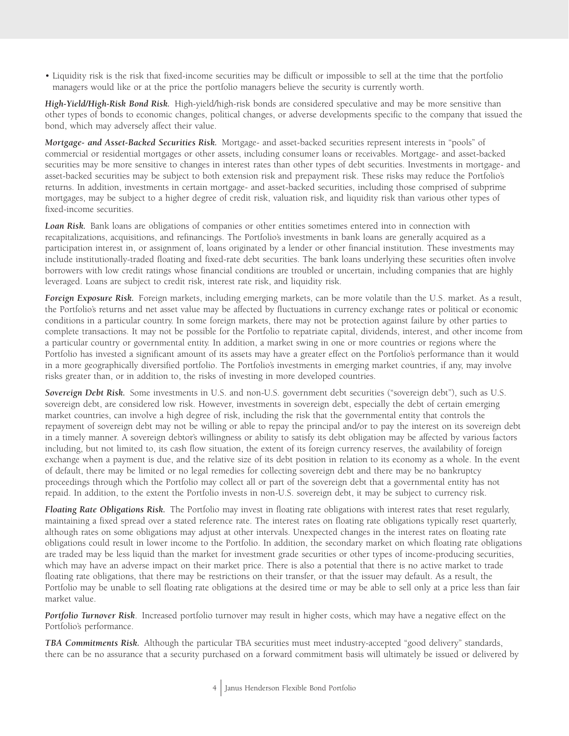- Liquidity risk is the risk that fixed-income securities may be difficult or impossible to sell at the time that the portfolio managers would like or at the price the portfolio managers believe the security is currently worth.

***High-Yield/High-Risk Bond Risk.*** High-yield/high-risk bonds are considered speculative and may be more sensitive than other types of bonds to economic changes, political changes, or adverse developments specific to the company that issued the bond, which may adversely affect their value.

***Mortgage- and Asset-Backed Securities Risk.*** Mortgage- and asset-backed securities represent interests in "pools" of commercial or residential mortgages or other assets, including consumer loans or receivables. Mortgage- and asset-backed securities may be more sensitive to changes in interest rates than other types of debt securities. Investments in mortgage- and asset-backed securities may be subject to both extension risk and prepayment risk. These risks may reduce the Portfolio's returns. In addition, investments in certain mortgage- and asset-backed securities, including those comprised of subprime mortgages, may be subject to a higher degree of credit risk, valuation risk, and liquidity risk than various other types of fixed-income securities.

***Loan Risk.*** Bank loans are obligations of companies or other entities sometimes entered into in connection with recapitalizations, acquisitions, and refinancings. The Portfolio's investments in bank loans are generally acquired as a participation interest in, or assignment of, loans originated by a lender or other financial institution. These investments may include institutionally-traded floating and fixed-rate debt securities. The bank loans underlying these securities often involve borrowers with low credit ratings whose financial conditions are troubled or uncertain, including companies that are highly leveraged. Loans are subject to credit risk, interest rate risk, and liquidity risk.

***Foreign Exposure Risk.*** Foreign markets, including emerging markets, can be more volatile than the U.S. market. As a result, the Portfolio's returns and net asset value may be affected by fluctuations in currency exchange rates or political or economic conditions in a particular country. In some foreign markets, there may not be protection against failure by other parties to complete transactions. It may not be possible for the Portfolio to repatriate capital, dividends, interest, and other income from a particular country or governmental entity. In addition, a market swing in one or more countries or regions where the Portfolio has invested a significant amount of its assets may have a greater effect on the Portfolio's performance than it would in a more geographically diversified portfolio. The Portfolio's investments in emerging market countries, if any, may involve risks greater than, or in addition to, the risks of investing in more developed countries.

***Sovereign Debt Risk.*** Some investments in U.S. and non-U.S. government debt securities ("sovereign debt"), such as U.S. sovereign debt, are considered low risk. However, investments in sovereign debt, especially the debt of certain emerging market countries, can involve a high degree of risk, including the risk that the governmental entity that controls the repayment of sovereign debt may not be willing or able to repay the principal and/or to pay the interest on its sovereign debt in a timely manner. A sovereign debtor's willingness or ability to satisfy its debt obligation may be affected by various factors including, but not limited to, its cash flow situation, the extent of its foreign currency reserves, the availability of foreign exchange when a payment is due, and the relative size of its debt position in relation to its economy as a whole. In the event of default, there may be limited or no legal remedies for collecting sovereign debt and there may be no bankruptcy proceedings through which the Portfolio may collect all or part of the sovereign debt that a governmental entity has not repaid. In addition, to the extent the Portfolio invests in non-U.S. sovereign debt, it may be subject to currency risk.

***Floating Rate Obligations Risk.*** The Portfolio may invest in floating rate obligations with interest rates that reset regularly, maintaining a fixed spread over a stated reference rate. The interest rates on floating rate obligations typically reset quarterly, although rates on some obligations may adjust at other intervals. Unexpected changes in the interest rates on floating rate obligations could result in lower income to the Portfolio. In addition, the secondary market on which floating rate obligations are traded may be less liquid than the market for investment grade securities or other types of income-producing securities, which may have an adverse impact on their market price. There is also a potential that there is no active market to trade floating rate obligations, that there may be restrictions on their transfer, or that the issuer may default. As a result, the Portfolio may be unable to sell floating rate obligations at the desired time or may be able to sell only at a price less than fair market value.

***Portfolio Turnover Risk***. Increased portfolio turnover may result in higher costs, which may have a negative effect on the Portfolio's performance.

***TBA Commitments Risk.*** Although the particular TBA securities must meet industry-accepted "good delivery" standards, there can be no assurance that a security purchased on a forward commitment basis will ultimately be issued or delivered by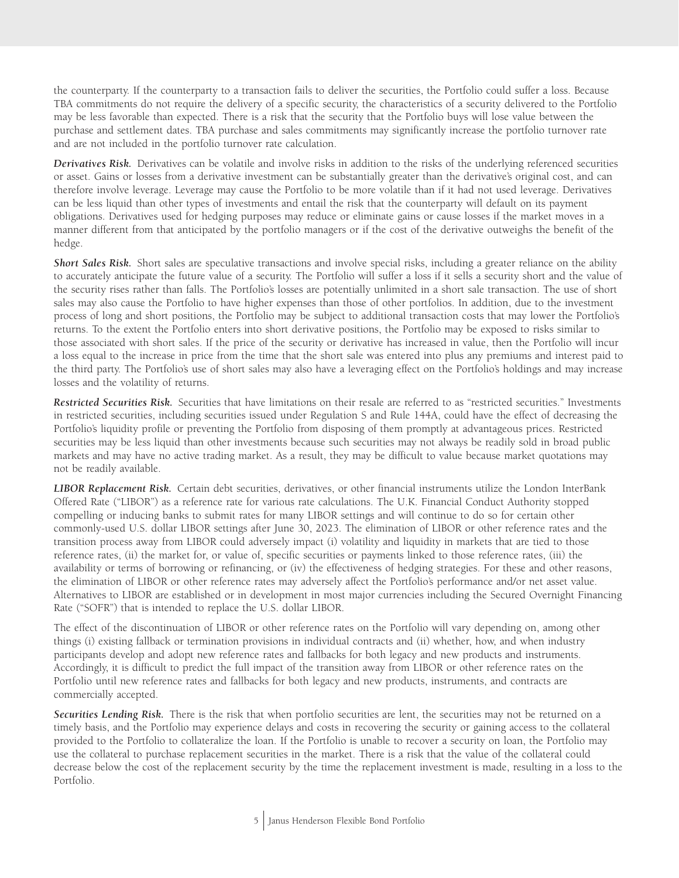the counterparty. If the counterparty to a transaction fails to deliver the securities, the Portfolio could suffer a loss. Because TBA commitments do not require the delivery of a specific security, the characteristics of a security delivered to the Portfolio may be less favorable than expected. There is a risk that the security that the Portfolio buys will lose value between the purchase and settlement dates. TBA purchase and sales commitments may significantly increase the portfolio turnover rate and are not included in the portfolio turnover rate calculation.

***Derivatives Risk.*** Derivatives can be volatile and involve risks in addition to the risks of the underlying referenced securities or asset. Gains or losses from a derivative investment can be substantially greater than the derivative's original cost, and can therefore involve leverage. Leverage may cause the Portfolio to be more volatile than if it had not used leverage. Derivatives can be less liquid than other types of investments and entail the risk that the counterparty will default on its payment obligations. Derivatives used for hedging purposes may reduce or eliminate gains or cause losses if the market moves in a manner different from that anticipated by the portfolio managers or if the cost of the derivative outweighs the benefit of the hedge.

***Short Sales Risk.*** Short sales are speculative transactions and involve special risks, including a greater reliance on the ability to accurately anticipate the future value of a security. The Portfolio will suffer a loss if it sells a security short and the value of the security rises rather than falls. The Portfolio's losses are potentially unlimited in a short sale transaction. The use of short sales may also cause the Portfolio to have higher expenses than those of other portfolios. In addition, due to the investment process of long and short positions, the Portfolio may be subject to additional transaction costs that may lower the Portfolio's returns. To the extent the Portfolio enters into short derivative positions, the Portfolio may be exposed to risks similar to those associated with short sales. If the price of the security or derivative has increased in value, then the Portfolio will incur a loss equal to the increase in price from the time that the short sale was entered into plus any premiums and interest paid to the third party. The Portfolio's use of short sales may also have a leveraging effect on the Portfolio's holdings and may increase losses and the volatility of returns.

***Restricted Securities Risk.*** Securities that have limitations on their resale are referred to as "restricted securities." Investments in restricted securities, including securities issued under Regulation S and Rule 144A, could have the effect of decreasing the Portfolio's liquidity profile or preventing the Portfolio from disposing of them promptly at advantageous prices. Restricted securities may be less liquid than other investments because such securities may not always be readily sold in broad public markets and may have no active trading market. As a result, they may be difficult to value because market quotations may not be readily available.

***LIBOR Replacement Risk.*** Certain debt securities, derivatives, or other financial instruments utilize the London InterBank Offered Rate ("LIBOR") as a reference rate for various rate calculations. The U.K. Financial Conduct Authority stopped compelling or inducing banks to submit rates for many LIBOR settings and will continue to do so for certain other commonly-used U.S. dollar LIBOR settings after June 30, 2023. The elimination of LIBOR or other reference rates and the transition process away from LIBOR could adversely impact (i) volatility and liquidity in markets that are tied to those reference rates, (ii) the market for, or value of, specific securities or payments linked to those reference rates, (iii) the availability or terms of borrowing or refinancing, or (iv) the effectiveness of hedging strategies. For these and other reasons, the elimination of LIBOR or other reference rates may adversely affect the Portfolio's performance and/or net asset value. Alternatives to LIBOR are established or in development in most major currencies including the Secured Overnight Financing Rate ("SOFR") that is intended to replace the U.S. dollar LIBOR.

The effect of the discontinuation of LIBOR or other reference rates on the Portfolio will vary depending on, among other things (i) existing fallback or termination provisions in individual contracts and (ii) whether, how, and when industry participants develop and adopt new reference rates and fallbacks for both legacy and new products and instruments. Accordingly, it is difficult to predict the full impact of the transition away from LIBOR or other reference rates on the Portfolio until new reference rates and fallbacks for both legacy and new products, instruments, and contracts are commercially accepted.

***Securities Lending Risk.*** There is the risk that when portfolio securities are lent, the securities may not be returned on a timely basis, and the Portfolio may experience delays and costs in recovering the security or gaining access to the collateral provided to the Portfolio to collateralize the loan. If the Portfolio is unable to recover a security on loan, the Portfolio may use the collateral to purchase replacement securities in the market. There is a risk that the value of the collateral could decrease below the cost of the replacement security by the time the replacement investment is made, resulting in a loss to the Portfolio.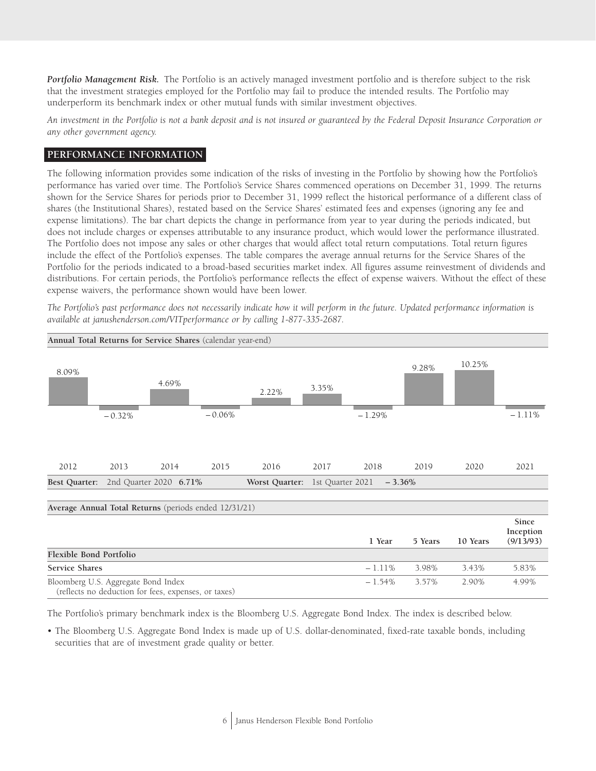***Portfolio Management Risk.*** The Portfolio is an actively managed investment portfolio and is therefore subject to the risk that the investment strategies employed for the Portfolio may fail to produce the intended results. The Portfolio may underperform its benchmark index or other mutual funds with similar investment objectives.

*An investment in the Portfolio is not a bank deposit and is not insured or guaranteed by the Federal Deposit Insurance Corporation or any other government agency.*

## PERFORMANCE INFORMATION

The following information provides some indication of the risks of investing in the Portfolio by showing how the Portfolio's performance has varied over time. The Portfolio's Service Shares commenced operations on December 31, 1999. The returns shown for the Service Shares for periods prior to December 31, 1999 reflect the historical performance of a different class of shares (the Institutional Shares), restated based on the Service Shares' estimated fees and expenses (ignoring any fee and expense limitations). The bar chart depicts the change in performance from year to year during the periods indicated, but does not include charges or expenses attributable to any insurance product, which would lower the performance illustrated. The Portfolio does not impose any sales or other charges that would affect total return computations. Total return figures include the effect of the Portfolio's expenses. The table compares the average annual returns for the Service Shares of the Portfolio for the periods indicated to a broad-based securities market index. All figures assume reinvestment of dividends and distributions. For certain periods, the Portfolio's performance reflects the effect of expense waivers. Without the effect of these expense waivers, the performance shown would have been lower.

*The Portfolio's past performance does not necessarily indicate how it will perform in the future. Updated performance information is available at janushenderson.com/VITperformance or by calling 1-877-335-2687.*

**Annual Total Returns for Service Shares** (calendar year-end)

| 2012 | 2013 | 2014 | 2015 | 2016 | 2017 | 2018 | 2019 | 2020 | 2021 |
|---|---|---|---|---|---|---|---|---|---|
| 8.09% | – 0.32% | 4.69% | – 0.06% | 2.22% | 3.35% | – 1.29% | 9.28% | 10.25% | – 1.11% |

**Best Quarter:** 2nd Quarter 2020 **6.71%** **Worst Quarter:** 1st Quarter 2021 **– 3.36%**

**Average Annual Total Returns** (periods ended 12/31/21)

| | 1 Year | 5 Years | 10 Years | Since Inception (9/13/93) |
|---|---|---|---|---|
| **Flexible Bond Portfolio** | | | | |
| **Service Shares** | – 1.11% | 3.98% | 3.43% | 5.83% |
| Bloomberg U.S. Aggregate Bond Index (reflects no deduction for fees, expenses, or taxes) | – 1.54% | 3.57% | 2.90% | 4.99% |

The Portfolio's primary benchmark index is the Bloomberg U.S. Aggregate Bond Index. The index is described below.

- The Bloomberg U.S. Aggregate Bond Index is made up of U.S. dollar-denominated, fixed-rate taxable bonds, including securities that are of investment grade quality or better.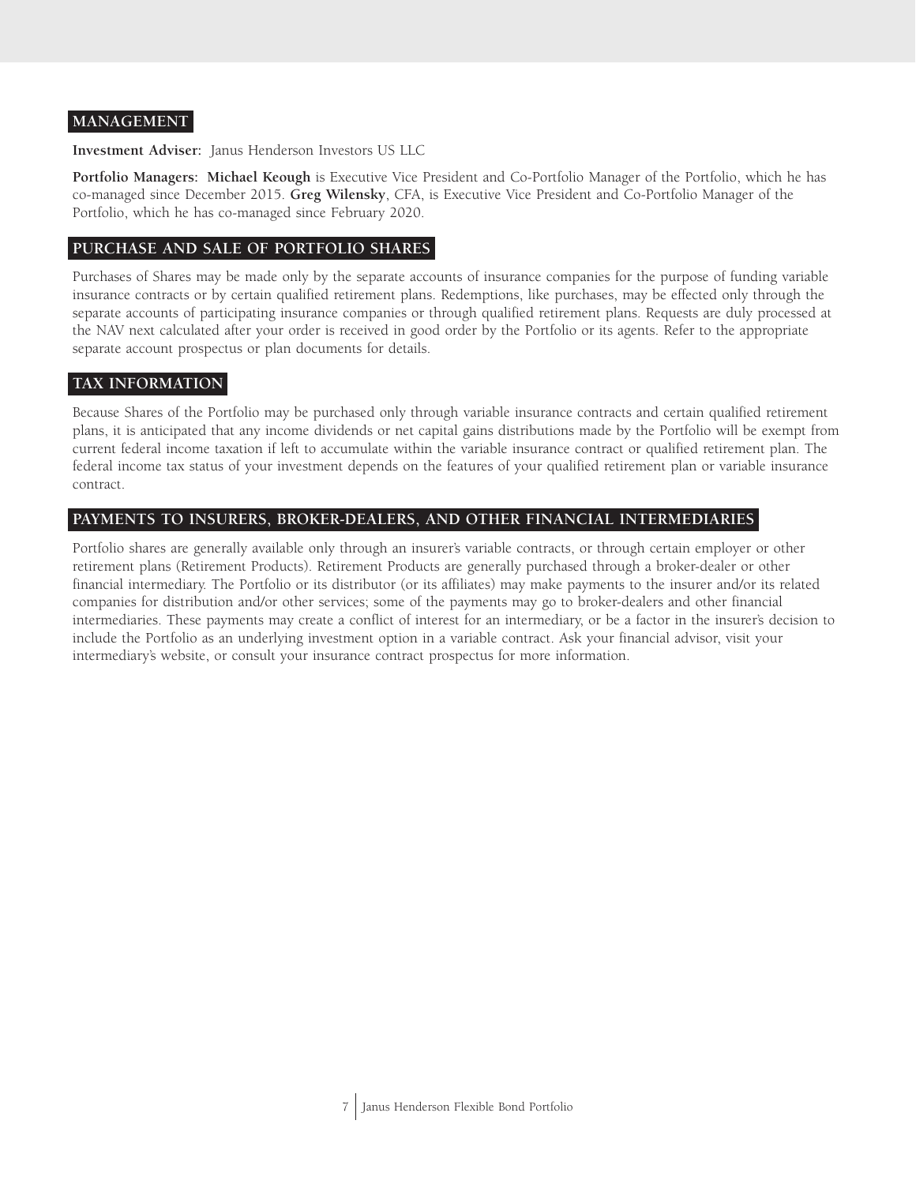## MANAGEMENT

**Investment Adviser:** Janus Henderson Investors US LLC

**Portfolio Managers: Michael Keough** is Executive Vice President and Co-Portfolio Manager of the Portfolio, which he has co-managed since December 2015. **Greg Wilensky**, CFA, is Executive Vice President and Co-Portfolio Manager of the Portfolio, which he has co-managed since February 2020.

## PURCHASE AND SALE OF PORTFOLIO SHARES

Purchases of Shares may be made only by the separate accounts of insurance companies for the purpose of funding variable insurance contracts or by certain qualified retirement plans. Redemptions, like purchases, may be effected only through the separate accounts of participating insurance companies or through qualified retirement plans. Requests are duly processed at the NAV next calculated after your order is received in good order by the Portfolio or its agents. Refer to the appropriate separate account prospectus or plan documents for details.

## TAX INFORMATION

Because Shares of the Portfolio may be purchased only through variable insurance contracts and certain qualified retirement plans, it is anticipated that any income dividends or net capital gains distributions made by the Portfolio will be exempt from current federal income taxation if left to accumulate within the variable insurance contract or qualified retirement plan. The federal income tax status of your investment depends on the features of your qualified retirement plan or variable insurance contract.

## PAYMENTS TO INSURERS, BROKER-DEALERS, AND OTHER FINANCIAL INTERMEDIARIES

Portfolio shares are generally available only through an insurer's variable contracts, or through certain employer or other retirement plans (Retirement Products). Retirement Products are generally purchased through a broker-dealer or other financial intermediary. The Portfolio or its distributor (or its affiliates) may make payments to the insurer and/or its related companies for distribution and/or other services; some of the payments may go to broker-dealers and other financial intermediaries. These payments may create a conflict of interest for an intermediary, or be a factor in the insurer's decision to include the Portfolio as an underlying investment option in a variable contract. Ask your financial advisor, visit your intermediary's website, or consult your insurance contract prospectus for more information.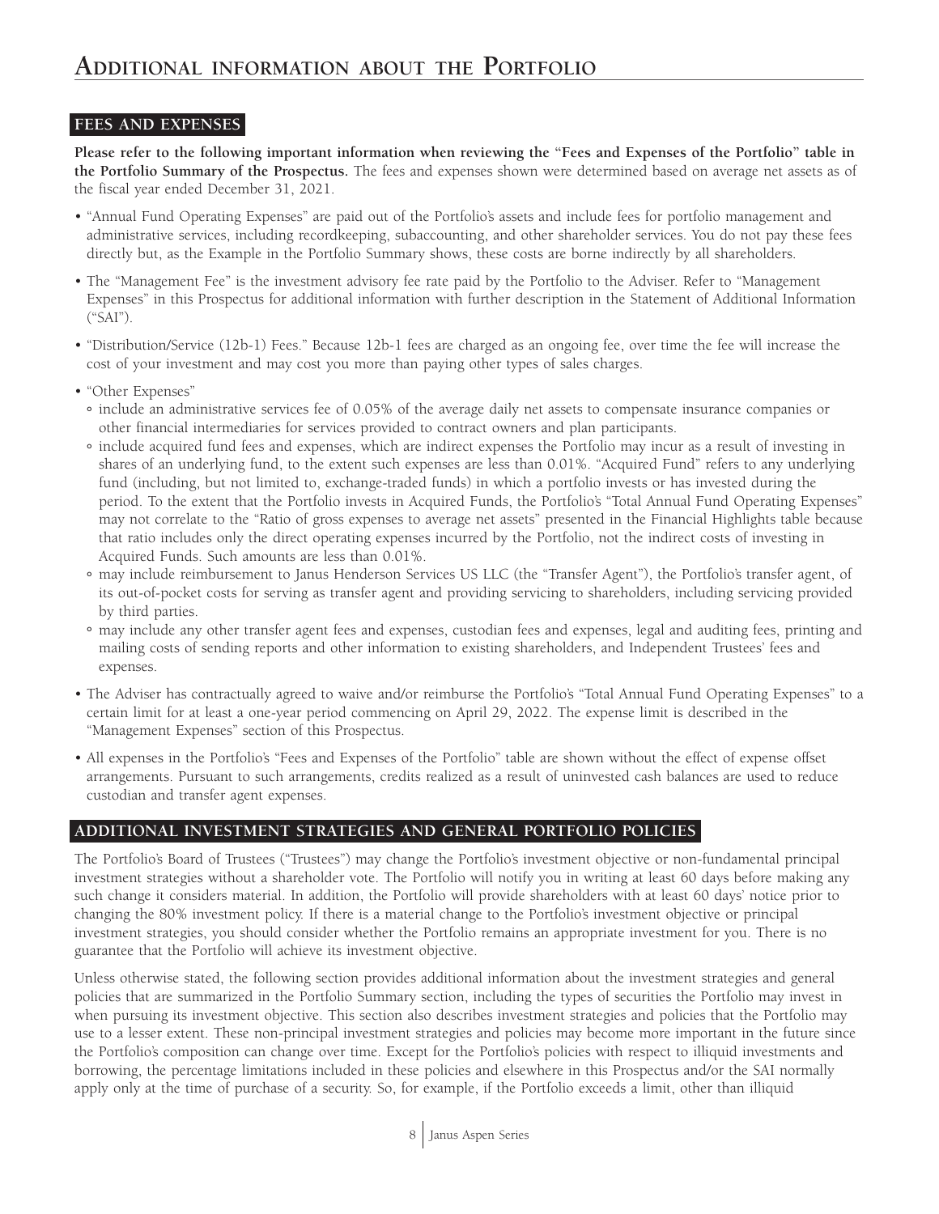# Additional information about the Portfolio

## FEES AND EXPENSES

**Please refer to the following important information when reviewing the "Fees and Expenses of the Portfolio" table in the Portfolio Summary of the Prospectus.** The fees and expenses shown were determined based on average net assets as of the fiscal year ended December 31, 2021.

- "Annual Fund Operating Expenses" are paid out of the Portfolio's assets and include fees for portfolio management and administrative services, including recordkeeping, subaccounting, and other shareholder services. You do not pay these fees directly but, as the Example in the Portfolio Summary shows, these costs are borne indirectly by all shareholders.
- The "Management Fee" is the investment advisory fee rate paid by the Portfolio to the Adviser. Refer to "Management Expenses" in this Prospectus for additional information with further description in the Statement of Additional Information ("SAI").
- "Distribution/Service (12b-1) Fees." Because 12b-1 fees are charged as an ongoing fee, over time the fee will increase the cost of your investment and may cost you more than paying other types of sales charges.
- "Other Expenses"
  - include an administrative services fee of 0.05% of the average daily net assets to compensate insurance companies or other financial intermediaries for services provided to contract owners and plan participants.
  - include acquired fund fees and expenses, which are indirect expenses the Portfolio may incur as a result of investing in shares of an underlying fund, to the extent such expenses are less than 0.01%. "Acquired Fund" refers to any underlying fund (including, but not limited to, exchange-traded funds) in which a portfolio invests or has invested during the period. To the extent that the Portfolio invests in Acquired Funds, the Portfolio's "Total Annual Fund Operating Expenses" may not correlate to the "Ratio of gross expenses to average net assets" presented in the Financial Highlights table because that ratio includes only the direct operating expenses incurred by the Portfolio, not the indirect costs of investing in Acquired Funds. Such amounts are less than 0.01%.
  - may include reimbursement to Janus Henderson Services US LLC (the "Transfer Agent"), the Portfolio's transfer agent, of its out-of-pocket costs for serving as transfer agent and providing servicing to shareholders, including servicing provided by third parties.
  - may include any other transfer agent fees and expenses, custodian fees and expenses, legal and auditing fees, printing and mailing costs of sending reports and other information to existing shareholders, and Independent Trustees' fees and expenses.
- The Adviser has contractually agreed to waive and/or reimburse the Portfolio's "Total Annual Fund Operating Expenses" to a certain limit for at least a one-year period commencing on April 29, 2022. The expense limit is described in the "Management Expenses" section of this Prospectus.
- All expenses in the Portfolio's "Fees and Expenses of the Portfolio" table are shown without the effect of expense offset arrangements. Pursuant to such arrangements, credits realized as a result of uninvested cash balances are used to reduce custodian and transfer agent expenses.

## ADDITIONAL INVESTMENT STRATEGIES AND GENERAL PORTFOLIO POLICIES

The Portfolio's Board of Trustees ("Trustees") may change the Portfolio's investment objective or non-fundamental principal investment strategies without a shareholder vote. The Portfolio will notify you in writing at least 60 days before making any such change it considers material. In addition, the Portfolio will provide shareholders with at least 60 days' notice prior to changing the 80% investment policy. If there is a material change to the Portfolio's investment objective or principal investment strategies, you should consider whether the Portfolio remains an appropriate investment for you. There is no guarantee that the Portfolio will achieve its investment objective.

Unless otherwise stated, the following section provides additional information about the investment strategies and general policies that are summarized in the Portfolio Summary section, including the types of securities the Portfolio may invest in when pursuing its investment objective. This section also describes investment strategies and policies that the Portfolio may use to a lesser extent. These non-principal investment strategies and policies may become more important in the future since the Portfolio's composition can change over time. Except for the Portfolio's policies with respect to illiquid investments and borrowing, the percentage limitations included in these policies and elsewhere in this Prospectus and/or the SAI normally apply only at the time of purchase of a security. So, for example, if the Portfolio exceeds a limit, other than illiquid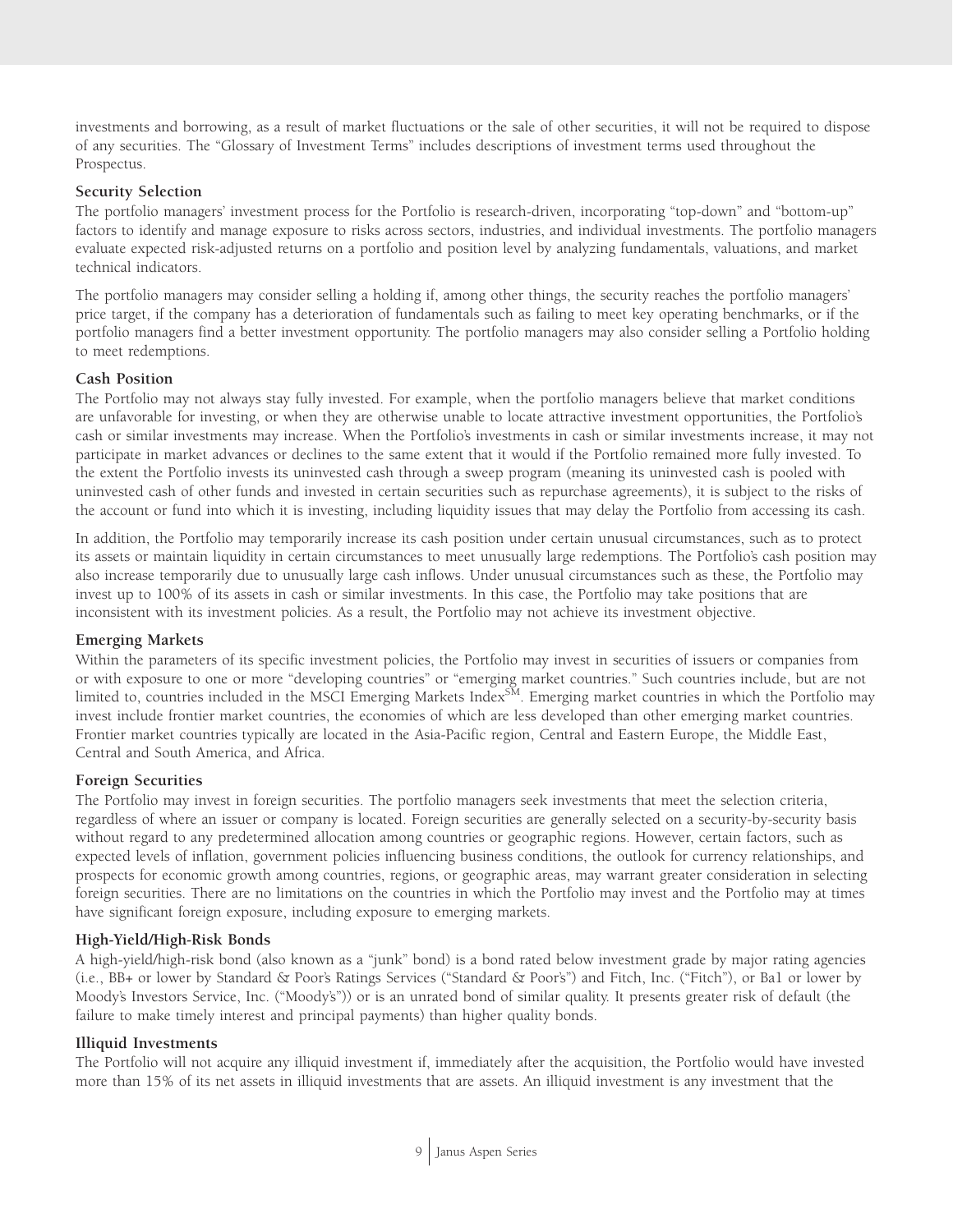investments and borrowing, as a result of market fluctuations or the sale of other securities, it will not be required to dispose of any securities. The "Glossary of Investment Terms" includes descriptions of investment terms used throughout the Prospectus.

**Security Selection**

The portfolio managers' investment process for the Portfolio is research-driven, incorporating "top-down" and "bottom-up" factors to identify and manage exposure to risks across sectors, industries, and individual investments. The portfolio managers evaluate expected risk-adjusted returns on a portfolio and position level by analyzing fundamentals, valuations, and market technical indicators.

The portfolio managers may consider selling a holding if, among other things, the security reaches the portfolio managers' price target, if the company has a deterioration of fundamentals such as failing to meet key operating benchmarks, or if the portfolio managers find a better investment opportunity. The portfolio managers may also consider selling a Portfolio holding to meet redemptions.

**Cash Position**

The Portfolio may not always stay fully invested. For example, when the portfolio managers believe that market conditions are unfavorable for investing, or when they are otherwise unable to locate attractive investment opportunities, the Portfolio's cash or similar investments may increase. When the Portfolio's investments in cash or similar investments increase, it may not participate in market advances or declines to the same extent that it would if the Portfolio remained more fully invested. To the extent the Portfolio invests its uninvested cash through a sweep program (meaning its uninvested cash is pooled with uninvested cash of other funds and invested in certain securities such as repurchase agreements), it is subject to the risks of the account or fund into which it is investing, including liquidity issues that may delay the Portfolio from accessing its cash.

In addition, the Portfolio may temporarily increase its cash position under certain unusual circumstances, such as to protect its assets or maintain liquidity in certain circumstances to meet unusually large redemptions. The Portfolio's cash position may also increase temporarily due to unusually large cash inflows. Under unusual circumstances such as these, the Portfolio may invest up to 100% of its assets in cash or similar investments. In this case, the Portfolio may take positions that are inconsistent with its investment policies. As a result, the Portfolio may not achieve its investment objective.

**Emerging Markets**

Within the parameters of its specific investment policies, the Portfolio may invest in securities of issuers or companies from or with exposure to one or more "developing countries" or "emerging market countries." Such countries include, but are not limited to, countries included in the MSCI Emerging Markets Index℠. Emerging market countries in which the Portfolio may invest include frontier market countries, the economies of which are less developed than other emerging market countries. Frontier market countries typically are located in the Asia-Pacific region, Central and Eastern Europe, the Middle East, Central and South America, and Africa.

**Foreign Securities**

The Portfolio may invest in foreign securities. The portfolio managers seek investments that meet the selection criteria, regardless of where an issuer or company is located. Foreign securities are generally selected on a security-by-security basis without regard to any predetermined allocation among countries or geographic regions. However, certain factors, such as expected levels of inflation, government policies influencing business conditions, the outlook for currency relationships, and prospects for economic growth among countries, regions, or geographic areas, may warrant greater consideration in selecting foreign securities. There are no limitations on the countries in which the Portfolio may invest and the Portfolio may at times have significant foreign exposure, including exposure to emerging markets.

**High-Yield/High-Risk Bonds**

A high-yield/high-risk bond (also known as a "junk" bond) is a bond rated below investment grade by major rating agencies (i.e., BB+ or lower by Standard & Poor's Ratings Services ("Standard & Poor's") and Fitch, Inc. ("Fitch"), or Ba1 or lower by Moody's Investors Service, Inc. ("Moody's")) or is an unrated bond of similar quality. It presents greater risk of default (the failure to make timely interest and principal payments) than higher quality bonds.

**Illiquid Investments**

The Portfolio will not acquire any illiquid investment if, immediately after the acquisition, the Portfolio would have invested more than 15% of its net assets in illiquid investments that are assets. An illiquid investment is any investment that the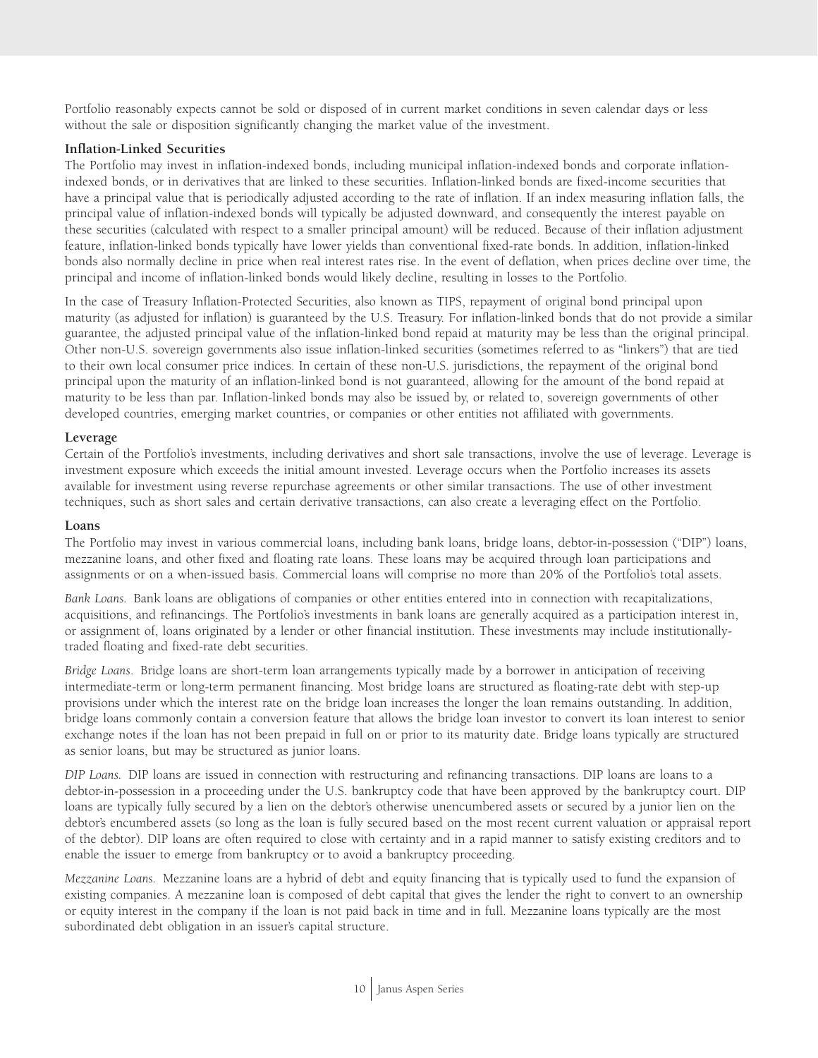Portfolio reasonably expects cannot be sold or disposed of in current market conditions in seven calendar days or less without the sale or disposition significantly changing the market value of the investment.

### Inflation-Linked Securities

The Portfolio may invest in inflation-indexed bonds, including municipal inflation-indexed bonds and corporate inflation-indexed bonds, or in derivatives that are linked to these securities. Inflation-linked bonds are fixed-income securities that have a principal value that is periodically adjusted according to the rate of inflation. If an index measuring inflation falls, the principal value of inflation-indexed bonds will typically be adjusted downward, and consequently the interest payable on these securities (calculated with respect to a smaller principal amount) will be reduced. Because of their inflation adjustment feature, inflation-linked bonds typically have lower yields than conventional fixed-rate bonds. In addition, inflation-linked bonds also normally decline in price when real interest rates rise. In the event of deflation, when prices decline over time, the principal and income of inflation-linked bonds would likely decline, resulting in losses to the Portfolio.

In the case of Treasury Inflation-Protected Securities, also known as TIPS, repayment of original bond principal upon maturity (as adjusted for inflation) is guaranteed by the U.S. Treasury. For inflation-linked bonds that do not provide a similar guarantee, the adjusted principal value of the inflation-linked bond repaid at maturity may be less than the original principal. Other non-U.S. sovereign governments also issue inflation-linked securities (sometimes referred to as "linkers") that are tied to their own local consumer price indices. In certain of these non-U.S. jurisdictions, the repayment of the original bond principal upon the maturity of an inflation-linked bond is not guaranteed, allowing for the amount of the bond repaid at maturity to be less than par. Inflation-linked bonds may also be issued by, or related to, sovereign governments of other developed countries, emerging market countries, or companies or other entities not affiliated with governments.

### Leverage

Certain of the Portfolio's investments, including derivatives and short sale transactions, involve the use of leverage. Leverage is investment exposure which exceeds the initial amount invested. Leverage occurs when the Portfolio increases its assets available for investment using reverse repurchase agreements or other similar transactions. The use of other investment techniques, such as short sales and certain derivative transactions, can also create a leveraging effect on the Portfolio.

### Loans

The Portfolio may invest in various commercial loans, including bank loans, bridge loans, debtor-in-possession ("DIP") loans, mezzanine loans, and other fixed and floating rate loans. These loans may be acquired through loan participations and assignments or on a when-issued basis. Commercial loans will comprise no more than 20% of the Portfolio's total assets.

*Bank Loans.* Bank loans are obligations of companies or other entities entered into in connection with recapitalizations, acquisitions, and refinancings. The Portfolio's investments in bank loans are generally acquired as a participation interest in, or assignment of, loans originated by a lender or other financial institution. These investments may include institutionally-traded floating and fixed-rate debt securities.

*Bridge Loans.* Bridge loans are short-term loan arrangements typically made by a borrower in anticipation of receiving intermediate-term or long-term permanent financing. Most bridge loans are structured as floating-rate debt with step-up provisions under which the interest rate on the bridge loan increases the longer the loan remains outstanding. In addition, bridge loans commonly contain a conversion feature that allows the bridge loan investor to convert its loan interest to senior exchange notes if the loan has not been prepaid in full on or prior to its maturity date. Bridge loans typically are structured as senior loans, but may be structured as junior loans.

*DIP Loans.* DIP loans are issued in connection with restructuring and refinancing transactions. DIP loans are loans to a debtor-in-possession in a proceeding under the U.S. bankruptcy code that have been approved by the bankruptcy court. DIP loans are typically fully secured by a lien on the debtor's otherwise unencumbered assets or secured by a junior lien on the debtor's encumbered assets (so long as the loan is fully secured based on the most recent current valuation or appraisal report of the debtor). DIP loans are often required to close with certainty and in a rapid manner to satisfy existing creditors and to enable the issuer to emerge from bankruptcy or to avoid a bankruptcy proceeding.

*Mezzanine Loans.* Mezzanine loans are a hybrid of debt and equity financing that is typically used to fund the expansion of existing companies. A mezzanine loan is composed of debt capital that gives the lender the right to convert to an ownership or equity interest in the company if the loan is not paid back in time and in full. Mezzanine loans typically are the most subordinated debt obligation in an issuer's capital structure.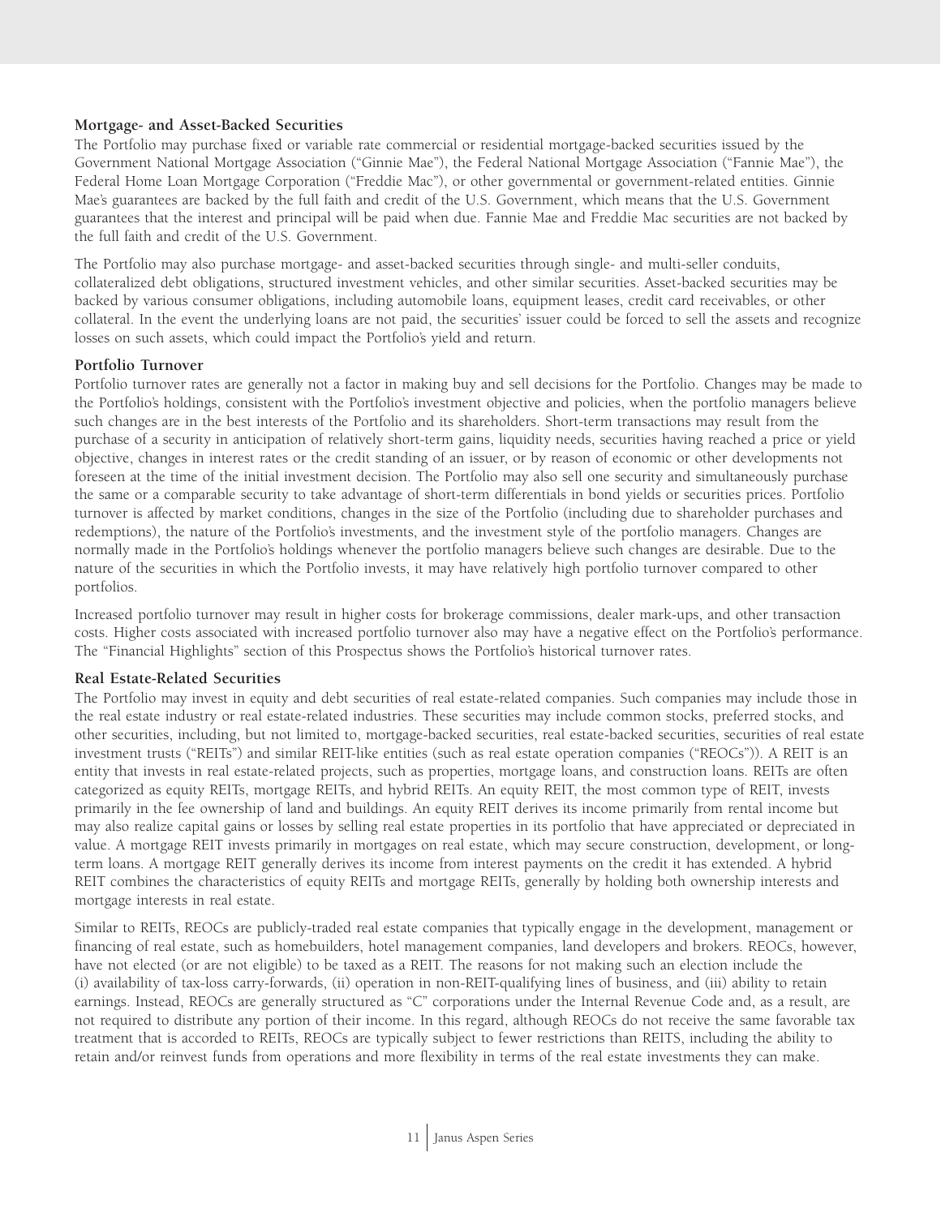**Mortgage- and Asset-Backed Securities**

The Portfolio may purchase fixed or variable rate commercial or residential mortgage-backed securities issued by the Government National Mortgage Association ("Ginnie Mae"), the Federal National Mortgage Association ("Fannie Mae"), the Federal Home Loan Mortgage Corporation ("Freddie Mac"), or other governmental or government-related entities. Ginnie Mae's guarantees are backed by the full faith and credit of the U.S. Government, which means that the U.S. Government guarantees that the interest and principal will be paid when due. Fannie Mae and Freddie Mac securities are not backed by the full faith and credit of the U.S. Government.

The Portfolio may also purchase mortgage- and asset-backed securities through single- and multi-seller conduits, collateralized debt obligations, structured investment vehicles, and other similar securities. Asset-backed securities may be backed by various consumer obligations, including automobile loans, equipment leases, credit card receivables, or other collateral. In the event the underlying loans are not paid, the securities' issuer could be forced to sell the assets and recognize losses on such assets, which could impact the Portfolio's yield and return.

**Portfolio Turnover**

Portfolio turnover rates are generally not a factor in making buy and sell decisions for the Portfolio. Changes may be made to the Portfolio's holdings, consistent with the Portfolio's investment objective and policies, when the portfolio managers believe such changes are in the best interests of the Portfolio and its shareholders. Short-term transactions may result from the purchase of a security in anticipation of relatively short-term gains, liquidity needs, securities having reached a price or yield objective, changes in interest rates or the credit standing of an issuer, or by reason of economic or other developments not foreseen at the time of the initial investment decision. The Portfolio may also sell one security and simultaneously purchase the same or a comparable security to take advantage of short-term differentials in bond yields or securities prices. Portfolio turnover is affected by market conditions, changes in the size of the Portfolio (including due to shareholder purchases and redemptions), the nature of the Portfolio's investments, and the investment style of the portfolio managers. Changes are normally made in the Portfolio's holdings whenever the portfolio managers believe such changes are desirable. Due to the nature of the securities in which the Portfolio invests, it may have relatively high portfolio turnover compared to other portfolios.

Increased portfolio turnover may result in higher costs for brokerage commissions, dealer mark-ups, and other transaction costs. Higher costs associated with increased portfolio turnover also may have a negative effect on the Portfolio's performance. The "Financial Highlights" section of this Prospectus shows the Portfolio's historical turnover rates.

**Real Estate-Related Securities**

The Portfolio may invest in equity and debt securities of real estate-related companies. Such companies may include those in the real estate industry or real estate-related industries. These securities may include common stocks, preferred stocks, and other securities, including, but not limited to, mortgage-backed securities, real estate-backed securities, securities of real estate investment trusts ("REITs") and similar REIT-like entities (such as real estate operation companies ("REOCs")). A REIT is an entity that invests in real estate-related projects, such as properties, mortgage loans, and construction loans. REITs are often categorized as equity REITs, mortgage REITs, and hybrid REITs. An equity REIT, the most common type of REIT, invests primarily in the fee ownership of land and buildings. An equity REIT derives its income primarily from rental income but may also realize capital gains or losses by selling real estate properties in its portfolio that have appreciated or depreciated in value. A mortgage REIT invests primarily in mortgages on real estate, which may secure construction, development, or long-term loans. A mortgage REIT generally derives its income from interest payments on the credit it has extended. A hybrid REIT combines the characteristics of equity REITs and mortgage REITs, generally by holding both ownership interests and mortgage interests in real estate.

Similar to REITs, REOCs are publicly-traded real estate companies that typically engage in the development, management or financing of real estate, such as homebuilders, hotel management companies, land developers and brokers. REOCs, however, have not elected (or are not eligible) to be taxed as a REIT. The reasons for not making such an election include the (i) availability of tax-loss carry-forwards, (ii) operation in non-REIT-qualifying lines of business, and (iii) ability to retain earnings. Instead, REOCs are generally structured as "C" corporations under the Internal Revenue Code and, as a result, are not required to distribute any portion of their income. In this regard, although REOCs do not receive the same favorable tax treatment that is accorded to REITs, REOCs are typically subject to fewer restrictions than REITS, including the ability to retain and/or reinvest funds from operations and more flexibility in terms of the real estate investments they can make.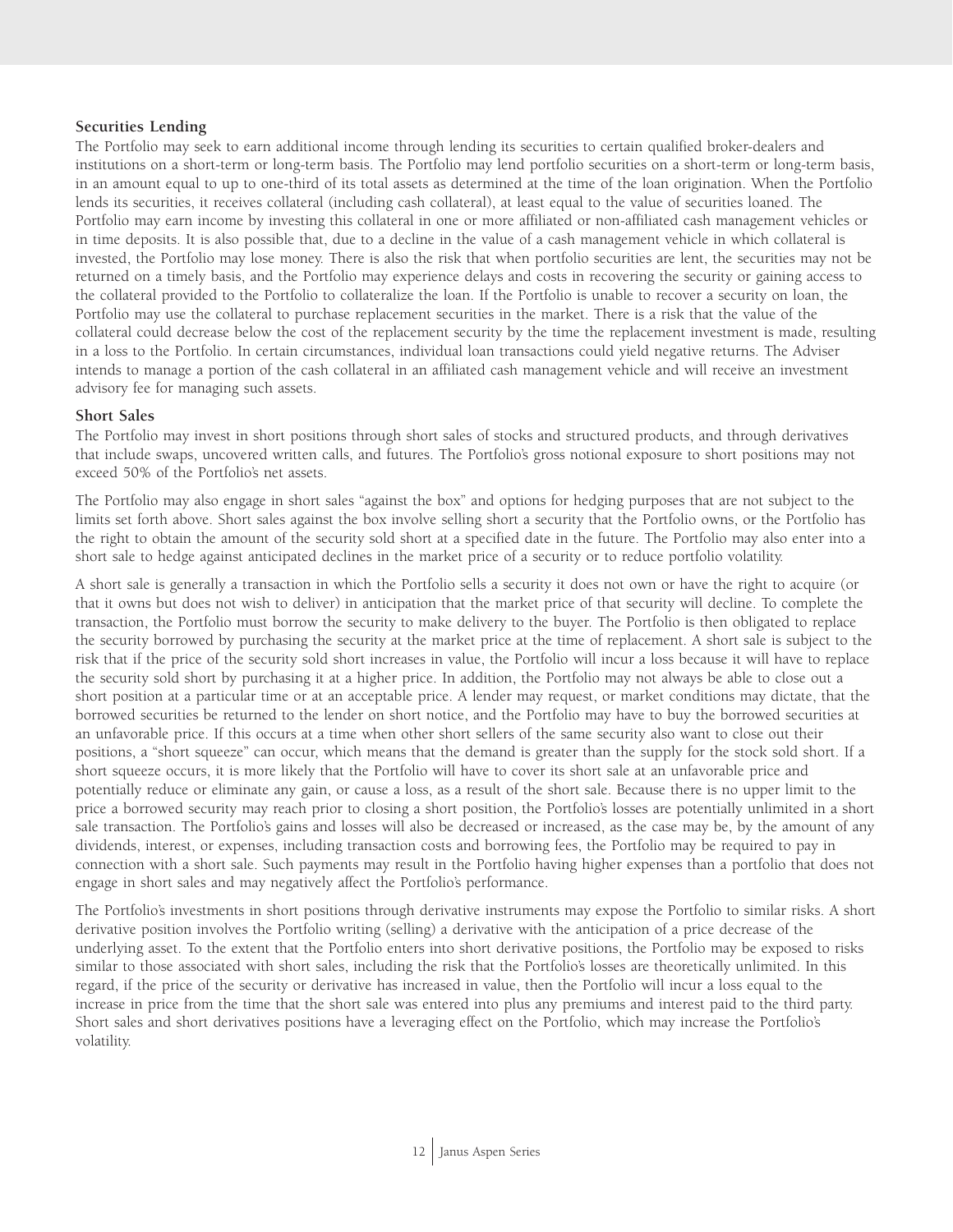### Securities Lending

The Portfolio may seek to earn additional income through lending its securities to certain qualified broker-dealers and institutions on a short-term or long-term basis. The Portfolio may lend portfolio securities on a short-term or long-term basis, in an amount equal to up to one-third of its total assets as determined at the time of the loan origination. When the Portfolio lends its securities, it receives collateral (including cash collateral), at least equal to the value of securities loaned. The Portfolio may earn income by investing this collateral in one or more affiliated or non-affiliated cash management vehicles or in time deposits. It is also possible that, due to a decline in the value of a cash management vehicle in which collateral is invested, the Portfolio may lose money. There is also the risk that when portfolio securities are lent, the securities may not be returned on a timely basis, and the Portfolio may experience delays and costs in recovering the security or gaining access to the collateral provided to the Portfolio to collateralize the loan. If the Portfolio is unable to recover a security on loan, the Portfolio may use the collateral to purchase replacement securities in the market. There is a risk that the value of the collateral could decrease below the cost of the replacement security by the time the replacement investment is made, resulting in a loss to the Portfolio. In certain circumstances, individual loan transactions could yield negative returns. The Adviser intends to manage a portion of the cash collateral in an affiliated cash management vehicle and will receive an investment advisory fee for managing such assets.

### Short Sales

The Portfolio may invest in short positions through short sales of stocks and structured products, and through derivatives that include swaps, uncovered written calls, and futures. The Portfolio's gross notional exposure to short positions may not exceed 50% of the Portfolio's net assets.

The Portfolio may also engage in short sales "against the box" and options for hedging purposes that are not subject to the limits set forth above. Short sales against the box involve selling short a security that the Portfolio owns, or the Portfolio has the right to obtain the amount of the security sold short at a specified date in the future. The Portfolio may also enter into a short sale to hedge against anticipated declines in the market price of a security or to reduce portfolio volatility.

A short sale is generally a transaction in which the Portfolio sells a security it does not own or have the right to acquire (or that it owns but does not wish to deliver) in anticipation that the market price of that security will decline. To complete the transaction, the Portfolio must borrow the security to make delivery to the buyer. The Portfolio is then obligated to replace the security borrowed by purchasing the security at the market price at the time of replacement. A short sale is subject to the risk that if the price of the security sold short increases in value, the Portfolio will incur a loss because it will have to replace the security sold short by purchasing it at a higher price. In addition, the Portfolio may not always be able to close out a short position at a particular time or at an acceptable price. A lender may request, or market conditions may dictate, that the borrowed securities be returned to the lender on short notice, and the Portfolio may have to buy the borrowed securities at an unfavorable price. If this occurs at a time when other short sellers of the same security also want to close out their positions, a "short squeeze" can occur, which means that the demand is greater than the supply for the stock sold short. If a short squeeze occurs, it is more likely that the Portfolio will have to cover its short sale at an unfavorable price and potentially reduce or eliminate any gain, or cause a loss, as a result of the short sale. Because there is no upper limit to the price a borrowed security may reach prior to closing a short position, the Portfolio's losses are potentially unlimited in a short sale transaction. The Portfolio's gains and losses will also be decreased or increased, as the case may be, by the amount of any dividends, interest, or expenses, including transaction costs and borrowing fees, the Portfolio may be required to pay in connection with a short sale. Such payments may result in the Portfolio having higher expenses than a portfolio that does not engage in short sales and may negatively affect the Portfolio's performance.

The Portfolio's investments in short positions through derivative instruments may expose the Portfolio to similar risks. A short derivative position involves the Portfolio writing (selling) a derivative with the anticipation of a price decrease of the underlying asset. To the extent that the Portfolio enters into short derivative positions, the Portfolio may be exposed to risks similar to those associated with short sales, including the risk that the Portfolio's losses are theoretically unlimited. In this regard, if the price of the security or derivative has increased in value, then the Portfolio will incur a loss equal to the increase in price from the time that the short sale was entered into plus any premiums and interest paid to the third party. Short sales and short derivatives positions have a leveraging effect on the Portfolio, which may increase the Portfolio's volatility.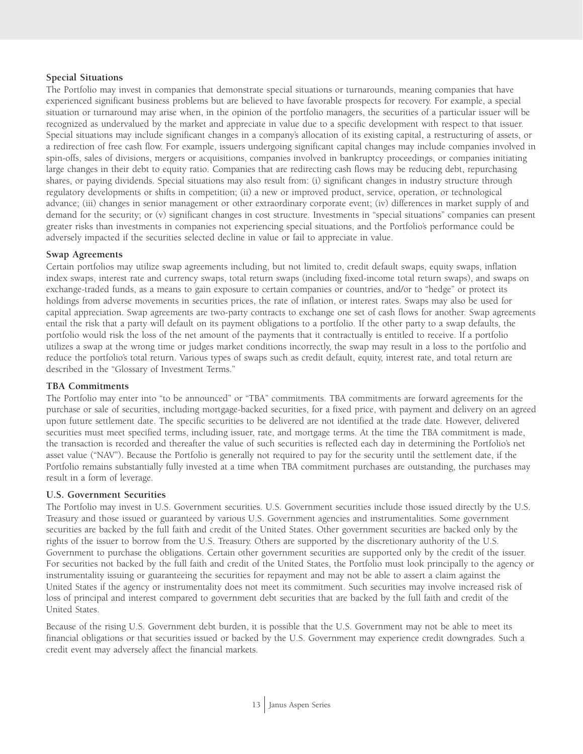### Special Situations

The Portfolio may invest in companies that demonstrate special situations or turnarounds, meaning companies that have experienced significant business problems but are believed to have favorable prospects for recovery. For example, a special situation or turnaround may arise when, in the opinion of the portfolio managers, the securities of a particular issuer will be recognized as undervalued by the market and appreciate in value due to a specific development with respect to that issuer. Special situations may include significant changes in a company's allocation of its existing capital, a restructuring of assets, or a redirection of free cash flow. For example, issuers undergoing significant capital changes may include companies involved in spin-offs, sales of divisions, mergers or acquisitions, companies involved in bankruptcy proceedings, or companies initiating large changes in their debt to equity ratio. Companies that are redirecting cash flows may be reducing debt, repurchasing shares, or paying dividends. Special situations may also result from: (i) significant changes in industry structure through regulatory developments or shifts in competition; (ii) a new or improved product, service, operation, or technological advance; (iii) changes in senior management or other extraordinary corporate event; (iv) differences in market supply of and demand for the security; or (v) significant changes in cost structure. Investments in "special situations" companies can present greater risks than investments in companies not experiencing special situations, and the Portfolio's performance could be adversely impacted if the securities selected decline in value or fail to appreciate in value.

### Swap Agreements

Certain portfolios may utilize swap agreements including, but not limited to, credit default swaps, equity swaps, inflation index swaps, interest rate and currency swaps, total return swaps (including fixed-income total return swaps), and swaps on exchange-traded funds, as a means to gain exposure to certain companies or countries, and/or to "hedge" or protect its holdings from adverse movements in securities prices, the rate of inflation, or interest rates. Swaps may also be used for capital appreciation. Swap agreements are two-party contracts to exchange one set of cash flows for another. Swap agreements entail the risk that a party will default on its payment obligations to a portfolio. If the other party to a swap defaults, the portfolio would risk the loss of the net amount of the payments that it contractually is entitled to receive. If a portfolio utilizes a swap at the wrong time or judges market conditions incorrectly, the swap may result in a loss to the portfolio and reduce the portfolio's total return. Various types of swaps such as credit default, equity, interest rate, and total return are described in the "Glossary of Investment Terms."

### TBA Commitments

The Portfolio may enter into "to be announced" or "TBA" commitments. TBA commitments are forward agreements for the purchase or sale of securities, including mortgage-backed securities, for a fixed price, with payment and delivery on an agreed upon future settlement date. The specific securities to be delivered are not identified at the trade date. However, delivered securities must meet specified terms, including issuer, rate, and mortgage terms. At the time the TBA commitment is made, the transaction is recorded and thereafter the value of such securities is reflected each day in determining the Portfolio's net asset value ("NAV"). Because the Portfolio is generally not required to pay for the security until the settlement date, if the Portfolio remains substantially fully invested at a time when TBA commitment purchases are outstanding, the purchases may result in a form of leverage.

### U.S. Government Securities

The Portfolio may invest in U.S. Government securities. U.S. Government securities include those issued directly by the U.S. Treasury and those issued or guaranteed by various U.S. Government agencies and instrumentalities. Some government securities are backed by the full faith and credit of the United States. Other government securities are backed only by the rights of the issuer to borrow from the U.S. Treasury. Others are supported by the discretionary authority of the U.S. Government to purchase the obligations. Certain other government securities are supported only by the credit of the issuer. For securities not backed by the full faith and credit of the United States, the Portfolio must look principally to the agency or instrumentality issuing or guaranteeing the securities for repayment and may not be able to assert a claim against the United States if the agency or instrumentality does not meet its commitment. Such securities may involve increased risk of loss of principal and interest compared to government debt securities that are backed by the full faith and credit of the United States.

Because of the rising U.S. Government debt burden, it is possible that the U.S. Government may not be able to meet its financial obligations or that securities issued or backed by the U.S. Government may experience credit downgrades. Such a credit event may adversely affect the financial markets.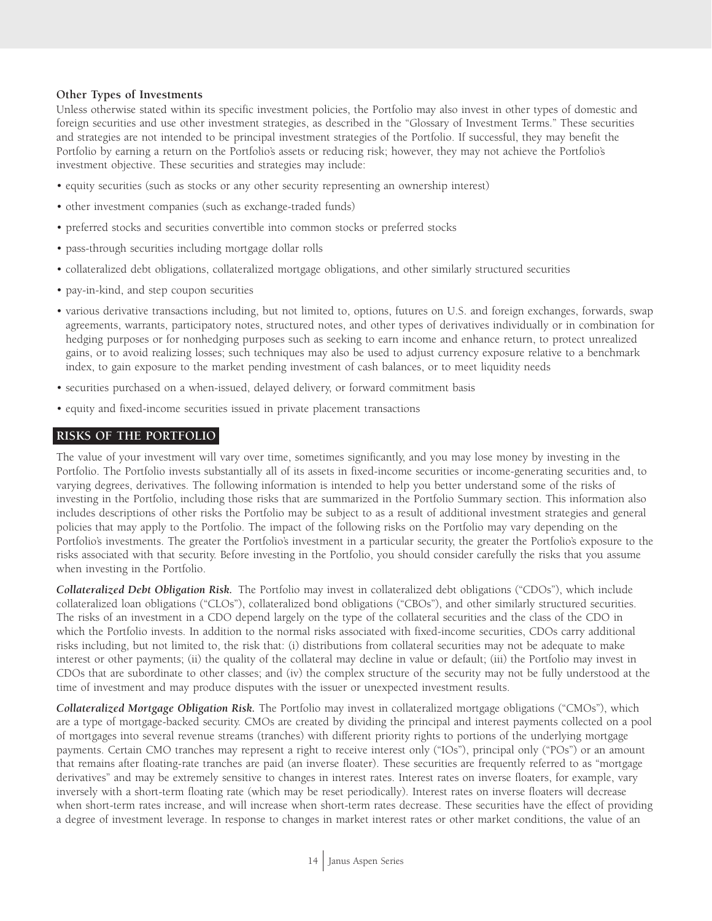**Other Types of Investments**

Unless otherwise stated within its specific investment policies, the Portfolio may also invest in other types of domestic and foreign securities and use other investment strategies, as described in the "Glossary of Investment Terms." These securities and strategies are not intended to be principal investment strategies of the Portfolio. If successful, they may benefit the Portfolio by earning a return on the Portfolio's assets or reducing risk; however, they may not achieve the Portfolio's investment objective. These securities and strategies may include:

- equity securities (such as stocks or any other security representing an ownership interest)
- other investment companies (such as exchange-traded funds)
- preferred stocks and securities convertible into common stocks or preferred stocks
- pass-through securities including mortgage dollar rolls
- collateralized debt obligations, collateralized mortgage obligations, and other similarly structured securities
- pay-in-kind, and step coupon securities
- various derivative transactions including, but not limited to, options, futures on U.S. and foreign exchanges, forwards, swap agreements, warrants, participatory notes, structured notes, and other types of derivatives individually or in combination for hedging purposes or for nonhedging purposes such as seeking to earn income and enhance return, to protect unrealized gains, or to avoid realizing losses; such techniques may also be used to adjust currency exposure relative to a benchmark index, to gain exposure to the market pending investment of cash balances, or to meet liquidity needs
- securities purchased on a when-issued, delayed delivery, or forward commitment basis
- equity and fixed-income securities issued in private placement transactions

## RISKS OF THE PORTFOLIO

The value of your investment will vary over time, sometimes significantly, and you may lose money by investing in the Portfolio. The Portfolio invests substantially all of its assets in fixed-income securities or income-generating securities and, to varying degrees, derivatives. The following information is intended to help you better understand some of the risks of investing in the Portfolio, including those risks that are summarized in the Portfolio Summary section. This information also includes descriptions of other risks the Portfolio may be subject to as a result of additional investment strategies and general policies that may apply to the Portfolio. The impact of the following risks on the Portfolio may vary depending on the Portfolio's investments. The greater the Portfolio's investment in a particular security, the greater the Portfolio's exposure to the risks associated with that security. Before investing in the Portfolio, you should consider carefully the risks that you assume when investing in the Portfolio.

***Collateralized Debt Obligation Risk.*** The Portfolio may invest in collateralized debt obligations ("CDOs"), which include collateralized loan obligations ("CLOs"), collateralized bond obligations ("CBOs"), and other similarly structured securities. The risks of an investment in a CDO depend largely on the type of the collateral securities and the class of the CDO in which the Portfolio invests. In addition to the normal risks associated with fixed-income securities, CDOs carry additional risks including, but not limited to, the risk that: (i) distributions from collateral securities may not be adequate to make interest or other payments; (ii) the quality of the collateral may decline in value or default; (iii) the Portfolio may invest in CDOs that are subordinate to other classes; and (iv) the complex structure of the security may not be fully understood at the time of investment and may produce disputes with the issuer or unexpected investment results.

***Collateralized Mortgage Obligation Risk.*** The Portfolio may invest in collateralized mortgage obligations ("CMOs"), which are a type of mortgage-backed security. CMOs are created by dividing the principal and interest payments collected on a pool of mortgages into several revenue streams (tranches) with different priority rights to portions of the underlying mortgage payments. Certain CMO tranches may represent a right to receive interest only ("IOs"), principal only ("POs") or an amount that remains after floating-rate tranches are paid (an inverse floater). These securities are frequently referred to as "mortgage derivatives" and may be extremely sensitive to changes in interest rates. Interest rates on inverse floaters, for example, vary inversely with a short-term floating rate (which may be reset periodically). Interest rates on inverse floaters will decrease when short-term rates increase, and will increase when short-term rates decrease. These securities have the effect of providing a degree of investment leverage. In response to changes in market interest rates or other market conditions, the value of an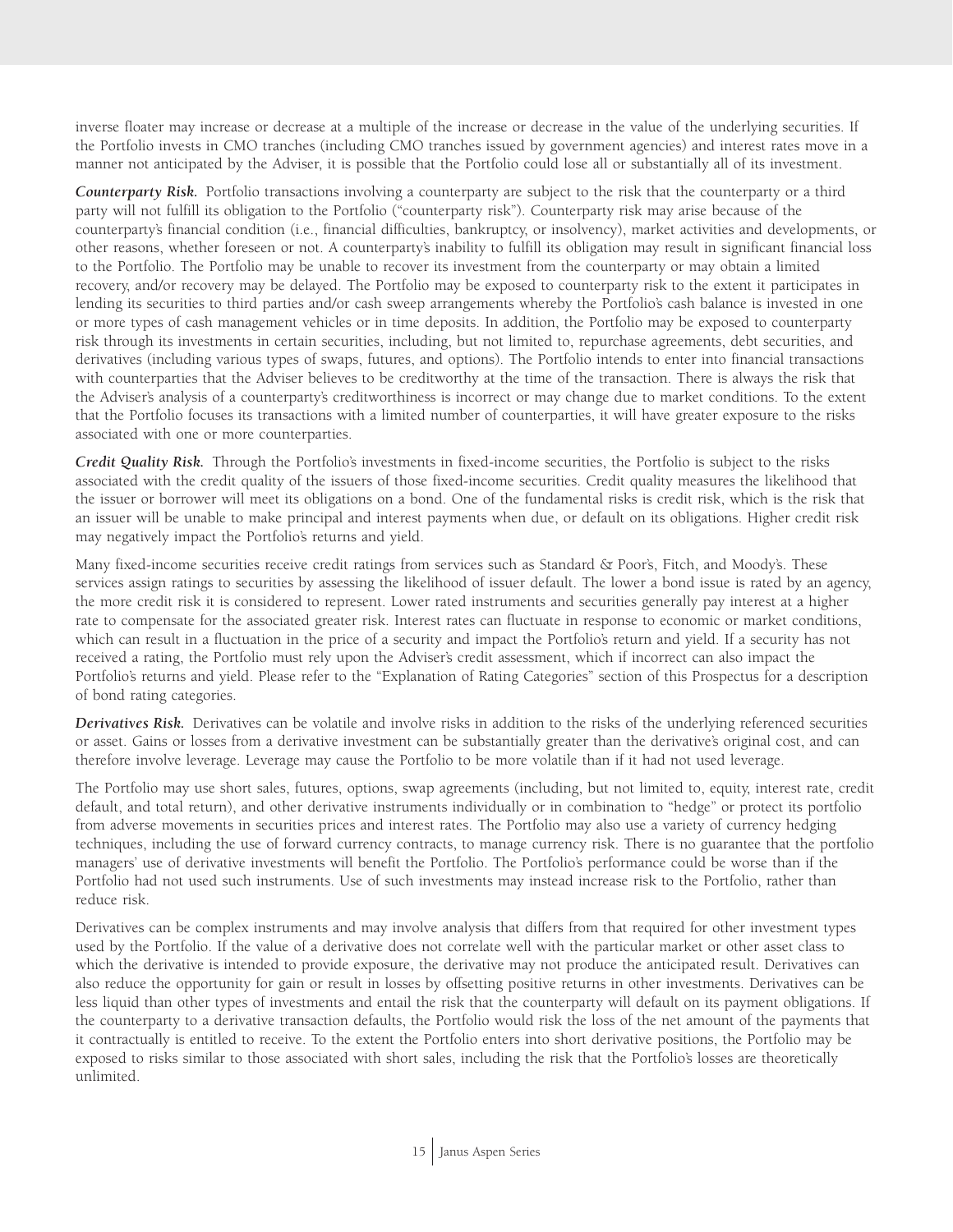inverse floater may increase or decrease at a multiple of the increase or decrease in the value of the underlying securities. If the Portfolio invests in CMO tranches (including CMO tranches issued by government agencies) and interest rates move in a manner not anticipated by the Adviser, it is possible that the Portfolio could lose all or substantially all of its investment.

***Counterparty Risk.*** Portfolio transactions involving a counterparty are subject to the risk that the counterparty or a third party will not fulfill its obligation to the Portfolio ("counterparty risk"). Counterparty risk may arise because of the counterparty's financial condition (i.e., financial difficulties, bankruptcy, or insolvency), market activities and developments, or other reasons, whether foreseen or not. A counterparty's inability to fulfill its obligation may result in significant financial loss to the Portfolio. The Portfolio may be unable to recover its investment from the counterparty or may obtain a limited recovery, and/or recovery may be delayed. The Portfolio may be exposed to counterparty risk to the extent it participates in lending its securities to third parties and/or cash sweep arrangements whereby the Portfolio's cash balance is invested in one or more types of cash management vehicles or in time deposits. In addition, the Portfolio may be exposed to counterparty risk through its investments in certain securities, including, but not limited to, repurchase agreements, debt securities, and derivatives (including various types of swaps, futures, and options). The Portfolio intends to enter into financial transactions with counterparties that the Adviser believes to be creditworthy at the time of the transaction. There is always the risk that the Adviser's analysis of a counterparty's creditworthiness is incorrect or may change due to market conditions. To the extent that the Portfolio focuses its transactions with a limited number of counterparties, it will have greater exposure to the risks associated with one or more counterparties.

***Credit Quality Risk.*** Through the Portfolio's investments in fixed-income securities, the Portfolio is subject to the risks associated with the credit quality of the issuers of those fixed-income securities. Credit quality measures the likelihood that the issuer or borrower will meet its obligations on a bond. One of the fundamental risks is credit risk, which is the risk that an issuer will be unable to make principal and interest payments when due, or default on its obligations. Higher credit risk may negatively impact the Portfolio's returns and yield.

Many fixed-income securities receive credit ratings from services such as Standard & Poor's, Fitch, and Moody's. These services assign ratings to securities by assessing the likelihood of issuer default. The lower a bond issue is rated by an agency, the more credit risk it is considered to represent. Lower rated instruments and securities generally pay interest at a higher rate to compensate for the associated greater risk. Interest rates can fluctuate in response to economic or market conditions, which can result in a fluctuation in the price of a security and impact the Portfolio's return and yield. If a security has not received a rating, the Portfolio must rely upon the Adviser's credit assessment, which if incorrect can also impact the Portfolio's returns and yield. Please refer to the "Explanation of Rating Categories" section of this Prospectus for a description of bond rating categories.

***Derivatives Risk.*** Derivatives can be volatile and involve risks in addition to the risks of the underlying referenced securities or asset. Gains or losses from a derivative investment can be substantially greater than the derivative's original cost, and can therefore involve leverage. Leverage may cause the Portfolio to be more volatile than if it had not used leverage.

The Portfolio may use short sales, futures, options, swap agreements (including, but not limited to, equity, interest rate, credit default, and total return), and other derivative instruments individually or in combination to "hedge" or protect its portfolio from adverse movements in securities prices and interest rates. The Portfolio may also use a variety of currency hedging techniques, including the use of forward currency contracts, to manage currency risk. There is no guarantee that the portfolio managers' use of derivative investments will benefit the Portfolio. The Portfolio's performance could be worse than if the Portfolio had not used such instruments. Use of such investments may instead increase risk to the Portfolio, rather than reduce risk.

Derivatives can be complex instruments and may involve analysis that differs from that required for other investment types used by the Portfolio. If the value of a derivative does not correlate well with the particular market or other asset class to which the derivative is intended to provide exposure, the derivative may not produce the anticipated result. Derivatives can also reduce the opportunity for gain or result in losses by offsetting positive returns in other investments. Derivatives can be less liquid than other types of investments and entail the risk that the counterparty will default on its payment obligations. If the counterparty to a derivative transaction defaults, the Portfolio would risk the loss of the net amount of the payments that it contractually is entitled to receive. To the extent the Portfolio enters into short derivative positions, the Portfolio may be exposed to risks similar to those associated with short sales, including the risk that the Portfolio's losses are theoretically unlimited.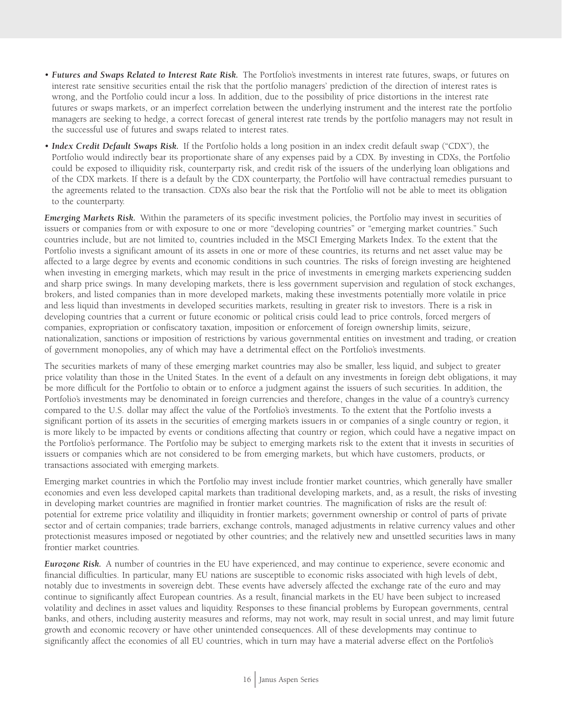- ***Futures and Swaps Related to Interest Rate Risk.*** The Portfolio's investments in interest rate futures, swaps, or futures on interest rate sensitive securities entail the risk that the portfolio managers' prediction of the direction of interest rates is wrong, and the Portfolio could incur a loss. In addition, due to the possibility of price distortions in the interest rate futures or swaps markets, or an imperfect correlation between the underlying instrument and the interest rate the portfolio managers are seeking to hedge, a correct forecast of general interest rate trends by the portfolio managers may not result in the successful use of futures and swaps related to interest rates.
- ***Index Credit Default Swaps Risk.*** If the Portfolio holds a long position in an index credit default swap ("CDX"), the Portfolio would indirectly bear its proportionate share of any expenses paid by a CDX. By investing in CDXs, the Portfolio could be exposed to illiquidity risk, counterparty risk, and credit risk of the issuers of the underlying loan obligations and of the CDX markets. If there is a default by the CDX counterparty, the Portfolio will have contractual remedies pursuant to the agreements related to the transaction. CDXs also bear the risk that the Portfolio will not be able to meet its obligation to the counterparty.

***Emerging Markets Risk.*** Within the parameters of its specific investment policies, the Portfolio may invest in securities of issuers or companies from or with exposure to one or more "developing countries" or "emerging market countries." Such countries include, but are not limited to, countries included in the MSCI Emerging Markets Index. To the extent that the Portfolio invests a significant amount of its assets in one or more of these countries, its returns and net asset value may be affected to a large degree by events and economic conditions in such countries. The risks of foreign investing are heightened when investing in emerging markets, which may result in the price of investments in emerging markets experiencing sudden and sharp price swings. In many developing markets, there is less government supervision and regulation of stock exchanges, brokers, and listed companies than in more developed markets, making these investments potentially more volatile in price and less liquid than investments in developed securities markets, resulting in greater risk to investors. There is a risk in developing countries that a current or future economic or political crisis could lead to price controls, forced mergers of companies, expropriation or confiscatory taxation, imposition or enforcement of foreign ownership limits, seizure, nationalization, sanctions or imposition of restrictions by various governmental entities on investment and trading, or creation of government monopolies, any of which may have a detrimental effect on the Portfolio's investments.

The securities markets of many of these emerging market countries may also be smaller, less liquid, and subject to greater price volatility than those in the United States. In the event of a default on any investments in foreign debt obligations, it may be more difficult for the Portfolio to obtain or to enforce a judgment against the issuers of such securities. In addition, the Portfolio's investments may be denominated in foreign currencies and therefore, changes in the value of a country's currency compared to the U.S. dollar may affect the value of the Portfolio's investments. To the extent that the Portfolio invests a significant portion of its assets in the securities of emerging markets issuers in or companies of a single country or region, it is more likely to be impacted by events or conditions affecting that country or region, which could have a negative impact on the Portfolio's performance. The Portfolio may be subject to emerging markets risk to the extent that it invests in securities of issuers or companies which are not considered to be from emerging markets, but which have customers, products, or transactions associated with emerging markets.

Emerging market countries in which the Portfolio may invest include frontier market countries, which generally have smaller economies and even less developed capital markets than traditional developing markets, and, as a result, the risks of investing in developing market countries are magnified in frontier market countries. The magnification of risks are the result of: potential for extreme price volatility and illiquidity in frontier markets; government ownership or control of parts of private sector and of certain companies; trade barriers, exchange controls, managed adjustments in relative currency values and other protectionist measures imposed or negotiated by other countries; and the relatively new and unsettled securities laws in many frontier market countries.

***Eurozone Risk.*** A number of countries in the EU have experienced, and may continue to experience, severe economic and financial difficulties. In particular, many EU nations are susceptible to economic risks associated with high levels of debt, notably due to investments in sovereign debt. These events have adversely affected the exchange rate of the euro and may continue to significantly affect European countries. As a result, financial markets in the EU have been subject to increased volatility and declines in asset values and liquidity. Responses to these financial problems by European governments, central banks, and others, including austerity measures and reforms, may not work, may result in social unrest, and may limit future growth and economic recovery or have other unintended consequences. All of these developments may continue to significantly affect the economies of all EU countries, which in turn may have a material adverse effect on the Portfolio's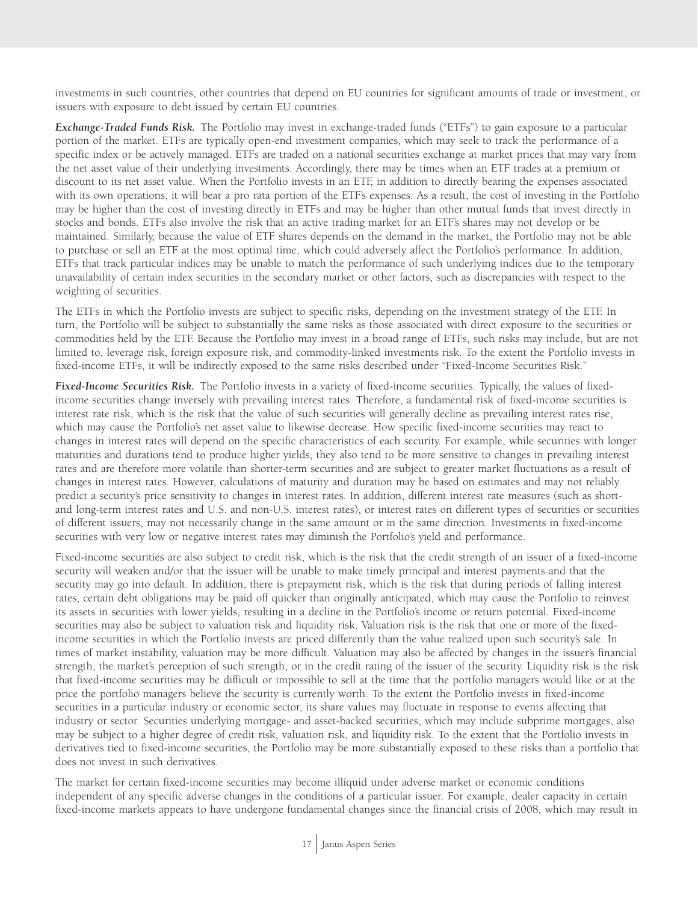investments in such countries, other countries that depend on EU countries for significant amounts of trade or investment, or issuers with exposure to debt issued by certain EU countries.

***Exchange-Traded Funds Risk.*** The Portfolio may invest in exchange-traded funds ("ETFs") to gain exposure to a particular portion of the market. ETFs are typically open-end investment companies, which may seek to track the performance of a specific index or be actively managed. ETFs are traded on a national securities exchange at market prices that may vary from the net asset value of their underlying investments. Accordingly, there may be times when an ETF trades at a premium or discount to its net asset value. When the Portfolio invests in an ETF, in addition to directly bearing the expenses associated with its own operations, it will bear a pro rata portion of the ETF's expenses. As a result, the cost of investing in the Portfolio may be higher than the cost of investing directly in ETFs and may be higher than other mutual funds that invest directly in stocks and bonds. ETFs also involve the risk that an active trading market for an ETF's shares may not develop or be maintained. Similarly, because the value of ETF shares depends on the demand in the market, the Portfolio may not be able to purchase or sell an ETF at the most optimal time, which could adversely affect the Portfolio's performance. In addition, ETFs that track particular indices may be unable to match the performance of such underlying indices due to the temporary unavailability of certain index securities in the secondary market or other factors, such as discrepancies with respect to the weighting of securities.

The ETFs in which the Portfolio invests are subject to specific risks, depending on the investment strategy of the ETF. In turn, the Portfolio will be subject to substantially the same risks as those associated with direct exposure to the securities or commodities held by the ETF. Because the Portfolio may invest in a broad range of ETFs, such risks may include, but are not limited to, leverage risk, foreign exposure risk, and commodity-linked investments risk. To the extent the Portfolio invests in fixed-income ETFs, it will be indirectly exposed to the same risks described under "Fixed-Income Securities Risk."

***Fixed-Income Securities Risk.*** The Portfolio invests in a variety of fixed-income securities. Typically, the values of fixed-income securities change inversely with prevailing interest rates. Therefore, a fundamental risk of fixed-income securities is interest rate risk, which is the risk that the value of such securities will generally decline as prevailing interest rates rise, which may cause the Portfolio's net asset value to likewise decrease. How specific fixed-income securities may react to changes in interest rates will depend on the specific characteristics of each security. For example, while securities with longer maturities and durations tend to produce higher yields, they also tend to be more sensitive to changes in prevailing interest rates and are therefore more volatile than shorter-term securities and are subject to greater market fluctuations as a result of changes in interest rates. However, calculations of maturity and duration may be based on estimates and may not reliably predict a security's price sensitivity to changes in interest rates. In addition, different interest rate measures (such as short- and long-term interest rates and U.S. and non-U.S. interest rates), or interest rates on different types of securities or securities of different issuers, may not necessarily change in the same amount or in the same direction. Investments in fixed-income securities with very low or negative interest rates may diminish the Portfolio's yield and performance.

Fixed-income securities are also subject to credit risk, which is the risk that the credit strength of an issuer of a fixed-income security will weaken and/or that the issuer will be unable to make timely principal and interest payments and that the security may go into default. In addition, there is prepayment risk, which is the risk that during periods of falling interest rates, certain debt obligations may be paid off quicker than originally anticipated, which may cause the Portfolio to reinvest its assets in securities with lower yields, resulting in a decline in the Portfolio's income or return potential. Fixed-income securities may also be subject to valuation risk and liquidity risk. Valuation risk is the risk that one or more of the fixed-income securities in which the Portfolio invests are priced differently than the value realized upon such security's sale. In times of market instability, valuation may be more difficult. Valuation may also be affected by changes in the issuer's financial strength, the market's perception of such strength, or in the credit rating of the issuer of the security. Liquidity risk is the risk that fixed-income securities may be difficult or impossible to sell at the time that the portfolio managers would like or at the price the portfolio managers believe the security is currently worth. To the extent the Portfolio invests in fixed-income securities in a particular industry or economic sector, its share values may fluctuate in response to events affecting that industry or sector. Securities underlying mortgage- and asset-backed securities, which may include subprime mortgages, also may be subject to a higher degree of credit risk, valuation risk, and liquidity risk. To the extent that the Portfolio invests in derivatives tied to fixed-income securities, the Portfolio may be more substantially exposed to these risks than a portfolio that does not invest in such derivatives.

The market for certain fixed-income securities may become illiquid under adverse market or economic conditions independent of any specific adverse changes in the conditions of a particular issuer. For example, dealer capacity in certain fixed-income markets appears to have undergone fundamental changes since the financial crisis of 2008, which may result in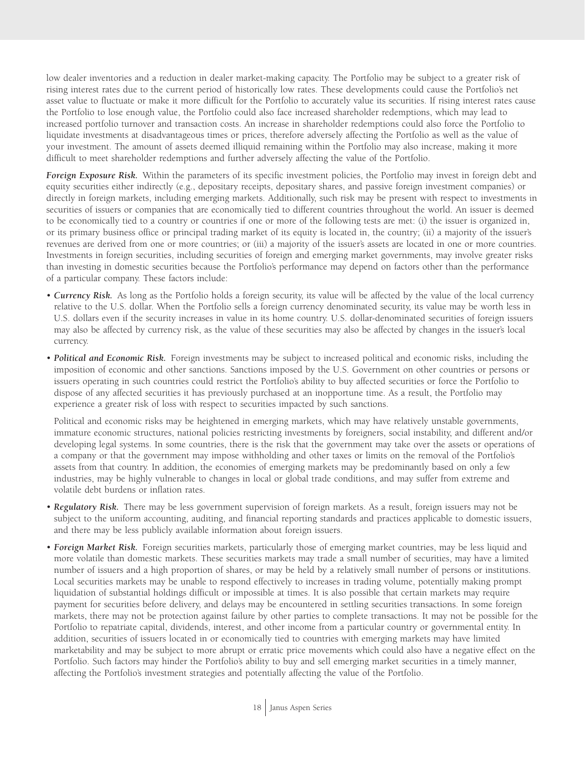low dealer inventories and a reduction in dealer market-making capacity. The Portfolio may be subject to a greater risk of rising interest rates due to the current period of historically low rates. These developments could cause the Portfolio's net asset value to fluctuate or make it more difficult for the Portfolio to accurately value its securities. If rising interest rates cause the Portfolio to lose enough value, the Portfolio could also face increased shareholder redemptions, which may lead to increased portfolio turnover and transaction costs. An increase in shareholder redemptions could also force the Portfolio to liquidate investments at disadvantageous times or prices, therefore adversely affecting the Portfolio as well as the value of your investment. The amount of assets deemed illiquid remaining within the Portfolio may also increase, making it more difficult to meet shareholder redemptions and further adversely affecting the value of the Portfolio.

***Foreign Exposure Risk.*** Within the parameters of its specific investment policies, the Portfolio may invest in foreign debt and equity securities either indirectly (e.g., depositary receipts, depositary shares, and passive foreign investment companies) or directly in foreign markets, including emerging markets. Additionally, such risk may be present with respect to investments in securities of issuers or companies that are economically tied to different countries throughout the world. An issuer is deemed to be economically tied to a country or countries if one or more of the following tests are met: (i) the issuer is organized in, or its primary business office or principal trading market of its equity is located in, the country; (ii) a majority of the issuer's revenues are derived from one or more countries; or (iii) a majority of the issuer's assets are located in one or more countries. Investments in foreign securities, including securities of foreign and emerging market governments, may involve greater risks than investing in domestic securities because the Portfolio's performance may depend on factors other than the performance of a particular company. These factors include:

- ***Currency Risk.*** As long as the Portfolio holds a foreign security, its value will be affected by the value of the local currency relative to the U.S. dollar. When the Portfolio sells a foreign currency denominated security, its value may be worth less in U.S. dollars even if the security increases in value in its home country. U.S. dollar-denominated securities of foreign issuers may also be affected by currency risk, as the value of these securities may also be affected by changes in the issuer's local currency.

- ***Political and Economic Risk.*** Foreign investments may be subject to increased political and economic risks, including the imposition of economic and other sanctions. Sanctions imposed by the U.S. Government on other countries or persons or issuers operating in such countries could restrict the Portfolio's ability to buy affected securities or force the Portfolio to dispose of any affected securities it has previously purchased at an inopportune time. As a result, the Portfolio may experience a greater risk of loss with respect to securities impacted by such sanctions.

  Political and economic risks may be heightened in emerging markets, which may have relatively unstable governments, immature economic structures, national policies restricting investments by foreigners, social instability, and different and/or developing legal systems. In some countries, there is the risk that the government may take over the assets or operations of a company or that the government may impose withholding and other taxes or limits on the removal of the Portfolio's assets from that country. In addition, the economies of emerging markets may be predominantly based on only a few industries, may be highly vulnerable to changes in local or global trade conditions, and may suffer from extreme and volatile debt burdens or inflation rates.

- ***Regulatory Risk.*** There may be less government supervision of foreign markets. As a result, foreign issuers may not be subject to the uniform accounting, auditing, and financial reporting standards and practices applicable to domestic issuers, and there may be less publicly available information about foreign issuers.

- ***Foreign Market Risk.*** Foreign securities markets, particularly those of emerging market countries, may be less liquid and more volatile than domestic markets. These securities markets may trade a small number of securities, may have a limited number of issuers and a high proportion of shares, or may be held by a relatively small number of persons or institutions. Local securities markets may be unable to respond effectively to increases in trading volume, potentially making prompt liquidation of substantial holdings difficult or impossible at times. It is also possible that certain markets may require payment for securities before delivery, and delays may be encountered in settling securities transactions. In some foreign markets, there may not be protection against failure by other parties to complete transactions. It may not be possible for the Portfolio to repatriate capital, dividends, interest, and other income from a particular country or governmental entity. In addition, securities of issuers located in or economically tied to countries with emerging markets may have limited marketability and may be subject to more abrupt or erratic price movements which could also have a negative effect on the Portfolio. Such factors may hinder the Portfolio's ability to buy and sell emerging market securities in a timely manner, affecting the Portfolio's investment strategies and potentially affecting the value of the Portfolio.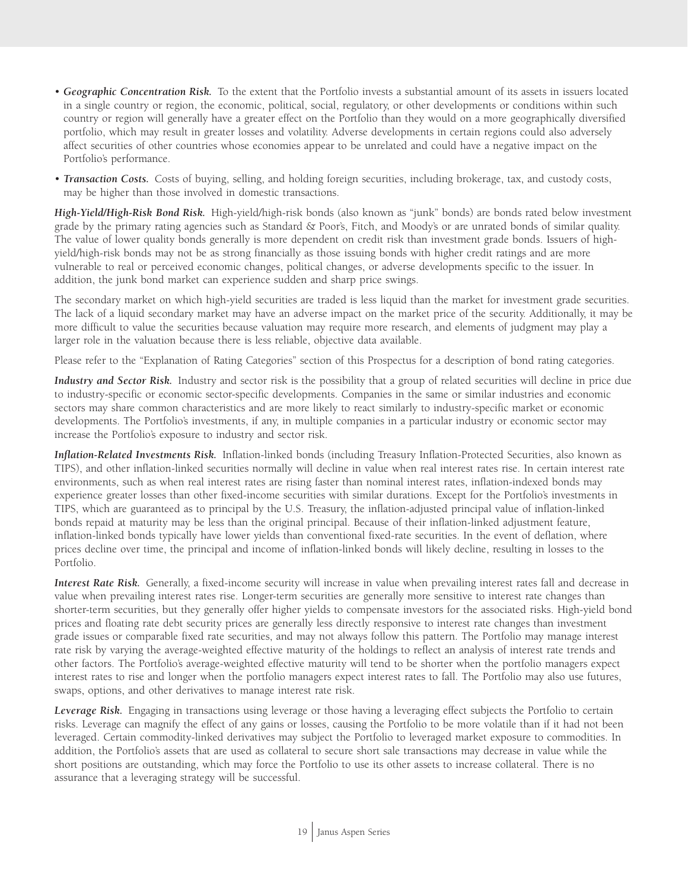- ***Geographic Concentration Risk.*** To the extent that the Portfolio invests a substantial amount of its assets in issuers located in a single country or region, the economic, political, social, regulatory, or other developments or conditions within such country or region will generally have a greater effect on the Portfolio than they would on a more geographically diversified portfolio, which may result in greater losses and volatility. Adverse developments in certain regions could also adversely affect securities of other countries whose economies appear to be unrelated and could have a negative impact on the Portfolio's performance.
- ***Transaction Costs.*** Costs of buying, selling, and holding foreign securities, including brokerage, tax, and custody costs, may be higher than those involved in domestic transactions.

***High-Yield/High-Risk Bond Risk.*** High-yield/high-risk bonds (also known as "junk" bonds) are bonds rated below investment grade by the primary rating agencies such as Standard & Poor's, Fitch, and Moody's or are unrated bonds of similar quality. The value of lower quality bonds generally is more dependent on credit risk than investment grade bonds. Issuers of high-yield/high-risk bonds may not be as strong financially as those issuing bonds with higher credit ratings and are more vulnerable to real or perceived economic changes, political changes, or adverse developments specific to the issuer. In addition, the junk bond market can experience sudden and sharp price swings.

The secondary market on which high-yield securities are traded is less liquid than the market for investment grade securities. The lack of a liquid secondary market may have an adverse impact on the market price of the security. Additionally, it may be more difficult to value the securities because valuation may require more research, and elements of judgment may play a larger role in the valuation because there is less reliable, objective data available.

Please refer to the "Explanation of Rating Categories" section of this Prospectus for a description of bond rating categories.

***Industry and Sector Risk.*** Industry and sector risk is the possibility that a group of related securities will decline in price due to industry-specific or economic sector-specific developments. Companies in the same or similar industries and economic sectors may share common characteristics and are more likely to react similarly to industry-specific market or economic developments. The Portfolio's investments, if any, in multiple companies in a particular industry or economic sector may increase the Portfolio's exposure to industry and sector risk.

***Inflation-Related Investments Risk.*** Inflation-linked bonds (including Treasury Inflation-Protected Securities, also known as TIPS), and other inflation-linked securities normally will decline in value when real interest rates rise. In certain interest rate environments, such as when real interest rates are rising faster than nominal interest rates, inflation-indexed bonds may experience greater losses than other fixed-income securities with similar durations. Except for the Portfolio's investments in TIPS, which are guaranteed as to principal by the U.S. Treasury, the inflation-adjusted principal value of inflation-linked bonds repaid at maturity may be less than the original principal. Because of their inflation-linked adjustment feature, inflation-linked bonds typically have lower yields than conventional fixed-rate securities. In the event of deflation, where prices decline over time, the principal and income of inflation-linked bonds will likely decline, resulting in losses to the Portfolio.

***Interest Rate Risk.*** Generally, a fixed-income security will increase in value when prevailing interest rates fall and decrease in value when prevailing interest rates rise. Longer-term securities are generally more sensitive to interest rate changes than shorter-term securities, but they generally offer higher yields to compensate investors for the associated risks. High-yield bond prices and floating rate debt security prices are generally less directly responsive to interest rate changes than investment grade issues or comparable fixed rate securities, and may not always follow this pattern. The Portfolio may manage interest rate risk by varying the average-weighted effective maturity of the holdings to reflect an analysis of interest rate trends and other factors. The Portfolio's average-weighted effective maturity will tend to be shorter when the portfolio managers expect interest rates to rise and longer when the portfolio managers expect interest rates to fall. The Portfolio may also use futures, swaps, options, and other derivatives to manage interest rate risk.

***Leverage Risk.*** Engaging in transactions using leverage or those having a leveraging effect subjects the Portfolio to certain risks. Leverage can magnify the effect of any gains or losses, causing the Portfolio to be more volatile than if it had not been leveraged. Certain commodity-linked derivatives may subject the Portfolio to leveraged market exposure to commodities. In addition, the Portfolio's assets that are used as collateral to secure short sale transactions may decrease in value while the short positions are outstanding, which may force the Portfolio to use its other assets to increase collateral. There is no assurance that a leveraging strategy will be successful.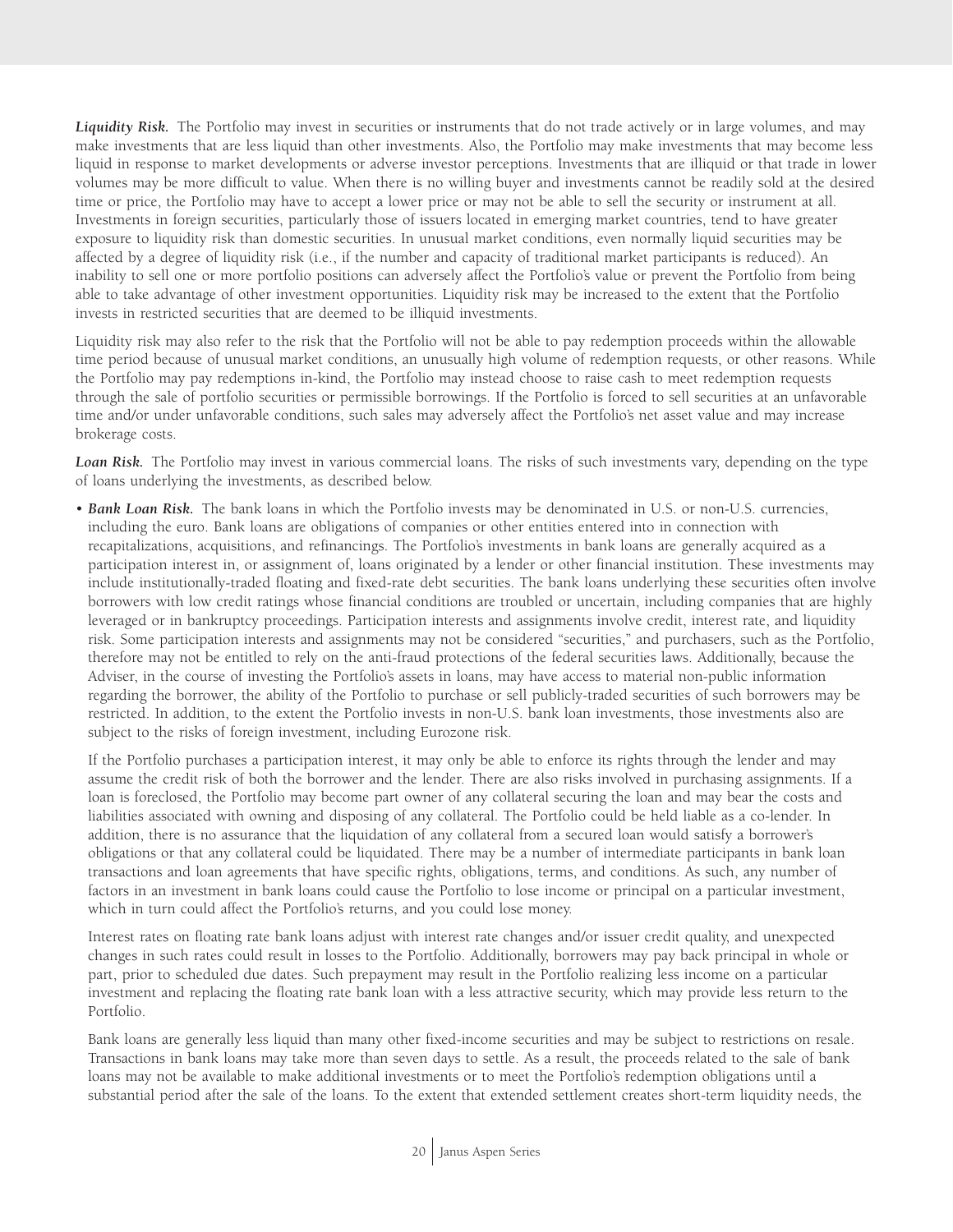***Liquidity Risk.*** The Portfolio may invest in securities or instruments that do not trade actively or in large volumes, and may make investments that are less liquid than other investments. Also, the Portfolio may make investments that may become less liquid in response to market developments or adverse investor perceptions. Investments that are illiquid or that trade in lower volumes may be more difficult to value. When there is no willing buyer and investments cannot be readily sold at the desired time or price, the Portfolio may have to accept a lower price or may not be able to sell the security or instrument at all. Investments in foreign securities, particularly those of issuers located in emerging market countries, tend to have greater exposure to liquidity risk than domestic securities. In unusual market conditions, even normally liquid securities may be affected by a degree of liquidity risk (i.e., if the number and capacity of traditional market participants is reduced). An inability to sell one or more portfolio positions can adversely affect the Portfolio's value or prevent the Portfolio from being able to take advantage of other investment opportunities. Liquidity risk may be increased to the extent that the Portfolio invests in restricted securities that are deemed to be illiquid investments.

Liquidity risk may also refer to the risk that the Portfolio will not be able to pay redemption proceeds within the allowable time period because of unusual market conditions, an unusually high volume of redemption requests, or other reasons. While the Portfolio may pay redemptions in-kind, the Portfolio may instead choose to raise cash to meet redemption requests through the sale of portfolio securities or permissible borrowings. If the Portfolio is forced to sell securities at an unfavorable time and/or under unfavorable conditions, such sales may adversely affect the Portfolio's net asset value and may increase brokerage costs.

***Loan Risk.*** The Portfolio may invest in various commercial loans. The risks of such investments vary, depending on the type of loans underlying the investments, as described below.

- ***Bank Loan Risk.*** The bank loans in which the Portfolio invests may be denominated in U.S. or non-U.S. currencies, including the euro. Bank loans are obligations of companies or other entities entered into in connection with recapitalizations, acquisitions, and refinancings. The Portfolio's investments in bank loans are generally acquired as a participation interest in, or assignment of, loans originated by a lender or other financial institution. These investments may include institutionally-traded floating and fixed-rate debt securities. The bank loans underlying these securities often involve borrowers with low credit ratings whose financial conditions are troubled or uncertain, including companies that are highly leveraged or in bankruptcy proceedings. Participation interests and assignments involve credit, interest rate, and liquidity risk. Some participation interests and assignments may not be considered "securities," and purchasers, such as the Portfolio, therefore may not be entitled to rely on the anti-fraud protections of the federal securities laws. Additionally, because the Adviser, in the course of investing the Portfolio's assets in loans, may have access to material non-public information regarding the borrower, the ability of the Portfolio to purchase or sell publicly-traded securities of such borrowers may be restricted. In addition, to the extent the Portfolio invests in non-U.S. bank loan investments, those investments also are subject to the risks of foreign investment, including Eurozone risk.

  If the Portfolio purchases a participation interest, it may only be able to enforce its rights through the lender and may assume the credit risk of both the borrower and the lender. There are also risks involved in purchasing assignments. If a loan is foreclosed, the Portfolio may become part owner of any collateral securing the loan and may bear the costs and liabilities associated with owning and disposing of any collateral. The Portfolio could be held liable as a co-lender. In addition, there is no assurance that the liquidation of any collateral from a secured loan would satisfy a borrower's obligations or that any collateral could be liquidated. There may be a number of intermediate participants in bank loan transactions and loan agreements that have specific rights, obligations, terms, and conditions. As such, any number of factors in an investment in bank loans could cause the Portfolio to lose income or principal on a particular investment, which in turn could affect the Portfolio's returns, and you could lose money.

  Interest rates on floating rate bank loans adjust with interest rate changes and/or issuer credit quality, and unexpected changes in such rates could result in losses to the Portfolio. Additionally, borrowers may pay back principal in whole or part, prior to scheduled due dates. Such prepayment may result in the Portfolio realizing less income on a particular investment and replacing the floating rate bank loan with a less attractive security, which may provide less return to the Portfolio.

  Bank loans are generally less liquid than many other fixed-income securities and may be subject to restrictions on resale. Transactions in bank loans may take more than seven days to settle. As a result, the proceeds related to the sale of bank loans may not be available to make additional investments or to meet the Portfolio's redemption obligations until a substantial period after the sale of the loans. To the extent that extended settlement creates short-term liquidity needs, the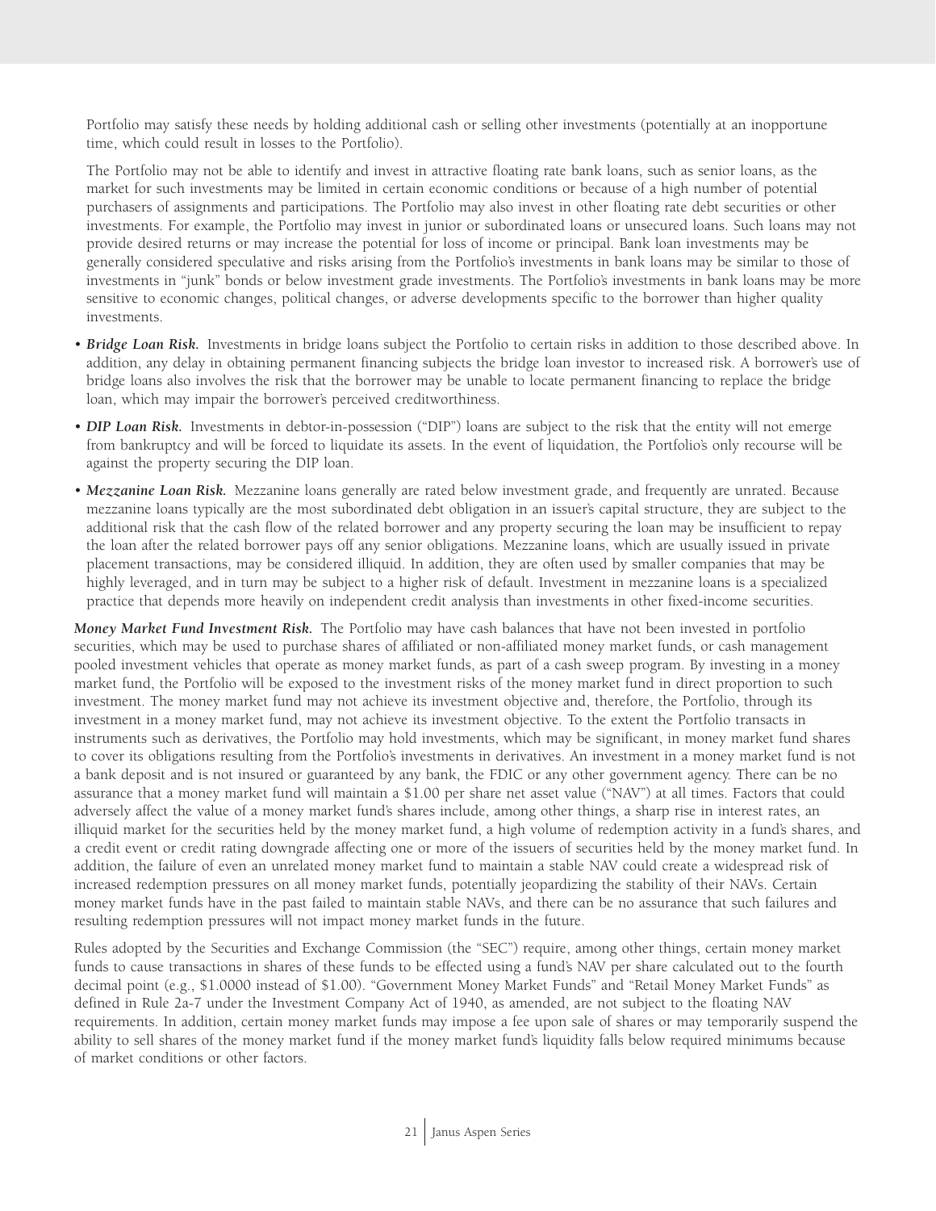Portfolio may satisfy these needs by holding additional cash or selling other investments (potentially at an inopportune time, which could result in losses to the Portfolio).

The Portfolio may not be able to identify and invest in attractive floating rate bank loans, such as senior loans, as the market for such investments may be limited in certain economic conditions or because of a high number of potential purchasers of assignments and participations. The Portfolio may also invest in other floating rate debt securities or other investments. For example, the Portfolio may invest in junior or subordinated loans or unsecured loans. Such loans may not provide desired returns or may increase the potential for loss of income or principal. Bank loan investments may be generally considered speculative and risks arising from the Portfolio's investments in bank loans may be similar to those of investments in "junk" bonds or below investment grade investments. The Portfolio's investments in bank loans may be more sensitive to economic changes, political changes, or adverse developments specific to the borrower than higher quality investments.

- ***Bridge Loan Risk.*** Investments in bridge loans subject the Portfolio to certain risks in addition to those described above. In addition, any delay in obtaining permanent financing subjects the bridge loan investor to increased risk. A borrower's use of bridge loans also involves the risk that the borrower may be unable to locate permanent financing to replace the bridge loan, which may impair the borrower's perceived creditworthiness.
- ***DIP Loan Risk.*** Investments in debtor-in-possession ("DIP") loans are subject to the risk that the entity will not emerge from bankruptcy and will be forced to liquidate its assets. In the event of liquidation, the Portfolio's only recourse will be against the property securing the DIP loan.
- ***Mezzanine Loan Risk.*** Mezzanine loans generally are rated below investment grade, and frequently are unrated. Because mezzanine loans typically are the most subordinated debt obligation in an issuer's capital structure, they are subject to the additional risk that the cash flow of the related borrower and any property securing the loan may be insufficient to repay the loan after the related borrower pays off any senior obligations. Mezzanine loans, which are usually issued in private placement transactions, may be considered illiquid. In addition, they are often used by smaller companies that may be highly leveraged, and in turn may be subject to a higher risk of default. Investment in mezzanine loans is a specialized practice that depends more heavily on independent credit analysis than investments in other fixed-income securities.

***Money Market Fund Investment Risk.*** The Portfolio may have cash balances that have not been invested in portfolio securities, which may be used to purchase shares of affiliated or non-affiliated money market funds, or cash management pooled investment vehicles that operate as money market funds, as part of a cash sweep program. By investing in a money market fund, the Portfolio will be exposed to the investment risks of the money market fund in direct proportion to such investment. The money market fund may not achieve its investment objective and, therefore, the Portfolio, through its investment in a money market fund, may not achieve its investment objective. To the extent the Portfolio transacts in instruments such as derivatives, the Portfolio may hold investments, which may be significant, in money market fund shares to cover its obligations resulting from the Portfolio's investments in derivatives. An investment in a money market fund is not a bank deposit and is not insured or guaranteed by any bank, the FDIC or any other government agency. There can be no assurance that a money market fund will maintain a $1.00 per share net asset value ("NAV") at all times. Factors that could adversely affect the value of a money market fund's shares include, among other things, a sharp rise in interest rates, an illiquid market for the securities held by the money market fund, a high volume of redemption activity in a fund's shares, and a credit event or credit rating downgrade affecting one or more of the issuers of securities held by the money market fund. In addition, the failure of even an unrelated money market fund to maintain a stable NAV could create a widespread risk of increased redemption pressures on all money market funds, potentially jeopardizing the stability of their NAVs. Certain money market funds have in the past failed to maintain stable NAVs, and there can be no assurance that such failures and resulting redemption pressures will not impact money market funds in the future.

Rules adopted by the Securities and Exchange Commission (the "SEC") require, among other things, certain money market funds to cause transactions in shares of these funds to be effected using a fund's NAV per share calculated out to the fourth decimal point (e.g., $1.0000 instead of $1.00). "Government Money Market Funds" and "Retail Money Market Funds" as defined in Rule 2a-7 under the Investment Company Act of 1940, as amended, are not subject to the floating NAV requirements. In addition, certain money market funds may impose a fee upon sale of shares or may temporarily suspend the ability to sell shares of the money market fund if the money market fund's liquidity falls below required minimums because of market conditions or other factors.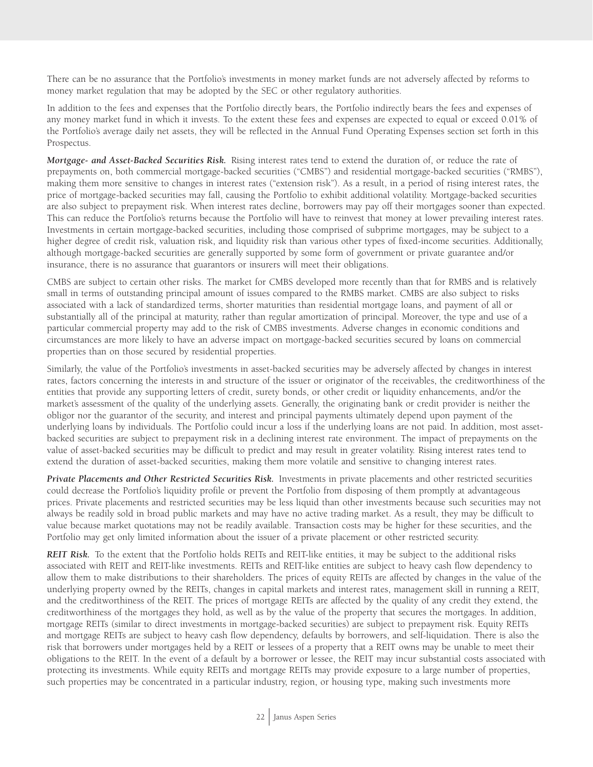There can be no assurance that the Portfolio's investments in money market funds are not adversely affected by reforms to money market regulation that may be adopted by the SEC or other regulatory authorities.

In addition to the fees and expenses that the Portfolio directly bears, the Portfolio indirectly bears the fees and expenses of any money market fund in which it invests. To the extent these fees and expenses are expected to equal or exceed 0.01% of the Portfolio's average daily net assets, they will be reflected in the Annual Fund Operating Expenses section set forth in this Prospectus.

***Mortgage- and Asset-Backed Securities Risk.*** Rising interest rates tend to extend the duration of, or reduce the rate of prepayments on, both commercial mortgage-backed securities ("CMBS") and residential mortgage-backed securities ("RMBS"), making them more sensitive to changes in interest rates ("extension risk"). As a result, in a period of rising interest rates, the price of mortgage-backed securities may fall, causing the Portfolio to exhibit additional volatility. Mortgage-backed securities are also subject to prepayment risk. When interest rates decline, borrowers may pay off their mortgages sooner than expected. This can reduce the Portfolio's returns because the Portfolio will have to reinvest that money at lower prevailing interest rates. Investments in certain mortgage-backed securities, including those comprised of subprime mortgages, may be subject to a higher degree of credit risk, valuation risk, and liquidity risk than various other types of fixed-income securities. Additionally, although mortgage-backed securities are generally supported by some form of government or private guarantee and/or insurance, there is no assurance that guarantors or insurers will meet their obligations.

CMBS are subject to certain other risks. The market for CMBS developed more recently than that for RMBS and is relatively small in terms of outstanding principal amount of issues compared to the RMBS market. CMBS are also subject to risks associated with a lack of standardized terms, shorter maturities than residential mortgage loans, and payment of all or substantially all of the principal at maturity, rather than regular amortization of principal. Moreover, the type and use of a particular commercial property may add to the risk of CMBS investments. Adverse changes in economic conditions and circumstances are more likely to have an adverse impact on mortgage-backed securities secured by loans on commercial properties than on those secured by residential properties.

Similarly, the value of the Portfolio's investments in asset-backed securities may be adversely affected by changes in interest rates, factors concerning the interests in and structure of the issuer or originator of the receivables, the creditworthiness of the entities that provide any supporting letters of credit, surety bonds, or other credit or liquidity enhancements, and/or the market's assessment of the quality of the underlying assets. Generally, the originating bank or credit provider is neither the obligor nor the guarantor of the security, and interest and principal payments ultimately depend upon payment of the underlying loans by individuals. The Portfolio could incur a loss if the underlying loans are not paid. In addition, most asset-backed securities are subject to prepayment risk in a declining interest rate environment. The impact of prepayments on the value of asset-backed securities may be difficult to predict and may result in greater volatility. Rising interest rates tend to extend the duration of asset-backed securities, making them more volatile and sensitive to changing interest rates.

***Private Placements and Other Restricted Securities Risk.*** Investments in private placements and other restricted securities could decrease the Portfolio's liquidity profile or prevent the Portfolio from disposing of them promptly at advantageous prices. Private placements and restricted securities may be less liquid than other investments because such securities may not always be readily sold in broad public markets and may have no active trading market. As a result, they may be difficult to value because market quotations may not be readily available. Transaction costs may be higher for these securities, and the Portfolio may get only limited information about the issuer of a private placement or other restricted security.

***REIT Risk.*** To the extent that the Portfolio holds REITs and REIT-like entities, it may be subject to the additional risks associated with REIT and REIT-like investments. REITs and REIT-like entities are subject to heavy cash flow dependency to allow them to make distributions to their shareholders. The prices of equity REITs are affected by changes in the value of the underlying property owned by the REITs, changes in capital markets and interest rates, management skill in running a REIT, and the creditworthiness of the REIT. The prices of mortgage REITs are affected by the quality of any credit they extend, the creditworthiness of the mortgages they hold, as well as by the value of the property that secures the mortgages. In addition, mortgage REITs (similar to direct investments in mortgage-backed securities) are subject to prepayment risk. Equity REITs and mortgage REITs are subject to heavy cash flow dependency, defaults by borrowers, and self-liquidation. There is also the risk that borrowers under mortgages held by a REIT or lessees of a property that a REIT owns may be unable to meet their obligations to the REIT. In the event of a default by a borrower or lessee, the REIT may incur substantial costs associated with protecting its investments. While equity REITs and mortgage REITs may provide exposure to a large number of properties, such properties may be concentrated in a particular industry, region, or housing type, making such investments more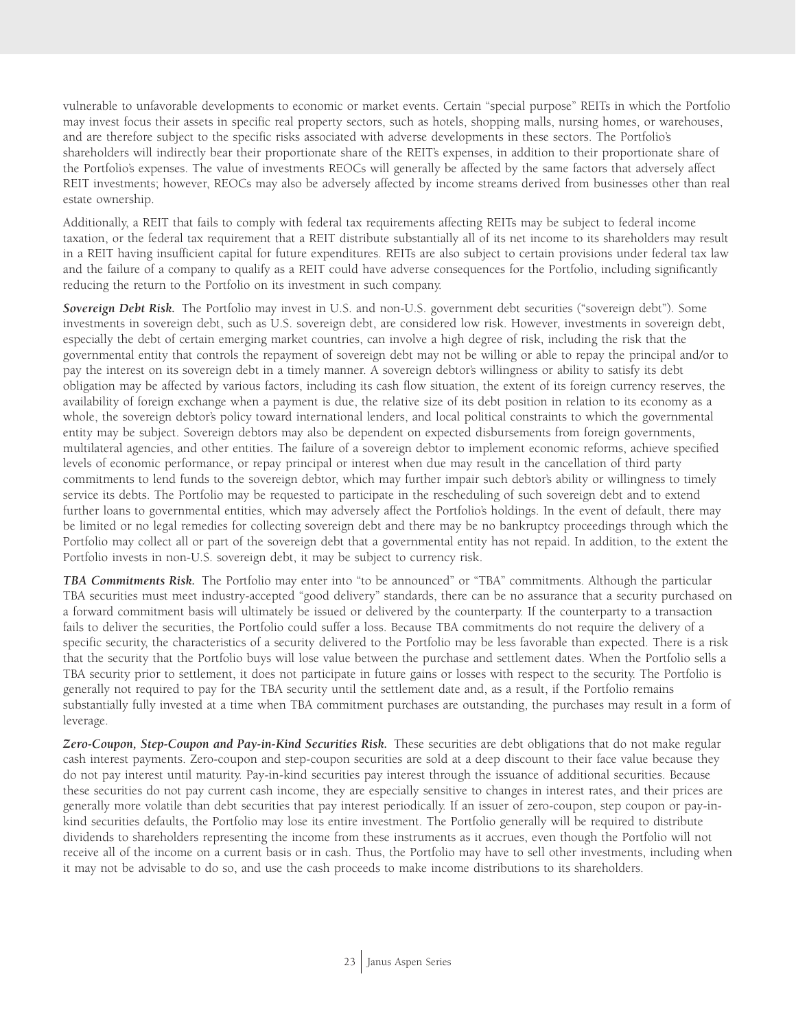vulnerable to unfavorable developments to economic or market events. Certain "special purpose" REITs in which the Portfolio may invest focus their assets in specific real property sectors, such as hotels, shopping malls, nursing homes, or warehouses, and are therefore subject to the specific risks associated with adverse developments in these sectors. The Portfolio's shareholders will indirectly bear their proportionate share of the REIT's expenses, in addition to their proportionate share of the Portfolio's expenses. The value of investments REOCs will generally be affected by the same factors that adversely affect REIT investments; however, REOCs may also be adversely affected by income streams derived from businesses other than real estate ownership.

Additionally, a REIT that fails to comply with federal tax requirements affecting REITs may be subject to federal income taxation, or the federal tax requirement that a REIT distribute substantially all of its net income to its shareholders may result in a REIT having insufficient capital for future expenditures. REITs are also subject to certain provisions under federal tax law and the failure of a company to qualify as a REIT could have adverse consequences for the Portfolio, including significantly reducing the return to the Portfolio on its investment in such company.

***Sovereign Debt Risk.*** The Portfolio may invest in U.S. and non-U.S. government debt securities ("sovereign debt"). Some investments in sovereign debt, such as U.S. sovereign debt, are considered low risk. However, investments in sovereign debt, especially the debt of certain emerging market countries, can involve a high degree of risk, including the risk that the governmental entity that controls the repayment of sovereign debt may not be willing or able to repay the principal and/or to pay the interest on its sovereign debt in a timely manner. A sovereign debtor's willingness or ability to satisfy its debt obligation may be affected by various factors, including its cash flow situation, the extent of its foreign currency reserves, the availability of foreign exchange when a payment is due, the relative size of its debt position in relation to its economy as a whole, the sovereign debtor's policy toward international lenders, and local political constraints to which the governmental entity may be subject. Sovereign debtors may also be dependent on expected disbursements from foreign governments, multilateral agencies, and other entities. The failure of a sovereign debtor to implement economic reforms, achieve specified levels of economic performance, or repay principal or interest when due may result in the cancellation of third party commitments to lend funds to the sovereign debtor, which may further impair such debtor's ability or willingness to timely service its debts. The Portfolio may be requested to participate in the rescheduling of such sovereign debt and to extend further loans to governmental entities, which may adversely affect the Portfolio's holdings. In the event of default, there may be limited or no legal remedies for collecting sovereign debt and there may be no bankruptcy proceedings through which the Portfolio may collect all or part of the sovereign debt that a governmental entity has not repaid. In addition, to the extent the Portfolio invests in non-U.S. sovereign debt, it may be subject to currency risk.

***TBA Commitments Risk.*** The Portfolio may enter into "to be announced" or "TBA" commitments. Although the particular TBA securities must meet industry-accepted "good delivery" standards, there can be no assurance that a security purchased on a forward commitment basis will ultimately be issued or delivered by the counterparty. If the counterparty to a transaction fails to deliver the securities, the Portfolio could suffer a loss. Because TBA commitments do not require the delivery of a specific security, the characteristics of a security delivered to the Portfolio may be less favorable than expected. There is a risk that the security that the Portfolio buys will lose value between the purchase and settlement dates. When the Portfolio sells a TBA security prior to settlement, it does not participate in future gains or losses with respect to the security. The Portfolio is generally not required to pay for the TBA security until the settlement date and, as a result, if the Portfolio remains substantially fully invested at a time when TBA commitment purchases are outstanding, the purchases may result in a form of leverage.

***Zero-Coupon, Step-Coupon and Pay-in-Kind Securities Risk.*** These securities are debt obligations that do not make regular cash interest payments. Zero-coupon and step-coupon securities are sold at a deep discount to their face value because they do not pay interest until maturity. Pay-in-kind securities pay interest through the issuance of additional securities. Because these securities do not pay current cash income, they are especially sensitive to changes in interest rates, and their prices are generally more volatile than debt securities that pay interest periodically. If an issuer of zero-coupon, step coupon or pay-in-kind securities defaults, the Portfolio may lose its entire investment. The Portfolio generally will be required to distribute dividends to shareholders representing the income from these instruments as it accrues, even though the Portfolio will not receive all of the income on a current basis or in cash. Thus, the Portfolio may have to sell other investments, including when it may not be advisable to do so, and use the cash proceeds to make income distributions to its shareholders.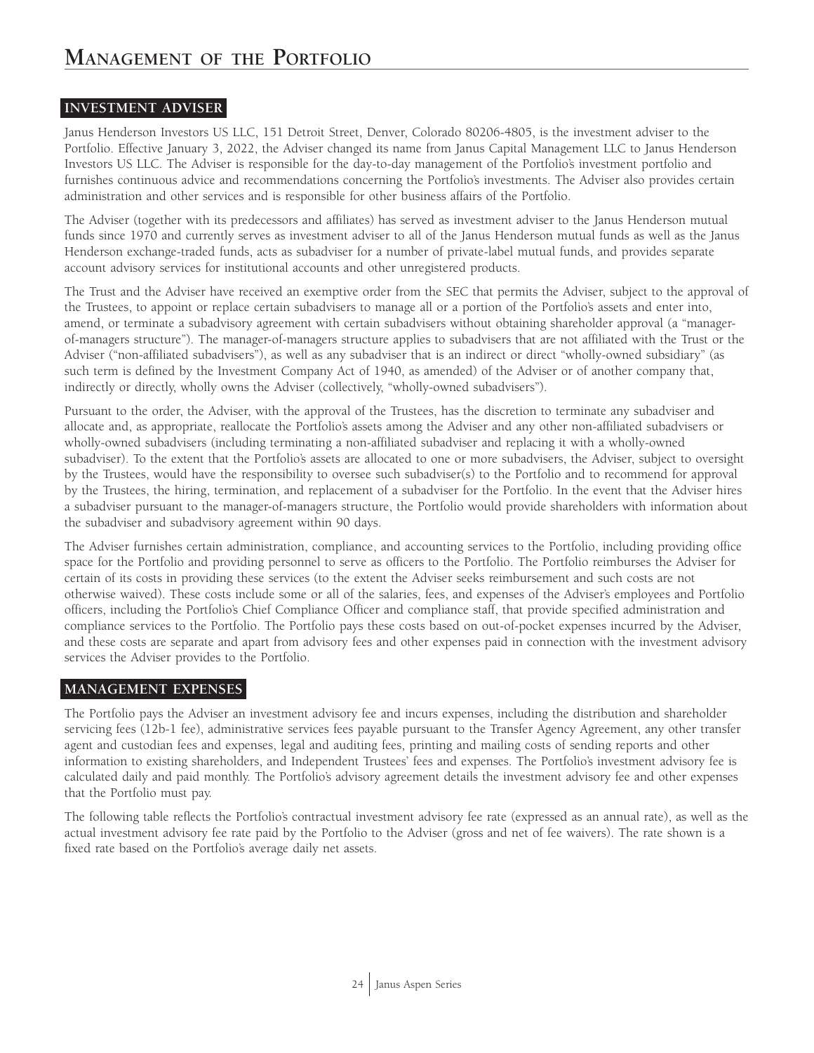# Management of the Portfolio

## INVESTMENT ADVISER

Janus Henderson Investors US LLC, 151 Detroit Street, Denver, Colorado 80206-4805, is the investment adviser to the Portfolio. Effective January 3, 2022, the Adviser changed its name from Janus Capital Management LLC to Janus Henderson Investors US LLC. The Adviser is responsible for the day-to-day management of the Portfolio's investment portfolio and furnishes continuous advice and recommendations concerning the Portfolio's investments. The Adviser also provides certain administration and other services and is responsible for other business affairs of the Portfolio.

The Adviser (together with its predecessors and affiliates) has served as investment adviser to the Janus Henderson mutual funds since 1970 and currently serves as investment adviser to all of the Janus Henderson mutual funds as well as the Janus Henderson exchange-traded funds, acts as subadviser for a number of private-label mutual funds, and provides separate account advisory services for institutional accounts and other unregistered products.

The Trust and the Adviser have received an exemptive order from the SEC that permits the Adviser, subject to the approval of the Trustees, to appoint or replace certain subadvisers to manage all or a portion of the Portfolio's assets and enter into, amend, or terminate a subadvisory agreement with certain subadvisers without obtaining shareholder approval (a "manager-of-managers structure"). The manager-of-managers structure applies to subadvisers that are not affiliated with the Trust or the Adviser ("non-affiliated subadvisers"), as well as any subadviser that is an indirect or direct "wholly-owned subsidiary" (as such term is defined by the Investment Company Act of 1940, as amended) of the Adviser or of another company that, indirectly or directly, wholly owns the Adviser (collectively, "wholly-owned subadvisers").

Pursuant to the order, the Adviser, with the approval of the Trustees, has the discretion to terminate any subadviser and allocate and, as appropriate, reallocate the Portfolio's assets among the Adviser and any other non-affiliated subadvisers or wholly-owned subadvisers (including terminating a non-affiliated subadviser and replacing it with a wholly-owned subadviser). To the extent that the Portfolio's assets are allocated to one or more subadvisers, the Adviser, subject to oversight by the Trustees, would have the responsibility to oversee such subadviser(s) to the Portfolio and to recommend for approval by the Trustees, the hiring, termination, and replacement of a subadviser for the Portfolio. In the event that the Adviser hires a subadviser pursuant to the manager-of-managers structure, the Portfolio would provide shareholders with information about the subadviser and subadvisory agreement within 90 days.

The Adviser furnishes certain administration, compliance, and accounting services to the Portfolio, including providing office space for the Portfolio and providing personnel to serve as officers to the Portfolio. The Portfolio reimburses the Adviser for certain of its costs in providing these services (to the extent the Adviser seeks reimbursement and such costs are not otherwise waived). These costs include some or all of the salaries, fees, and expenses of the Adviser's employees and Portfolio officers, including the Portfolio's Chief Compliance Officer and compliance staff, that provide specified administration and compliance services to the Portfolio. The Portfolio pays these costs based on out-of-pocket expenses incurred by the Adviser, and these costs are separate and apart from advisory fees and other expenses paid in connection with the investment advisory services the Adviser provides to the Portfolio.

## MANAGEMENT EXPENSES

The Portfolio pays the Adviser an investment advisory fee and incurs expenses, including the distribution and shareholder servicing fees (12b-1 fee), administrative services fees payable pursuant to the Transfer Agency Agreement, any other transfer agent and custodian fees and expenses, legal and auditing fees, printing and mailing costs of sending reports and other information to existing shareholders, and Independent Trustees' fees and expenses. The Portfolio's investment advisory fee is calculated daily and paid monthly. The Portfolio's advisory agreement details the investment advisory fee and other expenses that the Portfolio must pay.

The following table reflects the Portfolio's contractual investment advisory fee rate (expressed as an annual rate), as well as the actual investment advisory fee rate paid by the Portfolio to the Adviser (gross and net of fee waivers). The rate shown is a fixed rate based on the Portfolio's average daily net assets.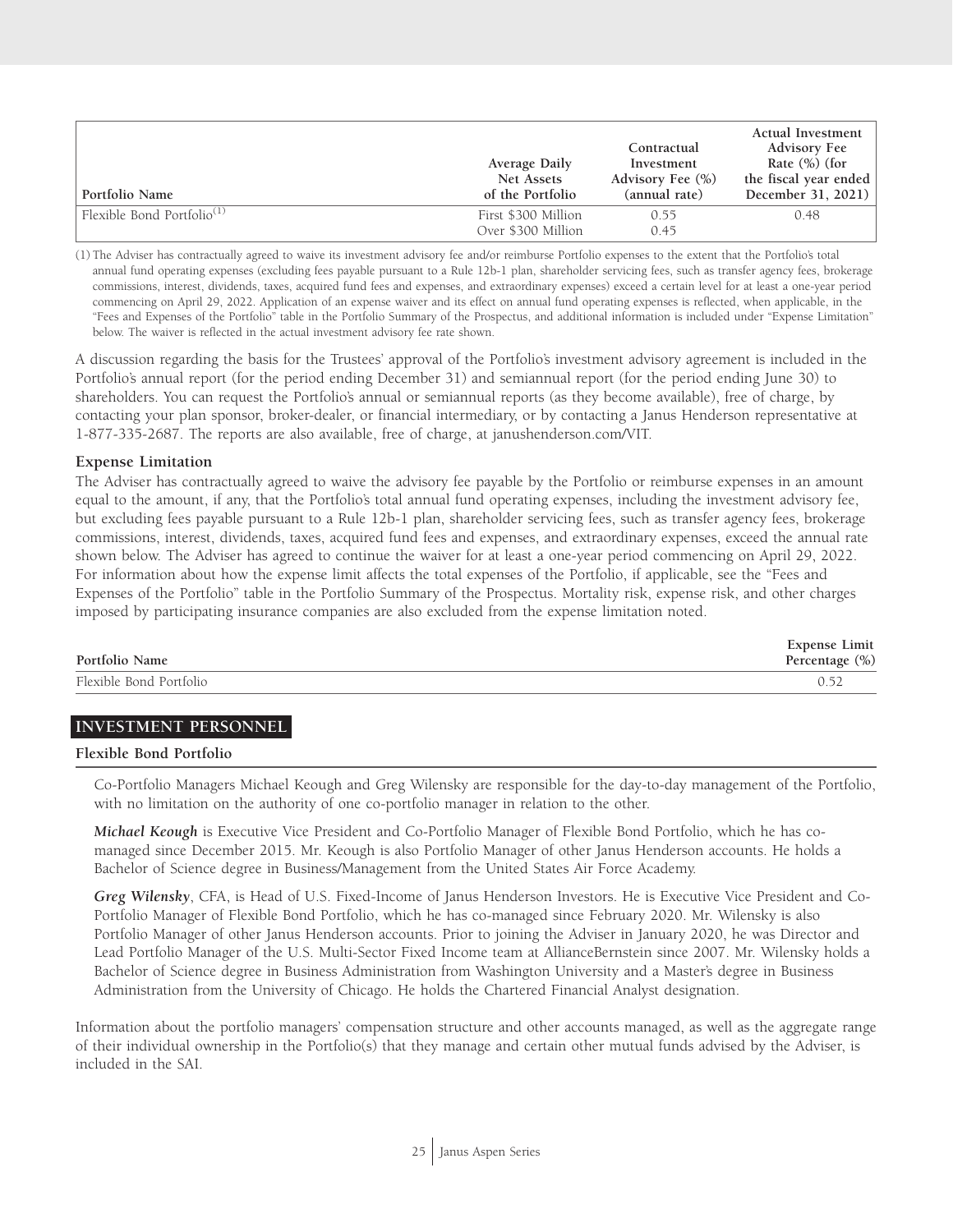| Portfolio Name | Average Daily Net Assets of the Portfolio | Contractual Investment Advisory Fee (%) (annual rate) | Actual Investment Advisory Fee Rate (%) (for the fiscal year ended December 31, 2021) |
|---|---|---|---|
| Flexible Bond Portfolio[(1)] | First $300 Million<br>Over $300 Million | 0.55<br>0.45 | 0.48 |

(1) The Adviser has contractually agreed to waive its investment advisory fee and/or reimburse Portfolio expenses to the extent that the Portfolio's total annual fund operating expenses (excluding fees payable pursuant to a Rule 12b-1 plan, shareholder servicing fees, such as transfer agency fees, brokerage commissions, interest, dividends, taxes, acquired fund fees and expenses, and extraordinary expenses) exceed a certain level for at least a one-year period commencing on April 29, 2022. Application of an expense waiver and its effect on annual fund operating expenses is reflected, when applicable, in the "Fees and Expenses of the Portfolio" table in the Portfolio Summary of the Prospectus, and additional information is included under "Expense Limitation" below. The waiver is reflected in the actual investment advisory fee rate shown.

A discussion regarding the basis for the Trustees' approval of the Portfolio's investment advisory agreement is included in the Portfolio's annual report (for the period ending December 31) and semiannual report (for the period ending June 30) to shareholders. You can request the Portfolio's annual or semiannual reports (as they become available), free of charge, by contacting your plan sponsor, broker-dealer, or financial intermediary, or by contacting a Janus Henderson representative at 1-877-335-2687. The reports are also available, free of charge, at janushenderson.com/VIT.

### Expense Limitation

The Adviser has contractually agreed to waive the advisory fee payable by the Portfolio or reimburse expenses in an amount equal to the amount, if any, that the Portfolio's total annual fund operating expenses, including the investment advisory fee, but excluding fees payable pursuant to a Rule 12b-1 plan, shareholder servicing fees, such as transfer agency fees, brokerage commissions, interest, dividends, taxes, acquired fund fees and expenses, and extraordinary expenses, exceed the annual rate shown below. The Adviser has agreed to continue the waiver for at least a one-year period commencing on April 29, 2022. For information about how the expense limit affects the total expenses of the Portfolio, if applicable, see the "Fees and Expenses of the Portfolio" table in the Portfolio Summary of the Prospectus. Mortality risk, expense risk, and other charges imposed by participating insurance companies are also excluded from the expense limitation noted.

| Portfolio Name | Expense Limit Percentage (%) |
|---|---|
| Flexible Bond Portfolio | 0.52 |

## INVESTMENT PERSONNEL

### Flexible Bond Portfolio

Co-Portfolio Managers Michael Keough and Greg Wilensky are responsible for the day-to-day management of the Portfolio, with no limitation on the authority of one co-portfolio manager in relation to the other.

***Michael Keough*** is Executive Vice President and Co-Portfolio Manager of Flexible Bond Portfolio, which he has co-managed since December 2015. Mr. Keough is also Portfolio Manager of other Janus Henderson accounts. He holds a Bachelor of Science degree in Business/Management from the United States Air Force Academy.

***Greg Wilensky***, CFA, is Head of U.S. Fixed-Income of Janus Henderson Investors. He is Executive Vice President and Co-Portfolio Manager of Flexible Bond Portfolio, which he has co-managed since February 2020. Mr. Wilensky is also Portfolio Manager of other Janus Henderson accounts. Prior to joining the Adviser in January 2020, he was Director and Lead Portfolio Manager of the U.S. Multi-Sector Fixed Income team at AllianceBernstein since 2007. Mr. Wilensky holds a Bachelor of Science degree in Business Administration from Washington University and a Master's degree in Business Administration from the University of Chicago. He holds the Chartered Financial Analyst designation.

Information about the portfolio managers' compensation structure and other accounts managed, as well as the aggregate range of their individual ownership in the Portfolio(s) that they manage and certain other mutual funds advised by the Adviser, is included in the SAI.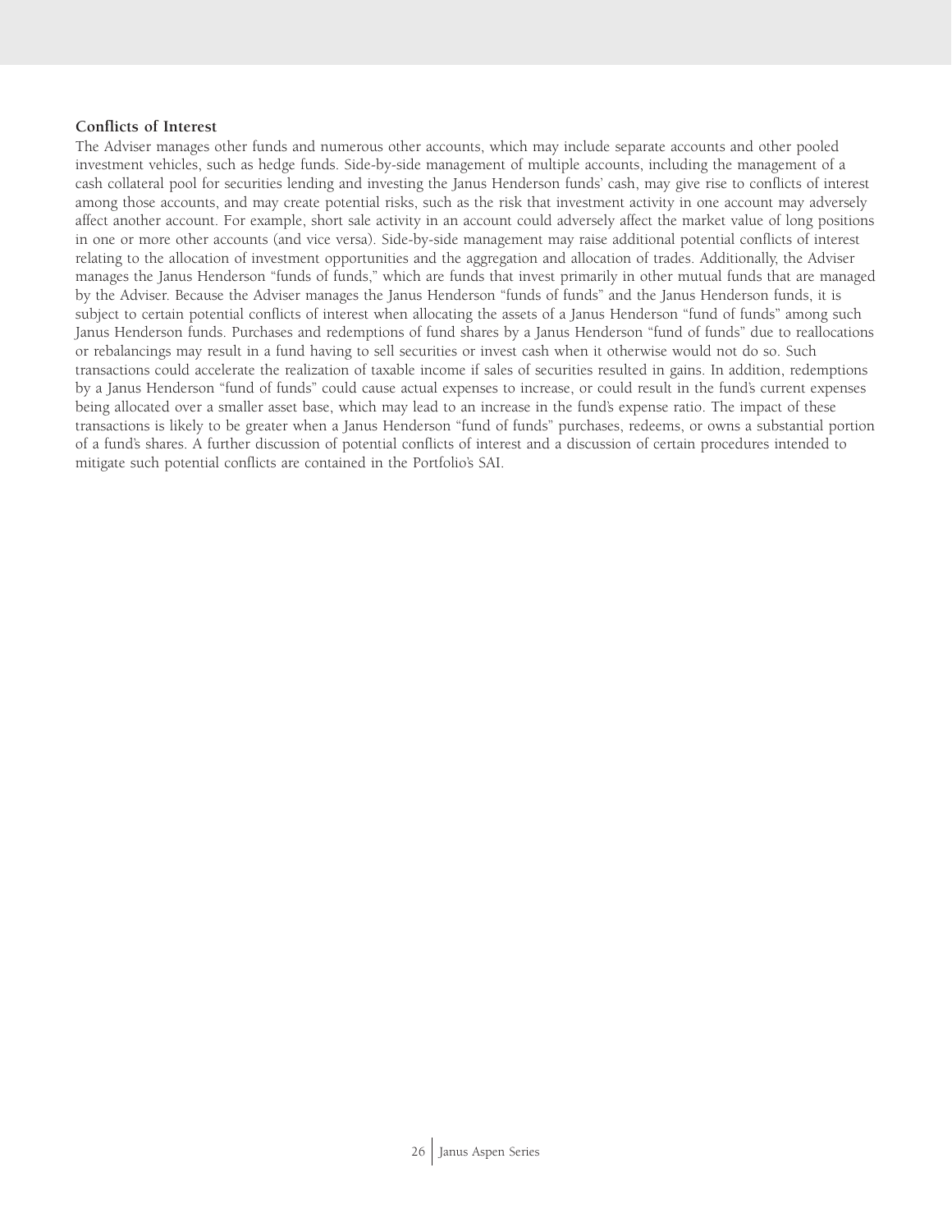**Conflicts of Interest**

The Adviser manages other funds and numerous other accounts, which may include separate accounts and other pooled investment vehicles, such as hedge funds. Side-by-side management of multiple accounts, including the management of a cash collateral pool for securities lending and investing the Janus Henderson funds' cash, may give rise to conflicts of interest among those accounts, and may create potential risks, such as the risk that investment activity in one account may adversely affect another account. For example, short sale activity in an account could adversely affect the market value of long positions in one or more other accounts (and vice versa). Side-by-side management may raise additional potential conflicts of interest relating to the allocation of investment opportunities and the aggregation and allocation of trades. Additionally, the Adviser manages the Janus Henderson "funds of funds," which are funds that invest primarily in other mutual funds that are managed by the Adviser. Because the Adviser manages the Janus Henderson "funds of funds" and the Janus Henderson funds, it is subject to certain potential conflicts of interest when allocating the assets of a Janus Henderson "fund of funds" among such Janus Henderson funds. Purchases and redemptions of fund shares by a Janus Henderson "fund of funds" due to reallocations or rebalancings may result in a fund having to sell securities or invest cash when it otherwise would not do so. Such transactions could accelerate the realization of taxable income if sales of securities resulted in gains. In addition, redemptions by a Janus Henderson "fund of funds" could cause actual expenses to increase, or could result in the fund's current expenses being allocated over a smaller asset base, which may lead to an increase in the fund's expense ratio. The impact of these transactions is likely to be greater when a Janus Henderson "fund of funds" purchases, redeems, or owns a substantial portion of a fund's shares. A further discussion of potential conflicts of interest and a discussion of certain procedures intended to mitigate such potential conflicts are contained in the Portfolio's SAI.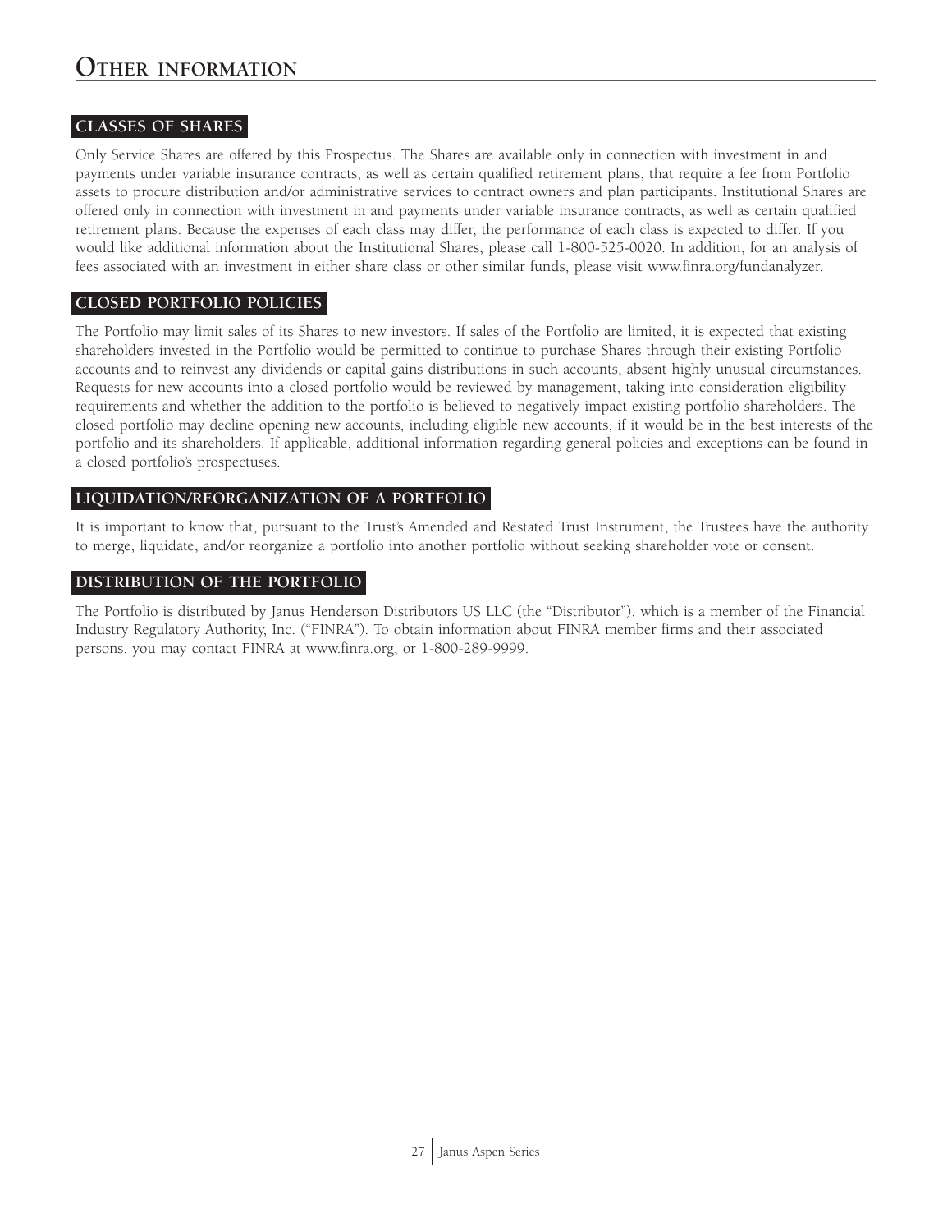# Other information

## CLASSES OF SHARES

Only Service Shares are offered by this Prospectus. The Shares are available only in connection with investment in and payments under variable insurance contracts, as well as certain qualified retirement plans, that require a fee from Portfolio assets to procure distribution and/or administrative services to contract owners and plan participants. Institutional Shares are offered only in connection with investment in and payments under variable insurance contracts, as well as certain qualified retirement plans. Because the expenses of each class may differ, the performance of each class is expected to differ. If you would like additional information about the Institutional Shares, please call 1-800-525-0020. In addition, for an analysis of fees associated with an investment in either share class or other similar funds, please visit www.finra.org/fundanalyzer.

## CLOSED PORTFOLIO POLICIES

The Portfolio may limit sales of its Shares to new investors. If sales of the Portfolio are limited, it is expected that existing shareholders invested in the Portfolio would be permitted to continue to purchase Shares through their existing Portfolio accounts and to reinvest any dividends or capital gains distributions in such accounts, absent highly unusual circumstances. Requests for new accounts into a closed portfolio would be reviewed by management, taking into consideration eligibility requirements and whether the addition to the portfolio is believed to negatively impact existing portfolio shareholders. The closed portfolio may decline opening new accounts, including eligible new accounts, if it would be in the best interests of the portfolio and its shareholders. If applicable, additional information regarding general policies and exceptions can be found in a closed portfolio's prospectuses.

## LIQUIDATION/REORGANIZATION OF A PORTFOLIO

It is important to know that, pursuant to the Trust's Amended and Restated Trust Instrument, the Trustees have the authority to merge, liquidate, and/or reorganize a portfolio into another portfolio without seeking shareholder vote or consent.

## DISTRIBUTION OF THE PORTFOLIO

The Portfolio is distributed by Janus Henderson Distributors US LLC (the "Distributor"), which is a member of the Financial Industry Regulatory Authority, Inc. ("FINRA"). To obtain information about FINRA member firms and their associated persons, you may contact FINRA at www.finra.org, or 1-800-289-9999.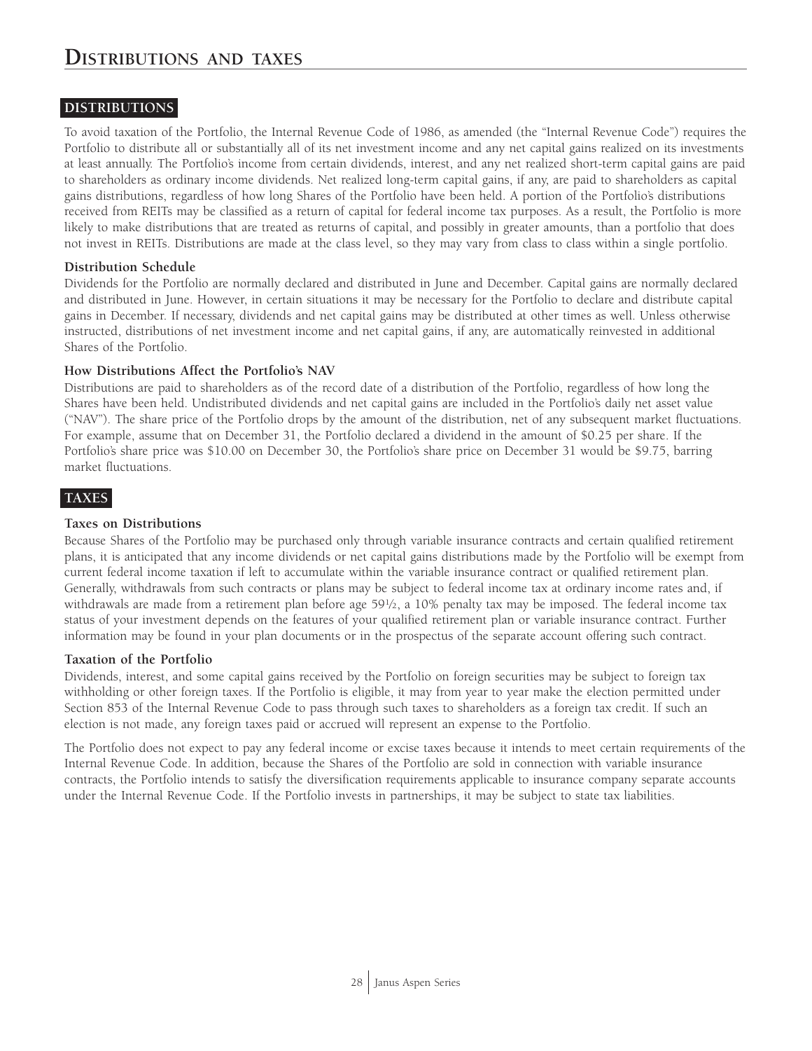# Distributions and taxes

## DISTRIBUTIONS

To avoid taxation of the Portfolio, the Internal Revenue Code of 1986, as amended (the "Internal Revenue Code") requires the Portfolio to distribute all or substantially all of its net investment income and any net capital gains realized on its investments at least annually. The Portfolio's income from certain dividends, interest, and any net realized short-term capital gains are paid to shareholders as ordinary income dividends. Net realized long-term capital gains, if any, are paid to shareholders as capital gains distributions, regardless of how long Shares of the Portfolio have been held. A portion of the Portfolio's distributions received from REITs may be classified as a return of capital for federal income tax purposes. As a result, the Portfolio is more likely to make distributions that are treated as returns of capital, and possibly in greater amounts, than a portfolio that does not invest in REITs. Distributions are made at the class level, so they may vary from class to class within a single portfolio.

### Distribution Schedule

Dividends for the Portfolio are normally declared and distributed in June and December. Capital gains are normally declared and distributed in June. However, in certain situations it may be necessary for the Portfolio to declare and distribute capital gains in December. If necessary, dividends and net capital gains may be distributed at other times as well. Unless otherwise instructed, distributions of net investment income and net capital gains, if any, are automatically reinvested in additional Shares of the Portfolio.

### How Distributions Affect the Portfolio's NAV

Distributions are paid to shareholders as of the record date of a distribution of the Portfolio, regardless of how long the Shares have been held. Undistributed dividends and net capital gains are included in the Portfolio's daily net asset value ("NAV"). The share price of the Portfolio drops by the amount of the distribution, net of any subsequent market fluctuations. For example, assume that on December 31, the Portfolio declared a dividend in the amount of $0.25 per share. If the Portfolio's share price was $10.00 on December 30, the Portfolio's share price on December 31 would be $9.75, barring market fluctuations.

## TAXES

### Taxes on Distributions

Because Shares of the Portfolio may be purchased only through variable insurance contracts and certain qualified retirement plans, it is anticipated that any income dividends or net capital gains distributions made by the Portfolio will be exempt from current federal income taxation if left to accumulate within the variable insurance contract or qualified retirement plan. Generally, withdrawals from such contracts or plans may be subject to federal income tax at ordinary income rates and, if withdrawals are made from a retirement plan before age 59½, a 10% penalty tax may be imposed. The federal income tax status of your investment depends on the features of your qualified retirement plan or variable insurance contract. Further information may be found in your plan documents or in the prospectus of the separate account offering such contract.

### Taxation of the Portfolio

Dividends, interest, and some capital gains received by the Portfolio on foreign securities may be subject to foreign tax withholding or other foreign taxes. If the Portfolio is eligible, it may from year to year make the election permitted under Section 853 of the Internal Revenue Code to pass through such taxes to shareholders as a foreign tax credit. If such an election is not made, any foreign taxes paid or accrued will represent an expense to the Portfolio.

The Portfolio does not expect to pay any federal income or excise taxes because it intends to meet certain requirements of the Internal Revenue Code. In addition, because the Shares of the Portfolio are sold in connection with variable insurance contracts, the Portfolio intends to satisfy the diversification requirements applicable to insurance company separate accounts under the Internal Revenue Code. If the Portfolio invests in partnerships, it may be subject to state tax liabilities.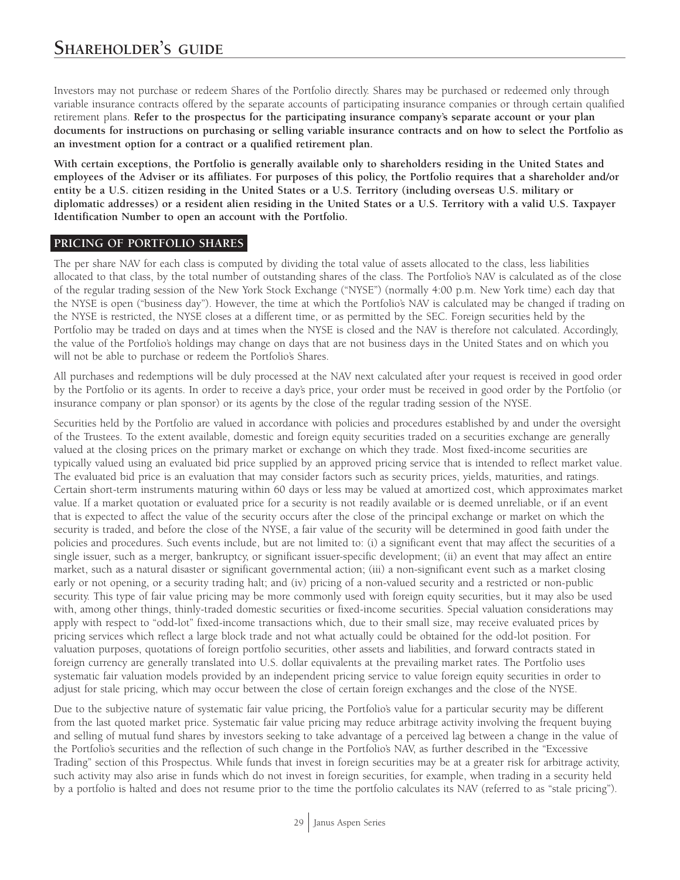# Shareholder's guide

Investors may not purchase or redeem Shares of the Portfolio directly. Shares may be purchased or redeemed only through variable insurance contracts offered by the separate accounts of participating insurance companies or through certain qualified retirement plans. **Refer to the prospectus for the participating insurance company's separate account or your plan documents for instructions on purchasing or selling variable insurance contracts and on how to select the Portfolio as an investment option for a contract or a qualified retirement plan.**

**With certain exceptions, the Portfolio is generally available only to shareholders residing in the United States and employees of the Adviser or its affiliates. For purposes of this policy, the Portfolio requires that a shareholder and/or entity be a U.S. citizen residing in the United States or a U.S. Territory (including overseas U.S. military or diplomatic addresses) or a resident alien residing in the United States or a U.S. Territory with a valid U.S. Taxpayer Identification Number to open an account with the Portfolio.**

## PRICING OF PORTFOLIO SHARES

The per share NAV for each class is computed by dividing the total value of assets allocated to the class, less liabilities allocated to that class, by the total number of outstanding shares of the class. The Portfolio's NAV is calculated as of the close of the regular trading session of the New York Stock Exchange ("NYSE") (normally 4:00 p.m. New York time) each day that the NYSE is open ("business day"). However, the time at which the Portfolio's NAV is calculated may be changed if trading on the NYSE is restricted, the NYSE closes at a different time, or as permitted by the SEC. Foreign securities held by the Portfolio may be traded on days and at times when the NYSE is closed and the NAV is therefore not calculated. Accordingly, the value of the Portfolio's holdings may change on days that are not business days in the United States and on which you will not be able to purchase or redeem the Portfolio's Shares.

All purchases and redemptions will be duly processed at the NAV next calculated after your request is received in good order by the Portfolio or its agents. In order to receive a day's price, your order must be received in good order by the Portfolio (or insurance company or plan sponsor) or its agents by the close of the regular trading session of the NYSE.

Securities held by the Portfolio are valued in accordance with policies and procedures established by and under the oversight of the Trustees. To the extent available, domestic and foreign equity securities traded on a securities exchange are generally valued at the closing prices on the primary market or exchange on which they trade. Most fixed-income securities are typically valued using an evaluated bid price supplied by an approved pricing service that is intended to reflect market value. The evaluated bid price is an evaluation that may consider factors such as security prices, yields, maturities, and ratings. Certain short-term instruments maturing within 60 days or less may be valued at amortized cost, which approximates market value. If a market quotation or evaluated price for a security is not readily available or is deemed unreliable, or if an event that is expected to affect the value of the security occurs after the close of the principal exchange or market on which the security is traded, and before the close of the NYSE, a fair value of the security will be determined in good faith under the policies and procedures. Such events include, but are not limited to: (i) a significant event that may affect the securities of a single issuer, such as a merger, bankruptcy, or significant issuer-specific development; (ii) an event that may affect an entire market, such as a natural disaster or significant governmental action; (iii) a non-significant event such as a market closing early or not opening, or a security trading halt; and (iv) pricing of a non-valued security and a restricted or non-public security. This type of fair value pricing may be more commonly used with foreign equity securities, but it may also be used with, among other things, thinly-traded domestic securities or fixed-income securities. Special valuation considerations may apply with respect to "odd-lot" fixed-income transactions which, due to their small size, may receive evaluated prices by pricing services which reflect a large block trade and not what actually could be obtained for the odd-lot position. For valuation purposes, quotations of foreign portfolio securities, other assets and liabilities, and forward contracts stated in foreign currency are generally translated into U.S. dollar equivalents at the prevailing market rates. The Portfolio uses systematic fair valuation models provided by an independent pricing service to value foreign equity securities in order to adjust for stale pricing, which may occur between the close of certain foreign exchanges and the close of the NYSE.

Due to the subjective nature of systematic fair value pricing, the Portfolio's value for a particular security may be different from the last quoted market price. Systematic fair value pricing may reduce arbitrage activity involving the frequent buying and selling of mutual fund shares by investors seeking to take advantage of a perceived lag between a change in the value of the Portfolio's securities and the reflection of such change in the Portfolio's NAV, as further described in the "Excessive Trading" section of this Prospectus. While funds that invest in foreign securities may be at a greater risk for arbitrage activity, such activity may also arise in funds which do not invest in foreign securities, for example, when trading in a security held by a portfolio is halted and does not resume prior to the time the portfolio calculates its NAV (referred to as "stale pricing").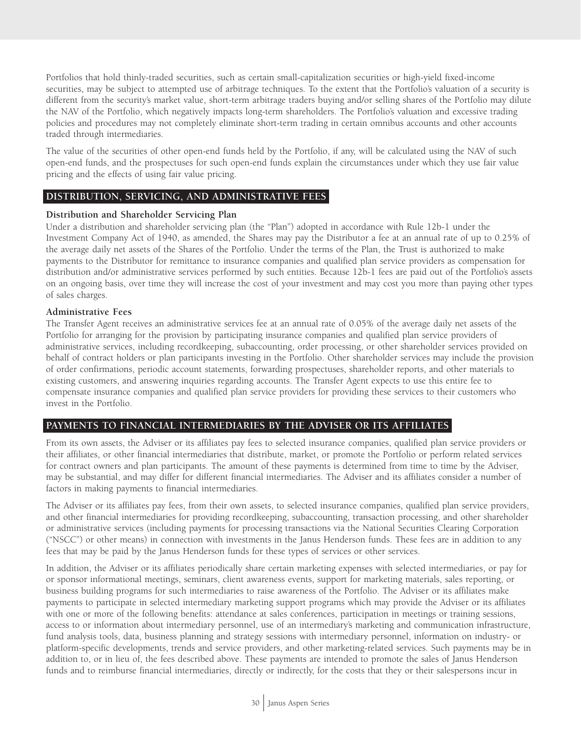Portfolios that hold thinly-traded securities, such as certain small-capitalization securities or high-yield fixed-income securities, may be subject to attempted use of arbitrage techniques. To the extent that the Portfolio's valuation of a security is different from the security's market value, short-term arbitrage traders buying and/or selling shares of the Portfolio may dilute the NAV of the Portfolio, which negatively impacts long-term shareholders. The Portfolio's valuation and excessive trading policies and procedures may not completely eliminate short-term trading in certain omnibus accounts and other accounts traded through intermediaries.

The value of the securities of other open-end funds held by the Portfolio, if any, will be calculated using the NAV of such open-end funds, and the prospectuses for such open-end funds explain the circumstances under which they use fair value pricing and the effects of using fair value pricing.

## DISTRIBUTION, SERVICING, AND ADMINISTRATIVE FEES

### Distribution and Shareholder Servicing Plan

Under a distribution and shareholder servicing plan (the "Plan") adopted in accordance with Rule 12b-1 under the Investment Company Act of 1940, as amended, the Shares may pay the Distributor a fee at an annual rate of up to 0.25% of the average daily net assets of the Shares of the Portfolio. Under the terms of the Plan, the Trust is authorized to make payments to the Distributor for remittance to insurance companies and qualified plan service providers as compensation for distribution and/or administrative services performed by such entities. Because 12b-1 fees are paid out of the Portfolio's assets on an ongoing basis, over time they will increase the cost of your investment and may cost you more than paying other types of sales charges.

### Administrative Fees

The Transfer Agent receives an administrative services fee at an annual rate of 0.05% of the average daily net assets of the Portfolio for arranging for the provision by participating insurance companies and qualified plan service providers of administrative services, including recordkeeping, subaccounting, order processing, or other shareholder services provided on behalf of contract holders or plan participants investing in the Portfolio. Other shareholder services may include the provision of order confirmations, periodic account statements, forwarding prospectuses, shareholder reports, and other materials to existing customers, and answering inquiries regarding accounts. The Transfer Agent expects to use this entire fee to compensate insurance companies and qualified plan service providers for providing these services to their customers who invest in the Portfolio.

## PAYMENTS TO FINANCIAL INTERMEDIARIES BY THE ADVISER OR ITS AFFILIATES

From its own assets, the Adviser or its affiliates pay fees to selected insurance companies, qualified plan service providers or their affiliates, or other financial intermediaries that distribute, market, or promote the Portfolio or perform related services for contract owners and plan participants. The amount of these payments is determined from time to time by the Adviser, may be substantial, and may differ for different financial intermediaries. The Adviser and its affiliates consider a number of factors in making payments to financial intermediaries.

The Adviser or its affiliates pay fees, from their own assets, to selected insurance companies, qualified plan service providers, and other financial intermediaries for providing recordkeeping, subaccounting, transaction processing, and other shareholder or administrative services (including payments for processing transactions via the National Securities Clearing Corporation ("NSCC") or other means) in connection with investments in the Janus Henderson funds. These fees are in addition to any fees that may be paid by the Janus Henderson funds for these types of services or other services.

In addition, the Adviser or its affiliates periodically share certain marketing expenses with selected intermediaries, or pay for or sponsor informational meetings, seminars, client awareness events, support for marketing materials, sales reporting, or business building programs for such intermediaries to raise awareness of the Portfolio. The Adviser or its affiliates make payments to participate in selected intermediary marketing support programs which may provide the Adviser or its affiliates with one or more of the following benefits: attendance at sales conferences, participation in meetings or training sessions, access to or information about intermediary personnel, use of an intermediary's marketing and communication infrastructure, fund analysis tools, data, business planning and strategy sessions with intermediary personnel, information on industry- or platform-specific developments, trends and service providers, and other marketing-related services. Such payments may be in addition to, or in lieu of, the fees described above. These payments are intended to promote the sales of Janus Henderson funds and to reimburse financial intermediaries, directly or indirectly, for the costs that they or their salespersons incur in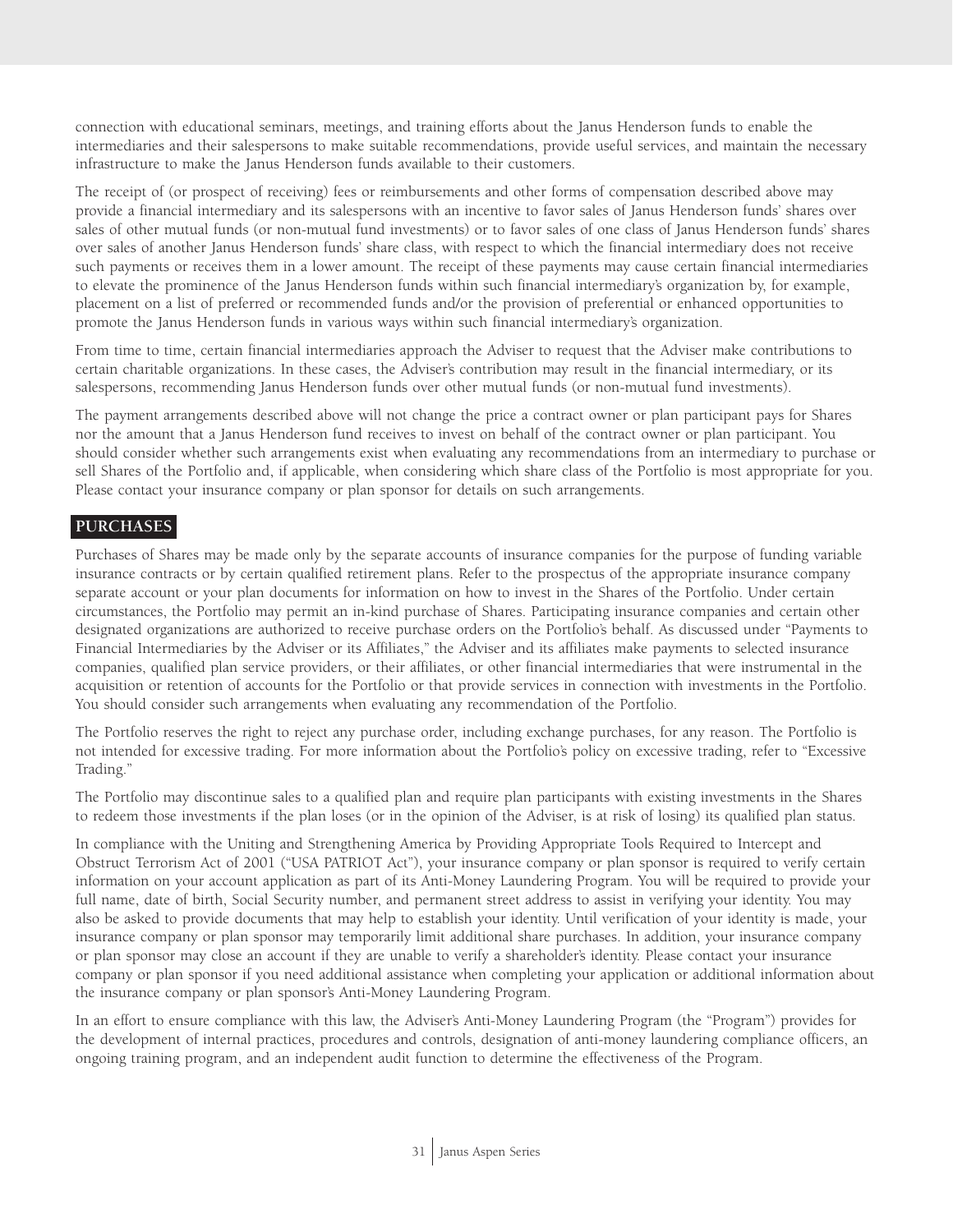connection with educational seminars, meetings, and training efforts about the Janus Henderson funds to enable the intermediaries and their salespersons to make suitable recommendations, provide useful services, and maintain the necessary infrastructure to make the Janus Henderson funds available to their customers.

The receipt of (or prospect of receiving) fees or reimbursements and other forms of compensation described above may provide a financial intermediary and its salespersons with an incentive to favor sales of Janus Henderson funds' shares over sales of other mutual funds (or non-mutual fund investments) or to favor sales of one class of Janus Henderson funds' shares over sales of another Janus Henderson funds' share class, with respect to which the financial intermediary does not receive such payments or receives them in a lower amount. The receipt of these payments may cause certain financial intermediaries to elevate the prominence of the Janus Henderson funds within such financial intermediary's organization by, for example, placement on a list of preferred or recommended funds and/or the provision of preferential or enhanced opportunities to promote the Janus Henderson funds in various ways within such financial intermediary's organization.

From time to time, certain financial intermediaries approach the Adviser to request that the Adviser make contributions to certain charitable organizations. In these cases, the Adviser's contribution may result in the financial intermediary, or its salespersons, recommending Janus Henderson funds over other mutual funds (or non-mutual fund investments).

The payment arrangements described above will not change the price a contract owner or plan participant pays for Shares nor the amount that a Janus Henderson fund receives to invest on behalf of the contract owner or plan participant. You should consider whether such arrangements exist when evaluating any recommendations from an intermediary to purchase or sell Shares of the Portfolio and, if applicable, when considering which share class of the Portfolio is most appropriate for you. Please contact your insurance company or plan sponsor for details on such arrangements.

## PURCHASES

Purchases of Shares may be made only by the separate accounts of insurance companies for the purpose of funding variable insurance contracts or by certain qualified retirement plans. Refer to the prospectus of the appropriate insurance company separate account or your plan documents for information on how to invest in the Shares of the Portfolio. Under certain circumstances, the Portfolio may permit an in-kind purchase of Shares. Participating insurance companies and certain other designated organizations are authorized to receive purchase orders on the Portfolio's behalf. As discussed under "Payments to Financial Intermediaries by the Adviser or its Affiliates," the Adviser and its affiliates make payments to selected insurance companies, qualified plan service providers, or their affiliates, or other financial intermediaries that were instrumental in the acquisition or retention of accounts for the Portfolio or that provide services in connection with investments in the Portfolio. You should consider such arrangements when evaluating any recommendation of the Portfolio.

The Portfolio reserves the right to reject any purchase order, including exchange purchases, for any reason. The Portfolio is not intended for excessive trading. For more information about the Portfolio's policy on excessive trading, refer to "Excessive Trading."

The Portfolio may discontinue sales to a qualified plan and require plan participants with existing investments in the Shares to redeem those investments if the plan loses (or in the opinion of the Adviser, is at risk of losing) its qualified plan status.

In compliance with the Uniting and Strengthening America by Providing Appropriate Tools Required to Intercept and Obstruct Terrorism Act of 2001 ("USA PATRIOT Act"), your insurance company or plan sponsor is required to verify certain information on your account application as part of its Anti-Money Laundering Program. You will be required to provide your full name, date of birth, Social Security number, and permanent street address to assist in verifying your identity. You may also be asked to provide documents that may help to establish your identity. Until verification of your identity is made, your insurance company or plan sponsor may temporarily limit additional share purchases. In addition, your insurance company or plan sponsor may close an account if they are unable to verify a shareholder's identity. Please contact your insurance company or plan sponsor if you need additional assistance when completing your application or additional information about the insurance company or plan sponsor's Anti-Money Laundering Program.

In an effort to ensure compliance with this law, the Adviser's Anti-Money Laundering Program (the "Program") provides for the development of internal practices, procedures and controls, designation of anti-money laundering compliance officers, an ongoing training program, and an independent audit function to determine the effectiveness of the Program.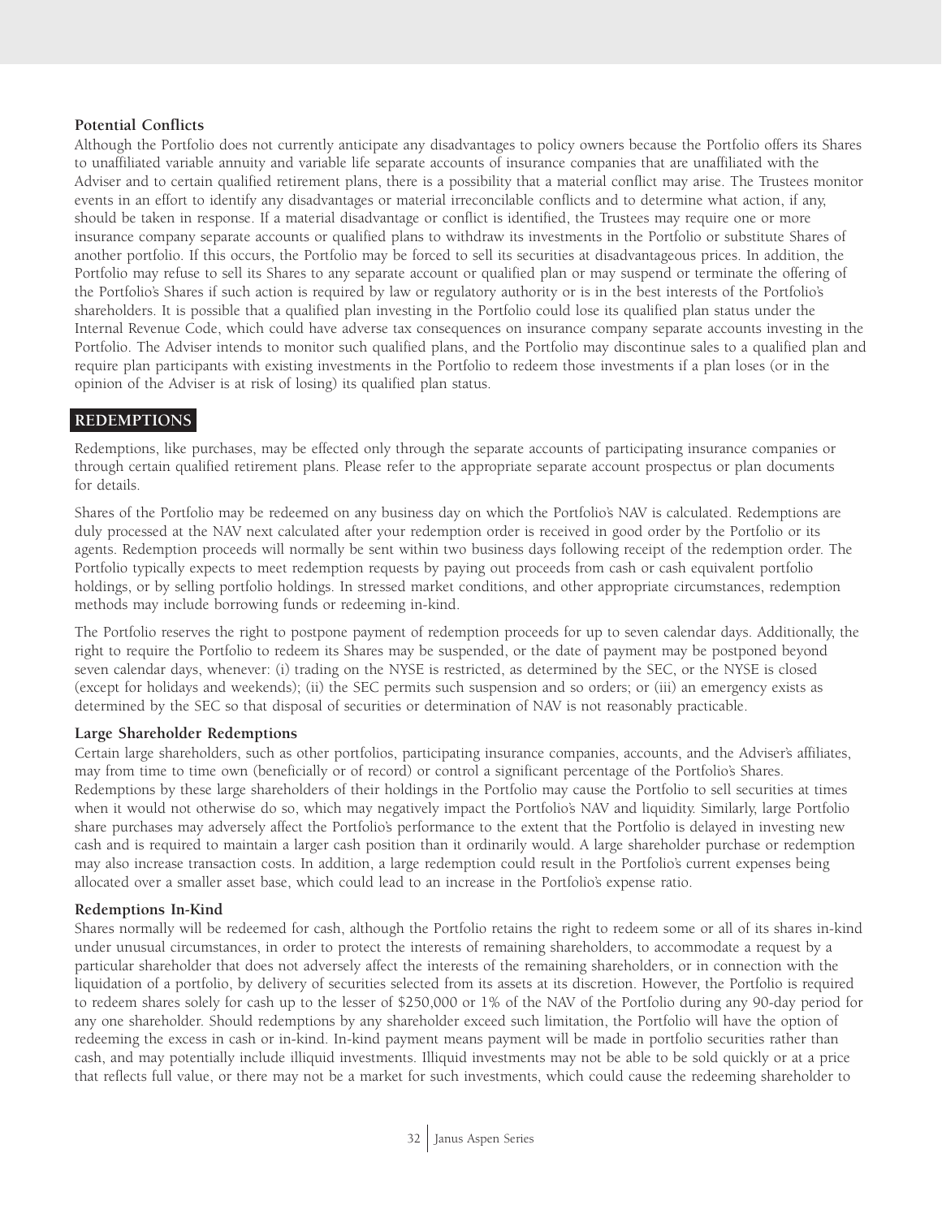**Potential Conflicts**

Although the Portfolio does not currently anticipate any disadvantages to policy owners because the Portfolio offers its Shares to unaffiliated variable annuity and variable life separate accounts of insurance companies that are unaffiliated with the Adviser and to certain qualified retirement plans, there is a possibility that a material conflict may arise. The Trustees monitor events in an effort to identify any disadvantages or material irreconcilable conflicts and to determine what action, if any, should be taken in response. If a material disadvantage or conflict is identified, the Trustees may require one or more insurance company separate accounts or qualified plans to withdraw its investments in the Portfolio or substitute Shares of another portfolio. If this occurs, the Portfolio may be forced to sell its securities at disadvantageous prices. In addition, the Portfolio may refuse to sell its Shares to any separate account or qualified plan or may suspend or terminate the offering of the Portfolio's Shares if such action is required by law or regulatory authority or is in the best interests of the Portfolio's shareholders. It is possible that a qualified plan investing in the Portfolio could lose its qualified plan status under the Internal Revenue Code, which could have adverse tax consequences on insurance company separate accounts investing in the Portfolio. The Adviser intends to monitor such qualified plans, and the Portfolio may discontinue sales to a qualified plan and require plan participants with existing investments in the Portfolio to redeem those investments if a plan loses (or in the opinion of the Adviser is at risk of losing) its qualified plan status.

## REDEMPTIONS

Redemptions, like purchases, may be effected only through the separate accounts of participating insurance companies or through certain qualified retirement plans. Please refer to the appropriate separate account prospectus or plan documents for details.

Shares of the Portfolio may be redeemed on any business day on which the Portfolio's NAV is calculated. Redemptions are duly processed at the NAV next calculated after your redemption order is received in good order by the Portfolio or its agents. Redemption proceeds will normally be sent within two business days following receipt of the redemption order. The Portfolio typically expects to meet redemption requests by paying out proceeds from cash or cash equivalent portfolio holdings, or by selling portfolio holdings. In stressed market conditions, and other appropriate circumstances, redemption methods may include borrowing funds or redeeming in-kind.

The Portfolio reserves the right to postpone payment of redemption proceeds for up to seven calendar days. Additionally, the right to require the Portfolio to redeem its Shares may be suspended, or the date of payment may be postponed beyond seven calendar days, whenever: (i) trading on the NYSE is restricted, as determined by the SEC, or the NYSE is closed (except for holidays and weekends); (ii) the SEC permits such suspension and so orders; or (iii) an emergency exists as determined by the SEC so that disposal of securities or determination of NAV is not reasonably practicable.

**Large Shareholder Redemptions**

Certain large shareholders, such as other portfolios, participating insurance companies, accounts, and the Adviser's affiliates, may from time to time own (beneficially or of record) or control a significant percentage of the Portfolio's Shares. Redemptions by these large shareholders of their holdings in the Portfolio may cause the Portfolio to sell securities at times when it would not otherwise do so, which may negatively impact the Portfolio's NAV and liquidity. Similarly, large Portfolio share purchases may adversely affect the Portfolio's performance to the extent that the Portfolio is delayed in investing new cash and is required to maintain a larger cash position than it ordinarily would. A large shareholder purchase or redemption may also increase transaction costs. In addition, a large redemption could result in the Portfolio's current expenses being allocated over a smaller asset base, which could lead to an increase in the Portfolio's expense ratio.

**Redemptions In-Kind**

Shares normally will be redeemed for cash, although the Portfolio retains the right to redeem some or all of its shares in-kind under unusual circumstances, in order to protect the interests of remaining shareholders, to accommodate a request by a particular shareholder that does not adversely affect the interests of the remaining shareholders, or in connection with the liquidation of a portfolio, by delivery of securities selected from its assets at its discretion. However, the Portfolio is required to redeem shares solely for cash up to the lesser of $250,000 or 1% of the NAV of the Portfolio during any 90-day period for any one shareholder. Should redemptions by any shareholder exceed such limitation, the Portfolio will have the option of redeeming the excess in cash or in-kind. In-kind payment means payment will be made in portfolio securities rather than cash, and may potentially include illiquid investments. Illiquid investments may not be able to be sold quickly or at a price that reflects full value, or there may not be a market for such investments, which could cause the redeeming shareholder to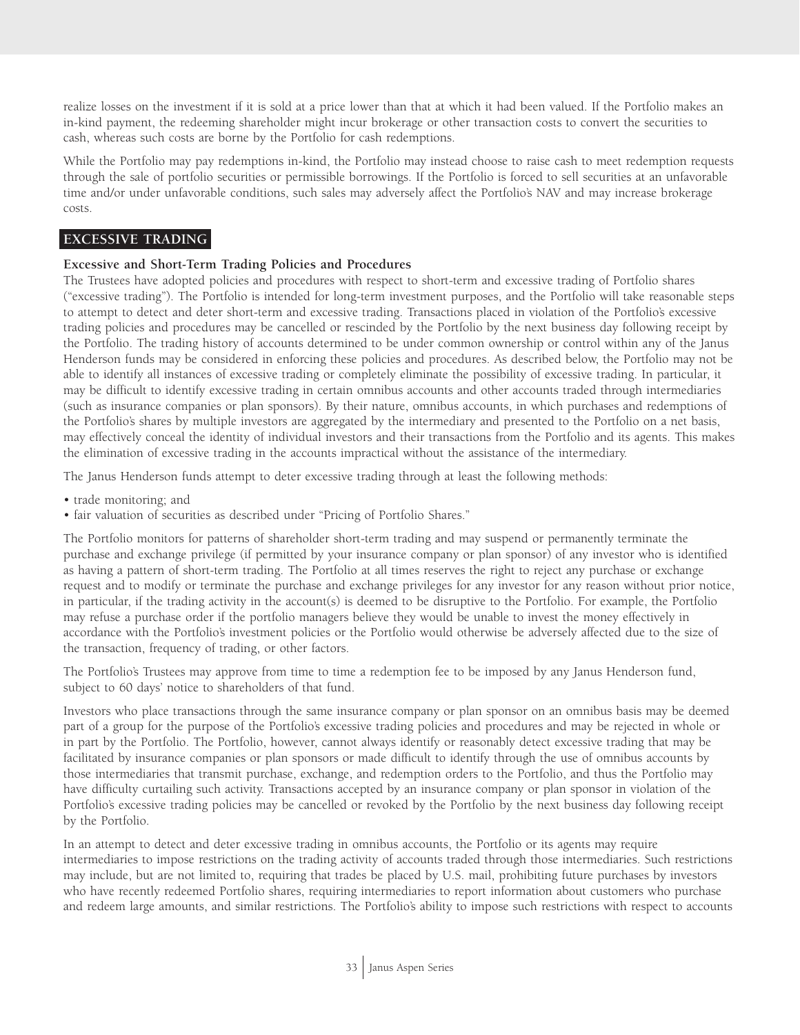realize losses on the investment if it is sold at a price lower than that at which it had been valued. If the Portfolio makes an in-kind payment, the redeeming shareholder might incur brokerage or other transaction costs to convert the securities to cash, whereas such costs are borne by the Portfolio for cash redemptions.

While the Portfolio may pay redemptions in-kind, the Portfolio may instead choose to raise cash to meet redemption requests through the sale of portfolio securities or permissible borrowings. If the Portfolio is forced to sell securities at an unfavorable time and/or under unfavorable conditions, such sales may adversely affect the Portfolio's NAV and may increase brokerage costs.

## EXCESSIVE TRADING

### Excessive and Short-Term Trading Policies and Procedures

The Trustees have adopted policies and procedures with respect to short-term and excessive trading of Portfolio shares ("excessive trading"). The Portfolio is intended for long-term investment purposes, and the Portfolio will take reasonable steps to attempt to detect and deter short-term and excessive trading. Transactions placed in violation of the Portfolio's excessive trading policies and procedures may be cancelled or rescinded by the Portfolio by the next business day following receipt by the Portfolio. The trading history of accounts determined to be under common ownership or control within any of the Janus Henderson funds may be considered in enforcing these policies and procedures. As described below, the Portfolio may not be able to identify all instances of excessive trading or completely eliminate the possibility of excessive trading. In particular, it may be difficult to identify excessive trading in certain omnibus accounts and other accounts traded through intermediaries (such as insurance companies or plan sponsors). By their nature, omnibus accounts, in which purchases and redemptions of the Portfolio's shares by multiple investors are aggregated by the intermediary and presented to the Portfolio on a net basis, may effectively conceal the identity of individual investors and their transactions from the Portfolio and its agents. This makes the elimination of excessive trading in the accounts impractical without the assistance of the intermediary.

The Janus Henderson funds attempt to deter excessive trading through at least the following methods:

- trade monitoring; and
- fair valuation of securities as described under "Pricing of Portfolio Shares."

The Portfolio monitors for patterns of shareholder short-term trading and may suspend or permanently terminate the purchase and exchange privilege (if permitted by your insurance company or plan sponsor) of any investor who is identified as having a pattern of short-term trading. The Portfolio at all times reserves the right to reject any purchase or exchange request and to modify or terminate the purchase and exchange privileges for any investor for any reason without prior notice, in particular, if the trading activity in the account(s) is deemed to be disruptive to the Portfolio. For example, the Portfolio may refuse a purchase order if the portfolio managers believe they would be unable to invest the money effectively in accordance with the Portfolio's investment policies or the Portfolio would otherwise be adversely affected due to the size of the transaction, frequency of trading, or other factors.

The Portfolio's Trustees may approve from time to time a redemption fee to be imposed by any Janus Henderson fund, subject to 60 days' notice to shareholders of that fund.

Investors who place transactions through the same insurance company or plan sponsor on an omnibus basis may be deemed part of a group for the purpose of the Portfolio's excessive trading policies and procedures and may be rejected in whole or in part by the Portfolio. The Portfolio, however, cannot always identify or reasonably detect excessive trading that may be facilitated by insurance companies or plan sponsors or made difficult to identify through the use of omnibus accounts by those intermediaries that transmit purchase, exchange, and redemption orders to the Portfolio, and thus the Portfolio may have difficulty curtailing such activity. Transactions accepted by an insurance company or plan sponsor in violation of the Portfolio's excessive trading policies may be cancelled or revoked by the Portfolio by the next business day following receipt by the Portfolio.

In an attempt to detect and deter excessive trading in omnibus accounts, the Portfolio or its agents may require intermediaries to impose restrictions on the trading activity of accounts traded through those intermediaries. Such restrictions may include, but are not limited to, requiring that trades be placed by U.S. mail, prohibiting future purchases by investors who have recently redeemed Portfolio shares, requiring intermediaries to report information about customers who purchase and redeem large amounts, and similar restrictions. The Portfolio's ability to impose such restrictions with respect to accounts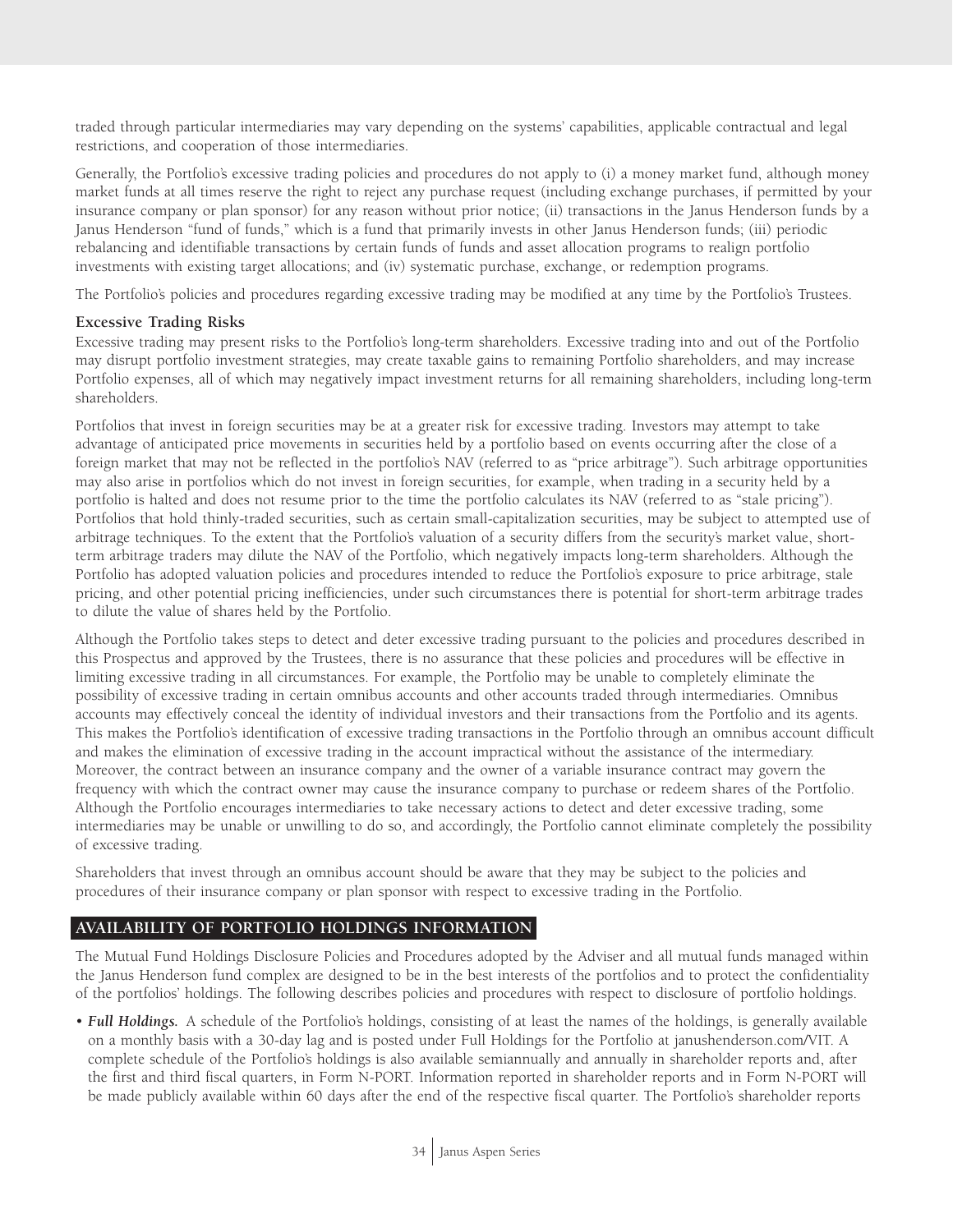traded through particular intermediaries may vary depending on the systems' capabilities, applicable contractual and legal restrictions, and cooperation of those intermediaries.

Generally, the Portfolio's excessive trading policies and procedures do not apply to (i) a money market fund, although money market funds at all times reserve the right to reject any purchase request (including exchange purchases, if permitted by your insurance company or plan sponsor) for any reason without prior notice; (ii) transactions in the Janus Henderson funds by a Janus Henderson "fund of funds," which is a fund that primarily invests in other Janus Henderson funds; (iii) periodic rebalancing and identifiable transactions by certain funds of funds and asset allocation programs to realign portfolio investments with existing target allocations; and (iv) systematic purchase, exchange, or redemption programs.

The Portfolio's policies and procedures regarding excessive trading may be modified at any time by the Portfolio's Trustees.

**Excessive Trading Risks**

Excessive trading may present risks to the Portfolio's long-term shareholders. Excessive trading into and out of the Portfolio may disrupt portfolio investment strategies, may create taxable gains to remaining Portfolio shareholders, and may increase Portfolio expenses, all of which may negatively impact investment returns for all remaining shareholders, including long-term shareholders.

Portfolios that invest in foreign securities may be at a greater risk for excessive trading. Investors may attempt to take advantage of anticipated price movements in securities held by a portfolio based on events occurring after the close of a foreign market that may not be reflected in the portfolio's NAV (referred to as "price arbitrage"). Such arbitrage opportunities may also arise in portfolios which do not invest in foreign securities, for example, when trading in a security held by a portfolio is halted and does not resume prior to the time the portfolio calculates its NAV (referred to as "stale pricing"). Portfolios that hold thinly-traded securities, such as certain small-capitalization securities, may be subject to attempted use of arbitrage techniques. To the extent that the Portfolio's valuation of a security differs from the security's market value, short-term arbitrage traders may dilute the NAV of the Portfolio, which negatively impacts long-term shareholders. Although the Portfolio has adopted valuation policies and procedures intended to reduce the Portfolio's exposure to price arbitrage, stale pricing, and other potential pricing inefficiencies, under such circumstances there is potential for short-term arbitrage trades to dilute the value of shares held by the Portfolio.

Although the Portfolio takes steps to detect and deter excessive trading pursuant to the policies and procedures described in this Prospectus and approved by the Trustees, there is no assurance that these policies and procedures will be effective in limiting excessive trading in all circumstances. For example, the Portfolio may be unable to completely eliminate the possibility of excessive trading in certain omnibus accounts and other accounts traded through intermediaries. Omnibus accounts may effectively conceal the identity of individual investors and their transactions from the Portfolio and its agents. This makes the Portfolio's identification of excessive trading transactions in the Portfolio through an omnibus account difficult and makes the elimination of excessive trading in the account impractical without the assistance of the intermediary. Moreover, the contract between an insurance company and the owner of a variable insurance contract may govern the frequency with which the contract owner may cause the insurance company to purchase or redeem shares of the Portfolio. Although the Portfolio encourages intermediaries to take necessary actions to detect and deter excessive trading, some intermediaries may be unable or unwilling to do so, and accordingly, the Portfolio cannot eliminate completely the possibility of excessive trading.

Shareholders that invest through an omnibus account should be aware that they may be subject to the policies and procedures of their insurance company or plan sponsor with respect to excessive trading in the Portfolio.

## AVAILABILITY OF PORTFOLIO HOLDINGS INFORMATION

The Mutual Fund Holdings Disclosure Policies and Procedures adopted by the Adviser and all mutual funds managed within the Janus Henderson fund complex are designed to be in the best interests of the portfolios and to protect the confidentiality of the portfolios' holdings. The following describes policies and procedures with respect to disclosure of portfolio holdings.

- ***Full Holdings.*** A schedule of the Portfolio's holdings, consisting of at least the names of the holdings, is generally available on a monthly basis with a 30-day lag and is posted under Full Holdings for the Portfolio at janushenderson.com/VIT. A complete schedule of the Portfolio's holdings is also available semiannually and annually in shareholder reports and, after the first and third fiscal quarters, in Form N-PORT. Information reported in shareholder reports and in Form N-PORT will be made publicly available within 60 days after the end of the respective fiscal quarter. The Portfolio's shareholder reports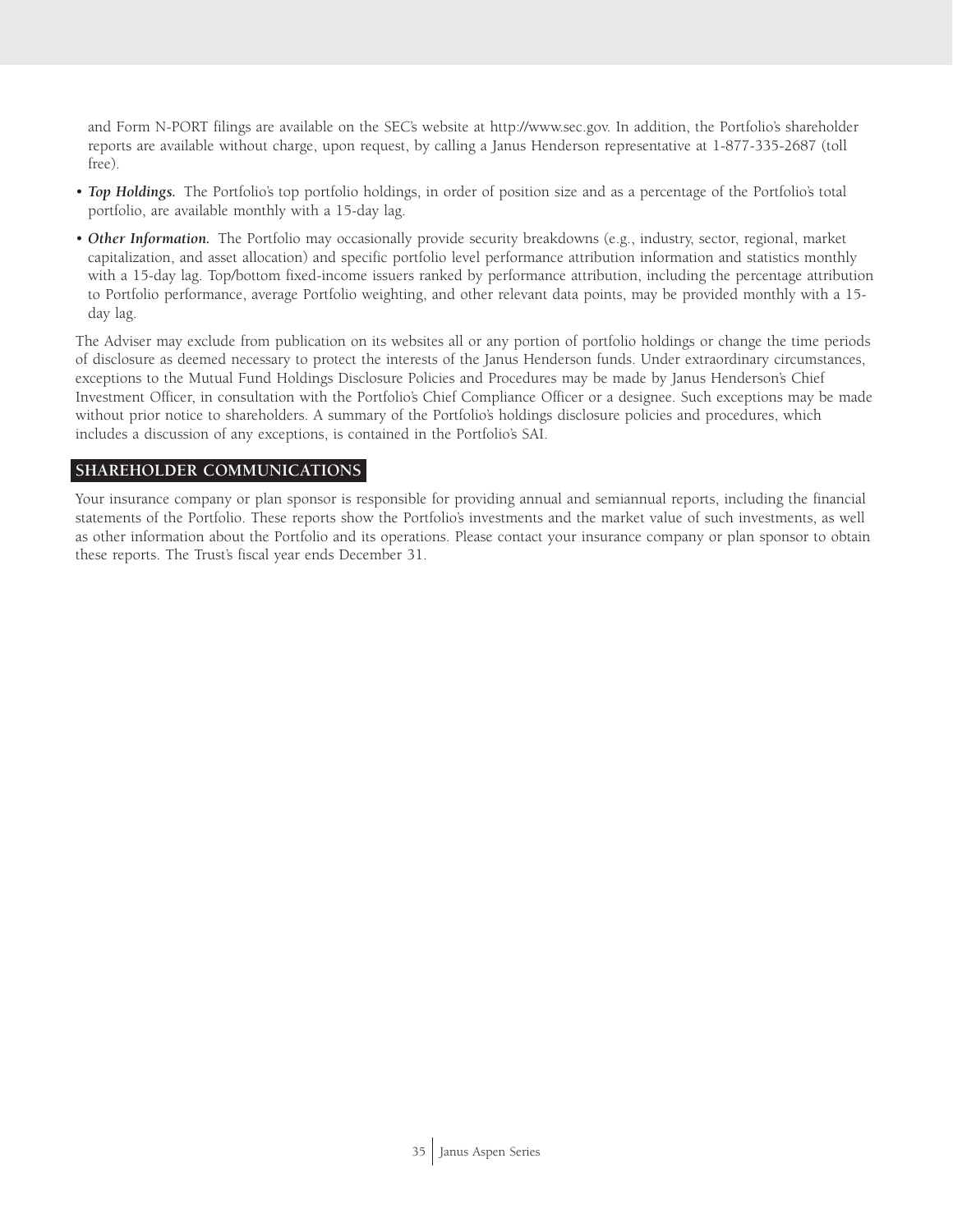and Form N-PORT filings are available on the SEC's website at http://www.sec.gov. In addition, the Portfolio's shareholder reports are available without charge, upon request, by calling a Janus Henderson representative at 1-877-335-2687 (toll free).

- ***Top Holdings.*** The Portfolio's top portfolio holdings, in order of position size and as a percentage of the Portfolio's total portfolio, are available monthly with a 15-day lag.
- ***Other Information.*** The Portfolio may occasionally provide security breakdowns (e.g., industry, sector, regional, market capitalization, and asset allocation) and specific portfolio level performance attribution information and statistics monthly with a 15-day lag. Top/bottom fixed-income issuers ranked by performance attribution, including the percentage attribution to Portfolio performance, average Portfolio weighting, and other relevant data points, may be provided monthly with a 15-day lag.

The Adviser may exclude from publication on its websites all or any portion of portfolio holdings or change the time periods of disclosure as deemed necessary to protect the interests of the Janus Henderson funds. Under extraordinary circumstances, exceptions to the Mutual Fund Holdings Disclosure Policies and Procedures may be made by Janus Henderson's Chief Investment Officer, in consultation with the Portfolio's Chief Compliance Officer or a designee. Such exceptions may be made without prior notice to shareholders. A summary of the Portfolio's holdings disclosure policies and procedures, which includes a discussion of any exceptions, is contained in the Portfolio's SAI.

## SHAREHOLDER COMMUNICATIONS

Your insurance company or plan sponsor is responsible for providing annual and semiannual reports, including the financial statements of the Portfolio. These reports show the Portfolio's investments and the market value of such investments, as well as other information about the Portfolio and its operations. Please contact your insurance company or plan sponsor to obtain these reports. The Trust's fiscal year ends December 31.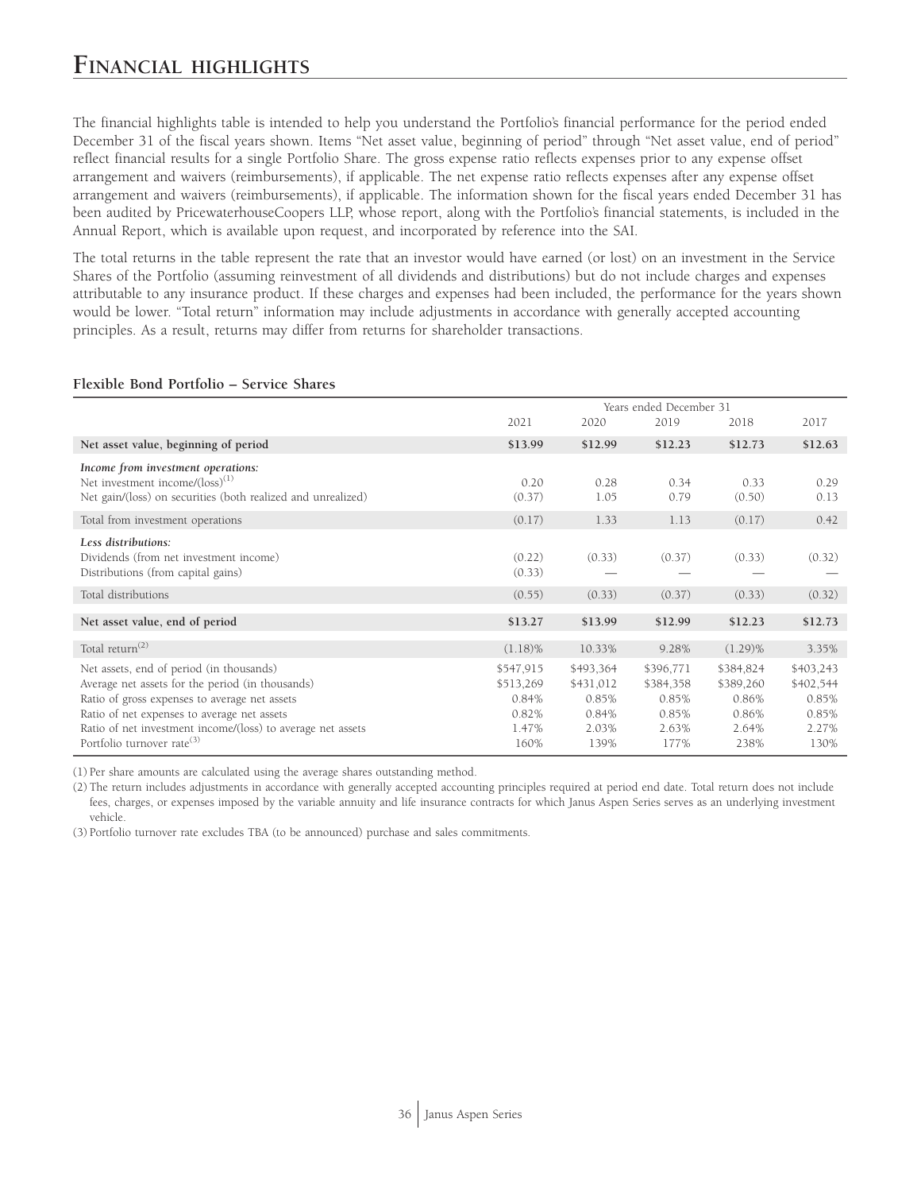# Financial highlights

The financial highlights table is intended to help you understand the Portfolio's financial performance for the period ended December 31 of the fiscal years shown. Items "Net asset value, beginning of period" through "Net asset value, end of period" reflect financial results for a single Portfolio Share. The gross expense ratio reflects expenses prior to any expense offset arrangement and waivers (reimbursements), if applicable. The net expense ratio reflects expenses after any expense offset arrangement and waivers (reimbursements), if applicable. The information shown for the fiscal years ended December 31 has been audited by PricewaterhouseCoopers LLP, whose report, along with the Portfolio's financial statements, is included in the Annual Report, which is available upon request, and incorporated by reference into the SAI.

The total returns in the table represent the rate that an investor would have earned (or lost) on an investment in the Service Shares of the Portfolio (assuming reinvestment of all dividends and distributions) but do not include charges and expenses attributable to any insurance product. If these charges and expenses had been included, the performance for the years shown would be lower. "Total return" information may include adjustments in accordance with generally accepted accounting principles. As a result, returns may differ from returns for shareholder transactions.

**Flexible Bond Portfolio – Service Shares**

| | Years ended December 31 | | | | |
|---|---|---|---|---|---|
| | 2021 | 2020 | 2019 | 2018 | 2017 |
| **Net asset value, beginning of period** | **$13.99** | **$12.99** | **$12.23** | **$12.73** | **$12.63** |
| ***Income from investment operations:*** | | | | | |
| Net investment income/(loss)[1] | 0.20 | 0.28 | 0.34 | 0.33 | 0.29 |
| Net gain/(loss) on securities (both realized and unrealized) | (0.37) | 1.05 | 0.79 | (0.50) | 0.13 |
| Total from investment operations | (0.17) | 1.33 | 1.13 | (0.17) | 0.42 |
| ***Less distributions:*** | | | | | |
| Dividends (from net investment income) | (0.22) | (0.33) | (0.37) | (0.33) | (0.32) |
| Distributions (from capital gains) | (0.33) | — | — | — | — |
| Total distributions | (0.55) | (0.33) | (0.37) | (0.33) | (0.32) |
| **Net asset value, end of period** | **$13.27** | **$13.99** | **$12.99** | **$12.23** | **$12.73** |
| Total return[2] | (1.18)% | 10.33% | 9.28% | (1.29)% | 3.35% |
| Net assets, end of period (in thousands) | $547,915 | $493,364 | $396,771 | $384,824 | $403,243 |
| Average net assets for the period (in thousands) | $513,269 | $431,012 | $384,358 | $389,260 | $402,544 |
| Ratio of gross expenses to average net assets | 0.84% | 0.85% | 0.85% | 0.86% | 0.85% |
| Ratio of net expenses to average net assets | 0.82% | 0.84% | 0.85% | 0.86% | 0.85% |
| Ratio of net investment income/(loss) to average net assets | 1.47% | 2.03% | 2.63% | 2.64% | 2.27% |
| Portfolio turnover rate[3] | 160% | 139% | 177% | 238% | 130% |

(1) Per share amounts are calculated using the average shares outstanding method.

(2) The return includes adjustments in accordance with generally accepted accounting principles required at period end date. Total return does not include fees, charges, or expenses imposed by the variable annuity and life insurance contracts for which Janus Aspen Series serves as an underlying investment vehicle.

(3) Portfolio turnover rate excludes TBA (to be announced) purchase and sales commitments.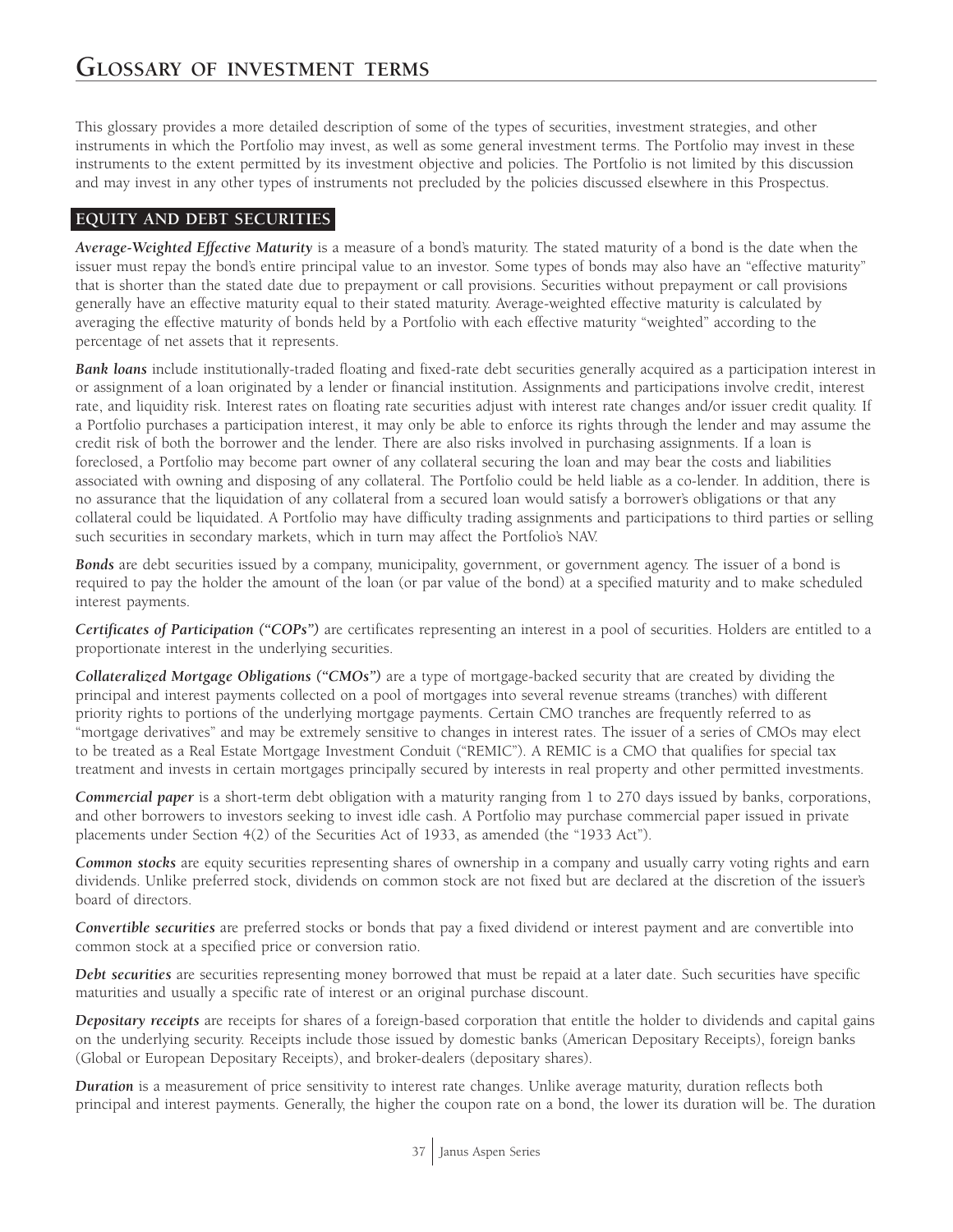# Glossary of investment terms

This glossary provides a more detailed description of some of the types of securities, investment strategies, and other instruments in which the Portfolio may invest, as well as some general investment terms. The Portfolio may invest in these instruments to the extent permitted by its investment objective and policies. The Portfolio is not limited by this discussion and may invest in any other types of instruments not precluded by the policies discussed elsewhere in this Prospectus.

## EQUITY AND DEBT SECURITIES

***Average-Weighted Effective Maturity*** is a measure of a bond's maturity. The stated maturity of a bond is the date when the issuer must repay the bond's entire principal value to an investor. Some types of bonds may also have an "effective maturity" that is shorter than the stated date due to prepayment or call provisions. Securities without prepayment or call provisions generally have an effective maturity equal to their stated maturity. Average-weighted effective maturity is calculated by averaging the effective maturity of bonds held by a Portfolio with each effective maturity "weighted" according to the percentage of net assets that it represents.

***Bank loans*** include institutionally-traded floating and fixed-rate debt securities generally acquired as a participation interest in or assignment of a loan originated by a lender or financial institution. Assignments and participations involve credit, interest rate, and liquidity risk. Interest rates on floating rate securities adjust with interest rate changes and/or issuer credit quality. If a Portfolio purchases a participation interest, it may only be able to enforce its rights through the lender and may assume the credit risk of both the borrower and the lender. There are also risks involved in purchasing assignments. If a loan is foreclosed, a Portfolio may become part owner of any collateral securing the loan and may bear the costs and liabilities associated with owning and disposing of any collateral. The Portfolio could be held liable as a co-lender. In addition, there is no assurance that the liquidation of any collateral from a secured loan would satisfy a borrower's obligations or that any collateral could be liquidated. A Portfolio may have difficulty trading assignments and participations to third parties or selling such securities in secondary markets, which in turn may affect the Portfolio's NAV.

***Bonds*** are debt securities issued by a company, municipality, government, or government agency. The issuer of a bond is required to pay the holder the amount of the loan (or par value of the bond) at a specified maturity and to make scheduled interest payments.

***Certificates of Participation ("COPs")*** are certificates representing an interest in a pool of securities. Holders are entitled to a proportionate interest in the underlying securities.

***Collateralized Mortgage Obligations ("CMOs")*** are a type of mortgage-backed security that are created by dividing the principal and interest payments collected on a pool of mortgages into several revenue streams (tranches) with different priority rights to portions of the underlying mortgage payments. Certain CMO tranches are frequently referred to as "mortgage derivatives" and may be extremely sensitive to changes in interest rates. The issuer of a series of CMOs may elect to be treated as a Real Estate Mortgage Investment Conduit ("REMIC"). A REMIC is a CMO that qualifies for special tax treatment and invests in certain mortgages principally secured by interests in real property and other permitted investments.

***Commercial paper*** is a short-term debt obligation with a maturity ranging from 1 to 270 days issued by banks, corporations, and other borrowers to investors seeking to invest idle cash. A Portfolio may purchase commercial paper issued in private placements under Section 4(2) of the Securities Act of 1933, as amended (the "1933 Act").

***Common stocks*** are equity securities representing shares of ownership in a company and usually carry voting rights and earn dividends. Unlike preferred stock, dividends on common stock are not fixed but are declared at the discretion of the issuer's board of directors.

***Convertible securities*** are preferred stocks or bonds that pay a fixed dividend or interest payment and are convertible into common stock at a specified price or conversion ratio.

***Debt securities*** are securities representing money borrowed that must be repaid at a later date. Such securities have specific maturities and usually a specific rate of interest or an original purchase discount.

***Depositary receipts*** are receipts for shares of a foreign-based corporation that entitle the holder to dividends and capital gains on the underlying security. Receipts include those issued by domestic banks (American Depositary Receipts), foreign banks (Global or European Depositary Receipts), and broker-dealers (depositary shares).

***Duration*** is a measurement of price sensitivity to interest rate changes. Unlike average maturity, duration reflects both principal and interest payments. Generally, the higher the coupon rate on a bond, the lower its duration will be. The duration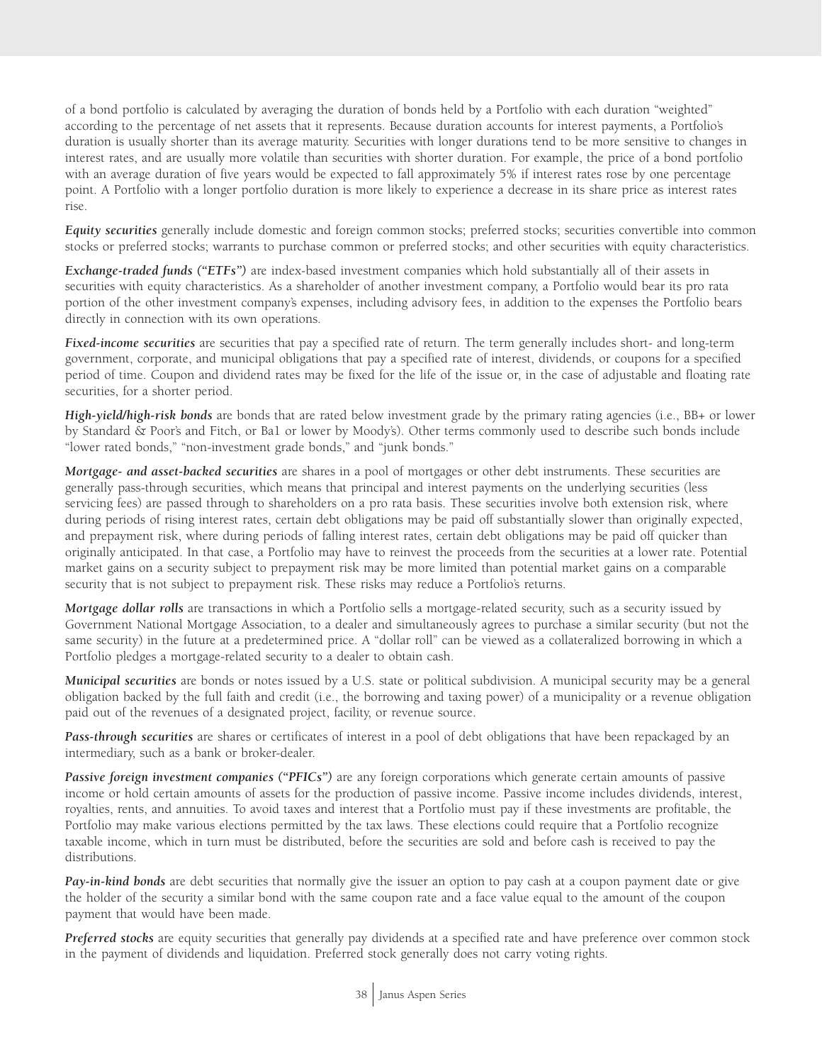of a bond portfolio is calculated by averaging the duration of bonds held by a Portfolio with each duration "weighted" according to the percentage of net assets that it represents. Because duration accounts for interest payments, a Portfolio's duration is usually shorter than its average maturity. Securities with longer durations tend to be more sensitive to changes in interest rates, and are usually more volatile than securities with shorter duration. For example, the price of a bond portfolio with an average duration of five years would be expected to fall approximately 5% if interest rates rose by one percentage point. A Portfolio with a longer portfolio duration is more likely to experience a decrease in its share price as interest rates rise.

***Equity securities*** generally include domestic and foreign common stocks; preferred stocks; securities convertible into common stocks or preferred stocks; warrants to purchase common or preferred stocks; and other securities with equity characteristics.

***Exchange-traded funds ("ETFs")*** are index-based investment companies which hold substantially all of their assets in securities with equity characteristics. As a shareholder of another investment company, a Portfolio would bear its pro rata portion of the other investment company's expenses, including advisory fees, in addition to the expenses the Portfolio bears directly in connection with its own operations.

***Fixed-income securities*** are securities that pay a specified rate of return. The term generally includes short- and long-term government, corporate, and municipal obligations that pay a specified rate of interest, dividends, or coupons for a specified period of time. Coupon and dividend rates may be fixed for the life of the issue or, in the case of adjustable and floating rate securities, for a shorter period.

***High-yield/high-risk bonds*** are bonds that are rated below investment grade by the primary rating agencies (i.e., BB+ or lower by Standard & Poor's and Fitch, or Ba1 or lower by Moody's). Other terms commonly used to describe such bonds include "lower rated bonds," "non-investment grade bonds," and "junk bonds."

***Mortgage- and asset-backed securities*** are shares in a pool of mortgages or other debt instruments. These securities are generally pass-through securities, which means that principal and interest payments on the underlying securities (less servicing fees) are passed through to shareholders on a pro rata basis. These securities involve both extension risk, where during periods of rising interest rates, certain debt obligations may be paid off substantially slower than originally expected, and prepayment risk, where during periods of falling interest rates, certain debt obligations may be paid off quicker than originally anticipated. In that case, a Portfolio may have to reinvest the proceeds from the securities at a lower rate. Potential market gains on a security subject to prepayment risk may be more limited than potential market gains on a comparable security that is not subject to prepayment risk. These risks may reduce a Portfolio's returns.

***Mortgage dollar rolls*** are transactions in which a Portfolio sells a mortgage-related security, such as a security issued by Government National Mortgage Association, to a dealer and simultaneously agrees to purchase a similar security (but not the same security) in the future at a predetermined price. A "dollar roll" can be viewed as a collateralized borrowing in which a Portfolio pledges a mortgage-related security to a dealer to obtain cash.

***Municipal securities*** are bonds or notes issued by a U.S. state or political subdivision. A municipal security may be a general obligation backed by the full faith and credit (i.e., the borrowing and taxing power) of a municipality or a revenue obligation paid out of the revenues of a designated project, facility, or revenue source.

***Pass-through securities*** are shares or certificates of interest in a pool of debt obligations that have been repackaged by an intermediary, such as a bank or broker-dealer.

***Passive foreign investment companies ("PFICs")*** are any foreign corporations which generate certain amounts of passive income or hold certain amounts of assets for the production of passive income. Passive income includes dividends, interest, royalties, rents, and annuities. To avoid taxes and interest that a Portfolio must pay if these investments are profitable, the Portfolio may make various elections permitted by the tax laws. These elections could require that a Portfolio recognize taxable income, which in turn must be distributed, before the securities are sold and before cash is received to pay the distributions.

***Pay-in-kind bonds*** are debt securities that normally give the issuer an option to pay cash at a coupon payment date or give the holder of the security a similar bond with the same coupon rate and a face value equal to the amount of the coupon payment that would have been made.

***Preferred stocks*** are equity securities that generally pay dividends at a specified rate and have preference over common stock in the payment of dividends and liquidation. Preferred stock generally does not carry voting rights.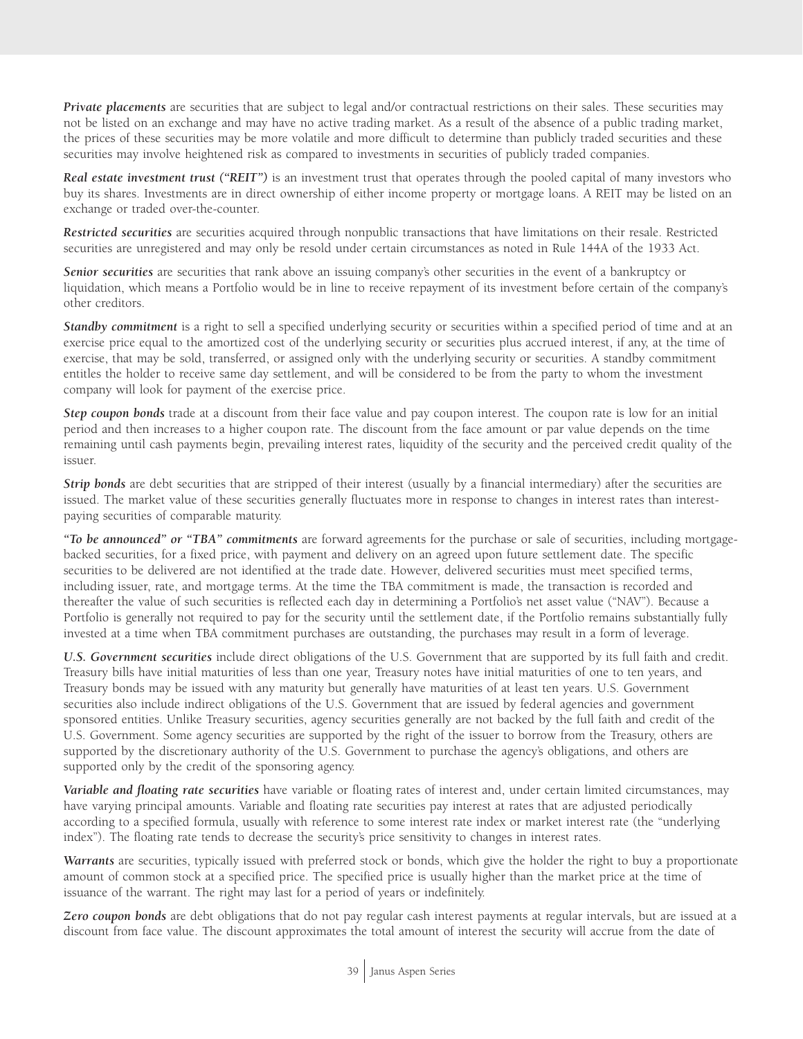***Private placements*** are securities that are subject to legal and/or contractual restrictions on their sales. These securities may not be listed on an exchange and may have no active trading market. As a result of the absence of a public trading market, the prices of these securities may be more volatile and more difficult to determine than publicly traded securities and these securities may involve heightened risk as compared to investments in securities of publicly traded companies.

***Real estate investment trust ("REIT")*** is an investment trust that operates through the pooled capital of many investors who buy its shares. Investments are in direct ownership of either income property or mortgage loans. A REIT may be listed on an exchange or traded over-the-counter.

***Restricted securities*** are securities acquired through nonpublic transactions that have limitations on their resale. Restricted securities are unregistered and may only be resold under certain circumstances as noted in Rule 144A of the 1933 Act.

***Senior securities*** are securities that rank above an issuing company's other securities in the event of a bankruptcy or liquidation, which means a Portfolio would be in line to receive repayment of its investment before certain of the company's other creditors.

***Standby commitment*** is a right to sell a specified underlying security or securities within a specified period of time and at an exercise price equal to the amortized cost of the underlying security or securities plus accrued interest, if any, at the time of exercise, that may be sold, transferred, or assigned only with the underlying security or securities. A standby commitment entitles the holder to receive same day settlement, and will be considered to be from the party to whom the investment company will look for payment of the exercise price.

***Step coupon bonds*** trade at a discount from their face value and pay coupon interest. The coupon rate is low for an initial period and then increases to a higher coupon rate. The discount from the face amount or par value depends on the time remaining until cash payments begin, prevailing interest rates, liquidity of the security and the perceived credit quality of the issuer.

***Strip bonds*** are debt securities that are stripped of their interest (usually by a financial intermediary) after the securities are issued. The market value of these securities generally fluctuates more in response to changes in interest rates than interest-paying securities of comparable maturity.

***"To be announced" or "TBA" commitments*** are forward agreements for the purchase or sale of securities, including mortgage-backed securities, for a fixed price, with payment and delivery on an agreed upon future settlement date. The specific securities to be delivered are not identified at the trade date. However, delivered securities must meet specified terms, including issuer, rate, and mortgage terms. At the time the TBA commitment is made, the transaction is recorded and thereafter the value of such securities is reflected each day in determining a Portfolio's net asset value ("NAV"). Because a Portfolio is generally not required to pay for the security until the settlement date, if the Portfolio remains substantially fully invested at a time when TBA commitment purchases are outstanding, the purchases may result in a form of leverage.

***U.S. Government securities*** include direct obligations of the U.S. Government that are supported by its full faith and credit. Treasury bills have initial maturities of less than one year, Treasury notes have initial maturities of one to ten years, and Treasury bonds may be issued with any maturity but generally have maturities of at least ten years. U.S. Government securities also include indirect obligations of the U.S. Government that are issued by federal agencies and government sponsored entities. Unlike Treasury securities, agency securities generally are not backed by the full faith and credit of the U.S. Government. Some agency securities are supported by the right of the issuer to borrow from the Treasury, others are supported by the discretionary authority of the U.S. Government to purchase the agency's obligations, and others are supported only by the credit of the sponsoring agency.

***Variable and floating rate securities*** have variable or floating rates of interest and, under certain limited circumstances, may have varying principal amounts. Variable and floating rate securities pay interest at rates that are adjusted periodically according to a specified formula, usually with reference to some interest rate index or market interest rate (the "underlying index"). The floating rate tends to decrease the security's price sensitivity to changes in interest rates.

***Warrants*** are securities, typically issued with preferred stock or bonds, which give the holder the right to buy a proportionate amount of common stock at a specified price. The specified price is usually higher than the market price at the time of issuance of the warrant. The right may last for a period of years or indefinitely.

***Zero coupon bonds*** are debt obligations that do not pay regular cash interest payments at regular intervals, but are issued at a discount from face value. The discount approximates the total amount of interest the security will accrue from the date of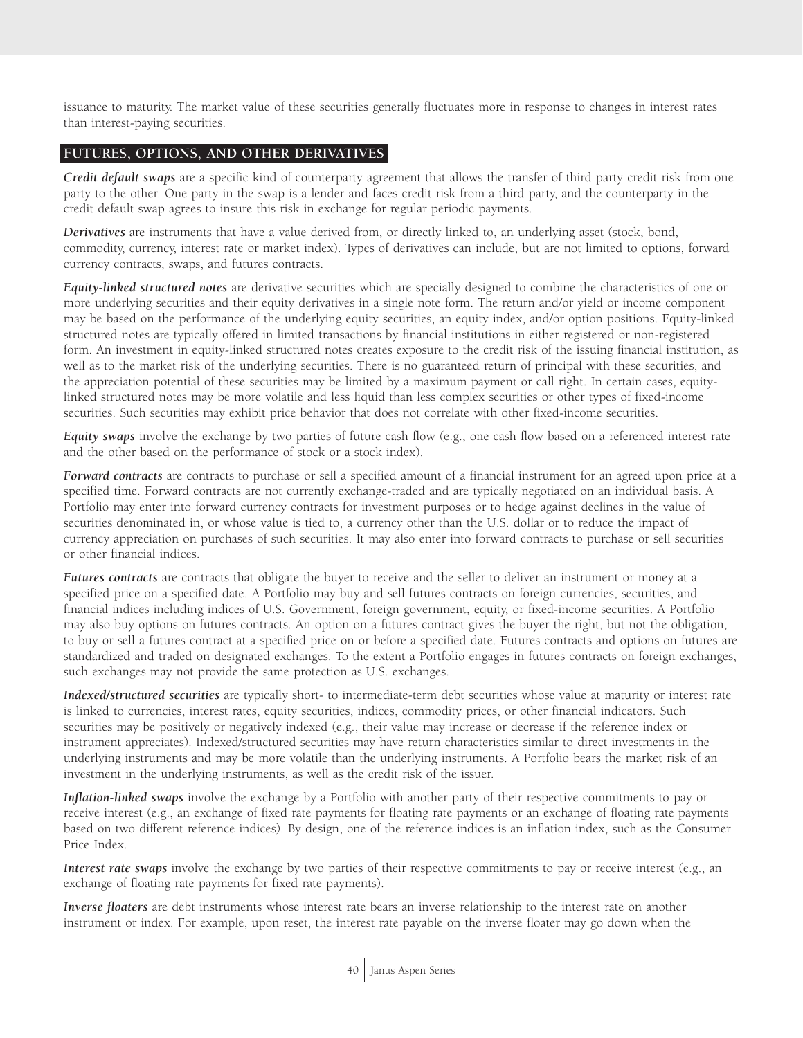issuance to maturity. The market value of these securities generally fluctuates more in response to changes in interest rates than interest-paying securities.

## FUTURES, OPTIONS, AND OTHER DERIVATIVES

***Credit default swaps*** are a specific kind of counterparty agreement that allows the transfer of third party credit risk from one party to the other. One party in the swap is a lender and faces credit risk from a third party, and the counterparty in the credit default swap agrees to insure this risk in exchange for regular periodic payments.

***Derivatives*** are instruments that have a value derived from, or directly linked to, an underlying asset (stock, bond, commodity, currency, interest rate or market index). Types of derivatives can include, but are not limited to options, forward currency contracts, swaps, and futures contracts.

***Equity-linked structured notes*** are derivative securities which are specially designed to combine the characteristics of one or more underlying securities and their equity derivatives in a single note form. The return and/or yield or income component may be based on the performance of the underlying equity securities, an equity index, and/or option positions. Equity-linked structured notes are typically offered in limited transactions by financial institutions in either registered or non-registered form. An investment in equity-linked structured notes creates exposure to the credit risk of the issuing financial institution, as well as to the market risk of the underlying securities. There is no guaranteed return of principal with these securities, and the appreciation potential of these securities may be limited by a maximum payment or call right. In certain cases, equity-linked structured notes may be more volatile and less liquid than less complex securities or other types of fixed-income securities. Such securities may exhibit price behavior that does not correlate with other fixed-income securities.

***Equity swaps*** involve the exchange by two parties of future cash flow (e.g., one cash flow based on a referenced interest rate and the other based on the performance of stock or a stock index).

***Forward contracts*** are contracts to purchase or sell a specified amount of a financial instrument for an agreed upon price at a specified time. Forward contracts are not currently exchange-traded and are typically negotiated on an individual basis. A Portfolio may enter into forward currency contracts for investment purposes or to hedge against declines in the value of securities denominated in, or whose value is tied to, a currency other than the U.S. dollar or to reduce the impact of currency appreciation on purchases of such securities. It may also enter into forward contracts to purchase or sell securities or other financial indices.

***Futures contracts*** are contracts that obligate the buyer to receive and the seller to deliver an instrument or money at a specified price on a specified date. A Portfolio may buy and sell futures contracts on foreign currencies, securities, and financial indices including indices of U.S. Government, foreign government, equity, or fixed-income securities. A Portfolio may also buy options on futures contracts. An option on a futures contract gives the buyer the right, but not the obligation, to buy or sell a futures contract at a specified price on or before a specified date. Futures contracts and options on futures are standardized and traded on designated exchanges. To the extent a Portfolio engages in futures contracts on foreign exchanges, such exchanges may not provide the same protection as U.S. exchanges.

***Indexed/structured securities*** are typically short- to intermediate-term debt securities whose value at maturity or interest rate is linked to currencies, interest rates, equity securities, indices, commodity prices, or other financial indicators. Such securities may be positively or negatively indexed (e.g., their value may increase or decrease if the reference index or instrument appreciates). Indexed/structured securities may have return characteristics similar to direct investments in the underlying instruments and may be more volatile than the underlying instruments. A Portfolio bears the market risk of an investment in the underlying instruments, as well as the credit risk of the issuer.

***Inflation-linked swaps*** involve the exchange by a Portfolio with another party of their respective commitments to pay or receive interest (e.g., an exchange of fixed rate payments for floating rate payments or an exchange of floating rate payments based on two different reference indices). By design, one of the reference indices is an inflation index, such as the Consumer Price Index.

***Interest rate swaps*** involve the exchange by two parties of their respective commitments to pay or receive interest (e.g., an exchange of floating rate payments for fixed rate payments).

***Inverse floaters*** are debt instruments whose interest rate bears an inverse relationship to the interest rate on another instrument or index. For example, upon reset, the interest rate payable on the inverse floater may go down when the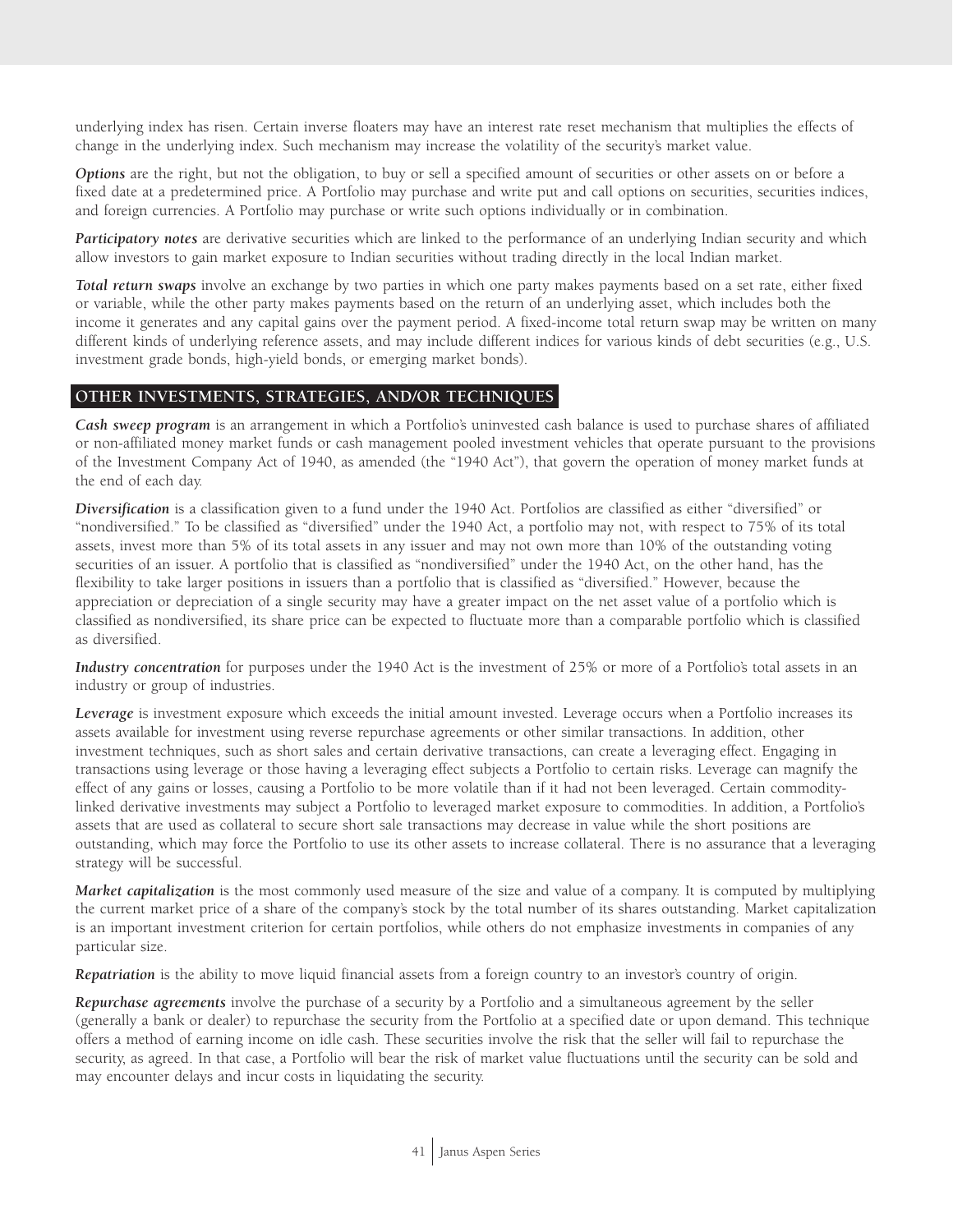underlying index has risen. Certain inverse floaters may have an interest rate reset mechanism that multiplies the effects of change in the underlying index. Such mechanism may increase the volatility of the security's market value.

***Options*** are the right, but not the obligation, to buy or sell a specified amount of securities or other assets on or before a fixed date at a predetermined price. A Portfolio may purchase and write put and call options on securities, securities indices, and foreign currencies. A Portfolio may purchase or write such options individually or in combination.

***Participatory notes*** are derivative securities which are linked to the performance of an underlying Indian security and which allow investors to gain market exposure to Indian securities without trading directly in the local Indian market.

***Total return swaps*** involve an exchange by two parties in which one party makes payments based on a set rate, either fixed or variable, while the other party makes payments based on the return of an underlying asset, which includes both the income it generates and any capital gains over the payment period. A fixed-income total return swap may be written on many different kinds of underlying reference assets, and may include different indices for various kinds of debt securities (e.g., U.S. investment grade bonds, high-yield bonds, or emerging market bonds).

## OTHER INVESTMENTS, STRATEGIES, AND/OR TECHNIQUES

***Cash sweep program*** is an arrangement in which a Portfolio's uninvested cash balance is used to purchase shares of affiliated or non-affiliated money market funds or cash management pooled investment vehicles that operate pursuant to the provisions of the Investment Company Act of 1940, as amended (the "1940 Act"), that govern the operation of money market funds at the end of each day.

***Diversification*** is a classification given to a fund under the 1940 Act. Portfolios are classified as either "diversified" or "nondiversified." To be classified as "diversified" under the 1940 Act, a portfolio may not, with respect to 75% of its total assets, invest more than 5% of its total assets in any issuer and may not own more than 10% of the outstanding voting securities of an issuer. A portfolio that is classified as "nondiversified" under the 1940 Act, on the other hand, has the flexibility to take larger positions in issuers than a portfolio that is classified as "diversified." However, because the appreciation or depreciation of a single security may have a greater impact on the net asset value of a portfolio which is classified as nondiversified, its share price can be expected to fluctuate more than a comparable portfolio which is classified as diversified.

***Industry concentration*** for purposes under the 1940 Act is the investment of 25% or more of a Portfolio's total assets in an industry or group of industries.

***Leverage*** is investment exposure which exceeds the initial amount invested. Leverage occurs when a Portfolio increases its assets available for investment using reverse repurchase agreements or other similar transactions. In addition, other investment techniques, such as short sales and certain derivative transactions, can create a leveraging effect. Engaging in transactions using leverage or those having a leveraging effect subjects a Portfolio to certain risks. Leverage can magnify the effect of any gains or losses, causing a Portfolio to be more volatile than if it had not been leveraged. Certain commodity-linked derivative investments may subject a Portfolio to leveraged market exposure to commodities. In addition, a Portfolio's assets that are used as collateral to secure short sale transactions may decrease in value while the short positions are outstanding, which may force the Portfolio to use its other assets to increase collateral. There is no assurance that a leveraging strategy will be successful.

***Market capitalization*** is the most commonly used measure of the size and value of a company. It is computed by multiplying the current market price of a share of the company's stock by the total number of its shares outstanding. Market capitalization is an important investment criterion for certain portfolios, while others do not emphasize investments in companies of any particular size.

***Repatriation*** is the ability to move liquid financial assets from a foreign country to an investor's country of origin.

***Repurchase agreements*** involve the purchase of a security by a Portfolio and a simultaneous agreement by the seller (generally a bank or dealer) to repurchase the security from the Portfolio at a specified date or upon demand. This technique offers a method of earning income on idle cash. These securities involve the risk that the seller will fail to repurchase the security, as agreed. In that case, a Portfolio will bear the risk of market value fluctuations until the security can be sold and may encounter delays and incur costs in liquidating the security.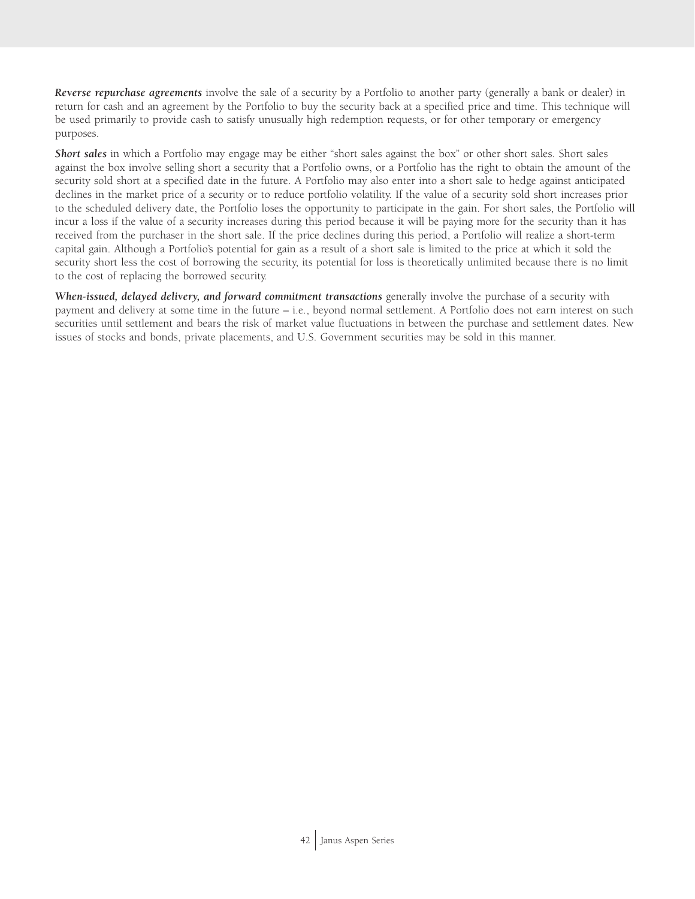***Reverse repurchase agreements*** involve the sale of a security by a Portfolio to another party (generally a bank or dealer) in return for cash and an agreement by the Portfolio to buy the security back at a specified price and time. This technique will be used primarily to provide cash to satisfy unusually high redemption requests, or for other temporary or emergency purposes.

***Short sales*** in which a Portfolio may engage may be either "short sales against the box" or other short sales. Short sales against the box involve selling short a security that a Portfolio owns, or a Portfolio has the right to obtain the amount of the security sold short at a specified date in the future. A Portfolio may also enter into a short sale to hedge against anticipated declines in the market price of a security or to reduce portfolio volatility. If the value of a security sold short increases prior to the scheduled delivery date, the Portfolio loses the opportunity to participate in the gain. For short sales, the Portfolio will incur a loss if the value of a security increases during this period because it will be paying more for the security than it has received from the purchaser in the short sale. If the price declines during this period, a Portfolio will realize a short-term capital gain. Although a Portfolio's potential for gain as a result of a short sale is limited to the price at which it sold the security short less the cost of borrowing the security, its potential for loss is theoretically unlimited because there is no limit to the cost of replacing the borrowed security.

***When-issued, delayed delivery, and forward commitment transactions*** generally involve the purchase of a security with payment and delivery at some time in the future – i.e., beyond normal settlement. A Portfolio does not earn interest on such securities until settlement and bears the risk of market value fluctuations in between the purchase and settlement dates. New issues of stocks and bonds, private placements, and U.S. Government securities may be sold in this manner.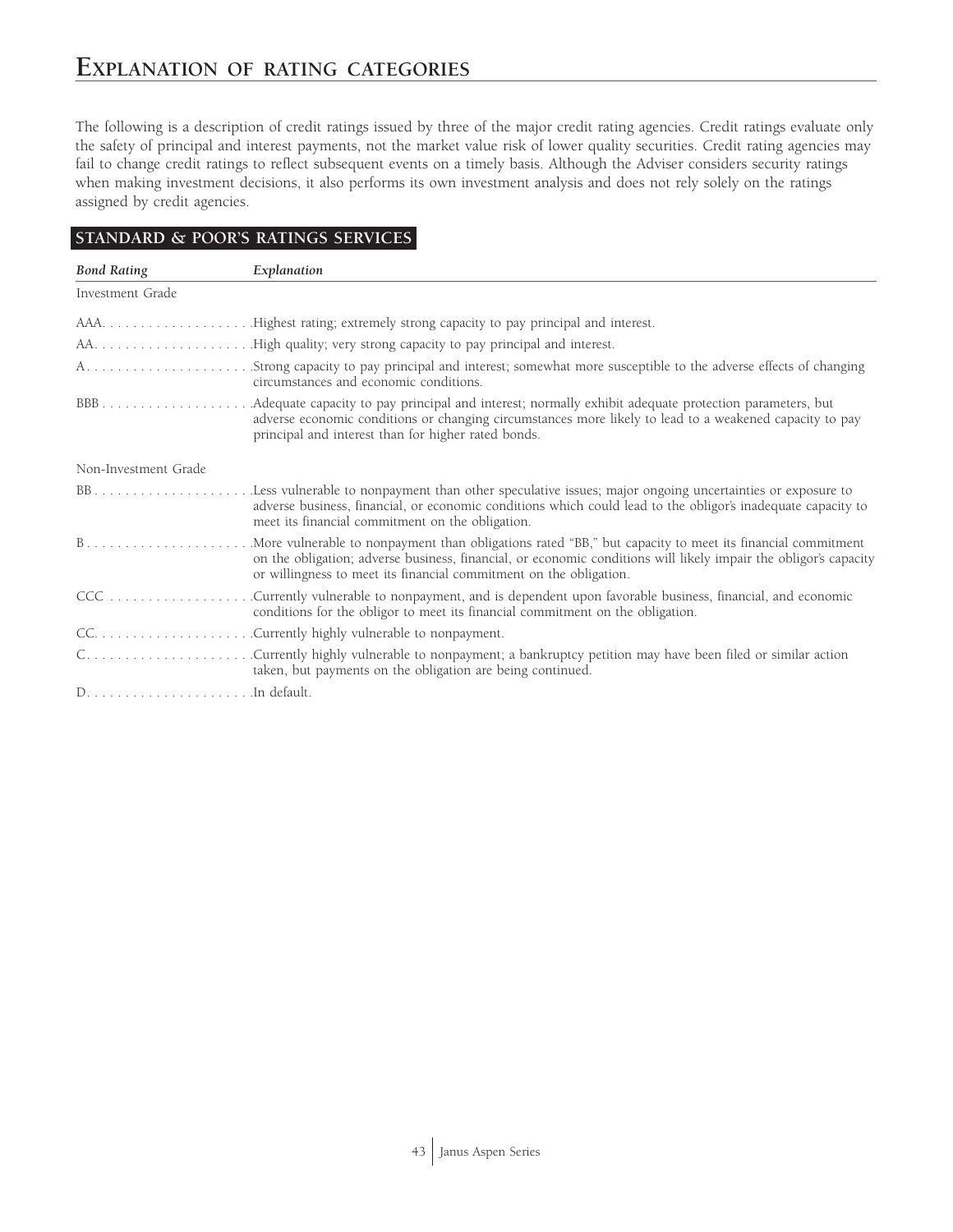# Explanation of rating categories

The following is a description of credit ratings issued by three of the major credit rating agencies. Credit ratings evaluate only the safety of principal and interest payments, not the market value risk of lower quality securities. Credit rating agencies may fail to change credit ratings to reflect subsequent events on a timely basis. Although the Adviser considers security ratings when making investment decisions, it also performs its own investment analysis and does not rely solely on the ratings assigned by credit agencies.

## STANDARD & POOR'S RATINGS SERVICES

| *Bond Rating* | *Explanation* |
|---|---|
| Investment Grade | |
| AAA | Highest rating; extremely strong capacity to pay principal and interest. |
| AA | High quality; very strong capacity to pay principal and interest. |
| A | Strong capacity to pay principal and interest; somewhat more susceptible to the adverse effects of changing circumstances and economic conditions. |
| BBB | Adequate capacity to pay principal and interest; normally exhibit adequate protection parameters, but adverse economic conditions or changing circumstances more likely to lead to a weakened capacity to pay principal and interest than for higher rated bonds. |
| Non-Investment Grade | |
| BB | Less vulnerable to nonpayment than other speculative issues; major ongoing uncertainties or exposure to adverse business, financial, or economic conditions which could lead to the obligor's inadequate capacity to meet its financial commitment on the obligation. |
| B | More vulnerable to nonpayment than obligations rated "BB," but capacity to meet its financial commitment on the obligation; adverse business, financial, or economic conditions will likely impair the obligor's capacity or willingness to meet its financial commitment on the obligation. |
| CCC | Currently vulnerable to nonpayment, and is dependent upon favorable business, financial, and economic conditions for the obligor to meet its financial commitment on the obligation. |
| CC | Currently highly vulnerable to nonpayment. |
| C | Currently highly vulnerable to nonpayment; a bankruptcy petition may have been filed or similar action taken, but payments on the obligation are being continued. |
| D | In default. |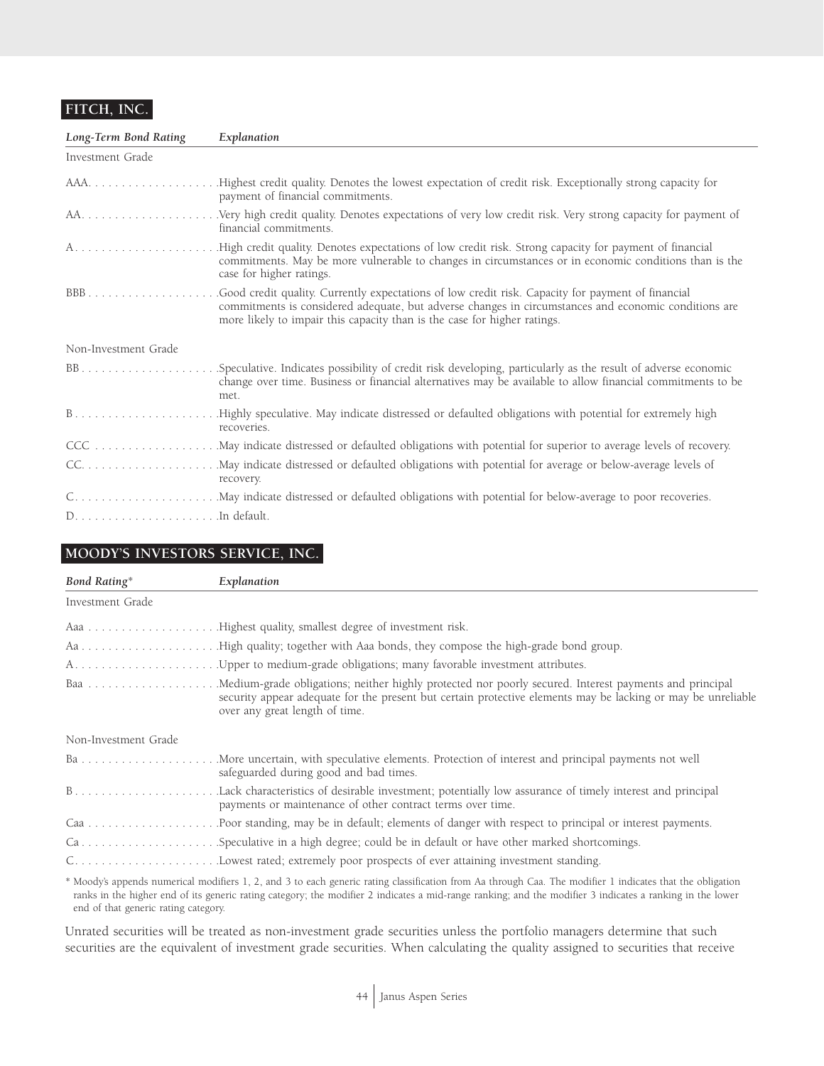## FITCH, INC.

| *Long-Term Bond Rating* | *Explanation* |
|---|---|
| Investment Grade | |
| AAA | Highest credit quality. Denotes the lowest expectation of credit risk. Exceptionally strong capacity for payment of financial commitments. |
| AA | Very high credit quality. Denotes expectations of very low credit risk. Very strong capacity for payment of financial commitments. |
| A | High credit quality. Denotes expectations of low credit risk. Strong capacity for payment of financial commitments. May be more vulnerable to changes in circumstances or in economic conditions than is the case for higher ratings. |
| BBB | Good credit quality. Currently expectations of low credit risk. Capacity for payment of financial commitments is considered adequate, but adverse changes in circumstances and economic conditions are more likely to impair this capacity than is the case for higher ratings. |
| Non-Investment Grade | |
| BB | Speculative. Indicates possibility of credit risk developing, particularly as the result of adverse economic change over time. Business or financial alternatives may be available to allow financial commitments to be met. |
| B | Highly speculative. May indicate distressed or defaulted obligations with potential for extremely high recoveries. |
| CCC | May indicate distressed or defaulted obligations with potential for superior to average levels of recovery. |
| CC | May indicate distressed or defaulted obligations with potential for average or below-average levels of recovery. |
| C | May indicate distressed or defaulted obligations with potential for below-average to poor recoveries. |
| D | In default. |

## MOODY'S INVESTORS SERVICE, INC.

| *Bond Rating** | *Explanation* |
|---|---|
| Investment Grade | |
| Aaa | Highest quality, smallest degree of investment risk. |
| Aa | High quality; together with Aaa bonds, they compose the high-grade bond group. |
| A | Upper to medium-grade obligations; many favorable investment attributes. |
| Baa | Medium-grade obligations; neither highly protected nor poorly secured. Interest payments and principal security appear adequate for the present but certain protective elements may be lacking or may be unreliable over any great length of time. |
| Non-Investment Grade | |
| Ba | More uncertain, with speculative elements. Protection of interest and principal payments not well safeguarded during good and bad times. |
| B | Lack characteristics of desirable investment; potentially low assurance of timely interest and principal payments or maintenance of other contract terms over time. |
| Caa | Poor standing, may be in default; elements of danger with respect to principal or interest payments. |
| Ca | Speculative in a high degree; could be in default or have other marked shortcomings. |
| C | Lowest rated; extremely poor prospects of ever attaining investment standing. |

* Moody's appends numerical modifiers 1, 2, and 3 to each generic rating classification from Aa through Caa. The modifier 1 indicates that the obligation ranks in the higher end of its generic rating category; the modifier 2 indicates a mid-range ranking; and the modifier 3 indicates a ranking in the lower end of that generic rating category.

Unrated securities will be treated as non-investment grade securities unless the portfolio managers determine that such securities are the equivalent of investment grade securities. When calculating the quality assigned to securities that receive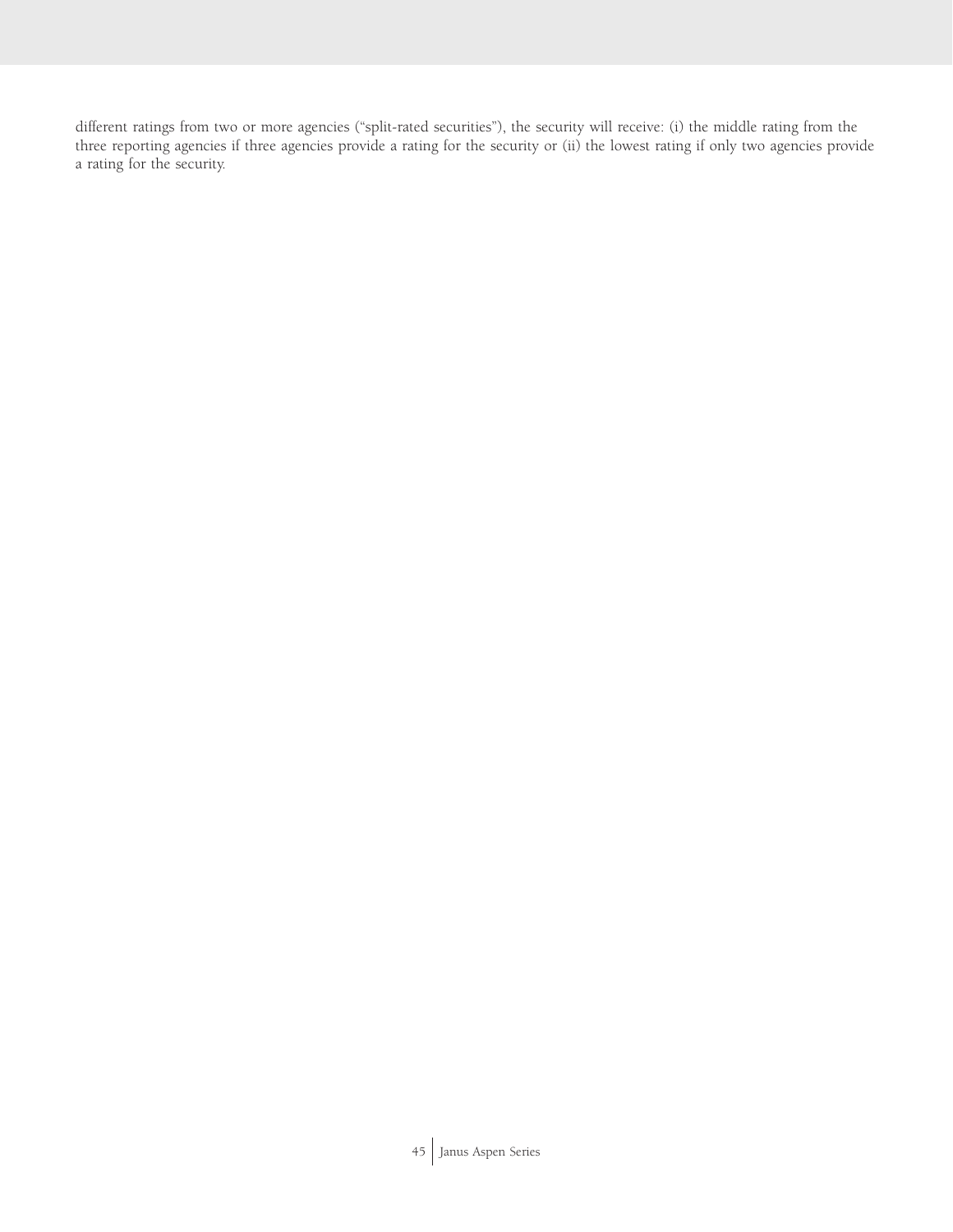different ratings from two or more agencies ("split-rated securities"), the security will receive: (i) the middle rating from the three reporting agencies if three agencies provide a rating for the security or (ii) the lowest rating if only two agencies provide a rating for the security.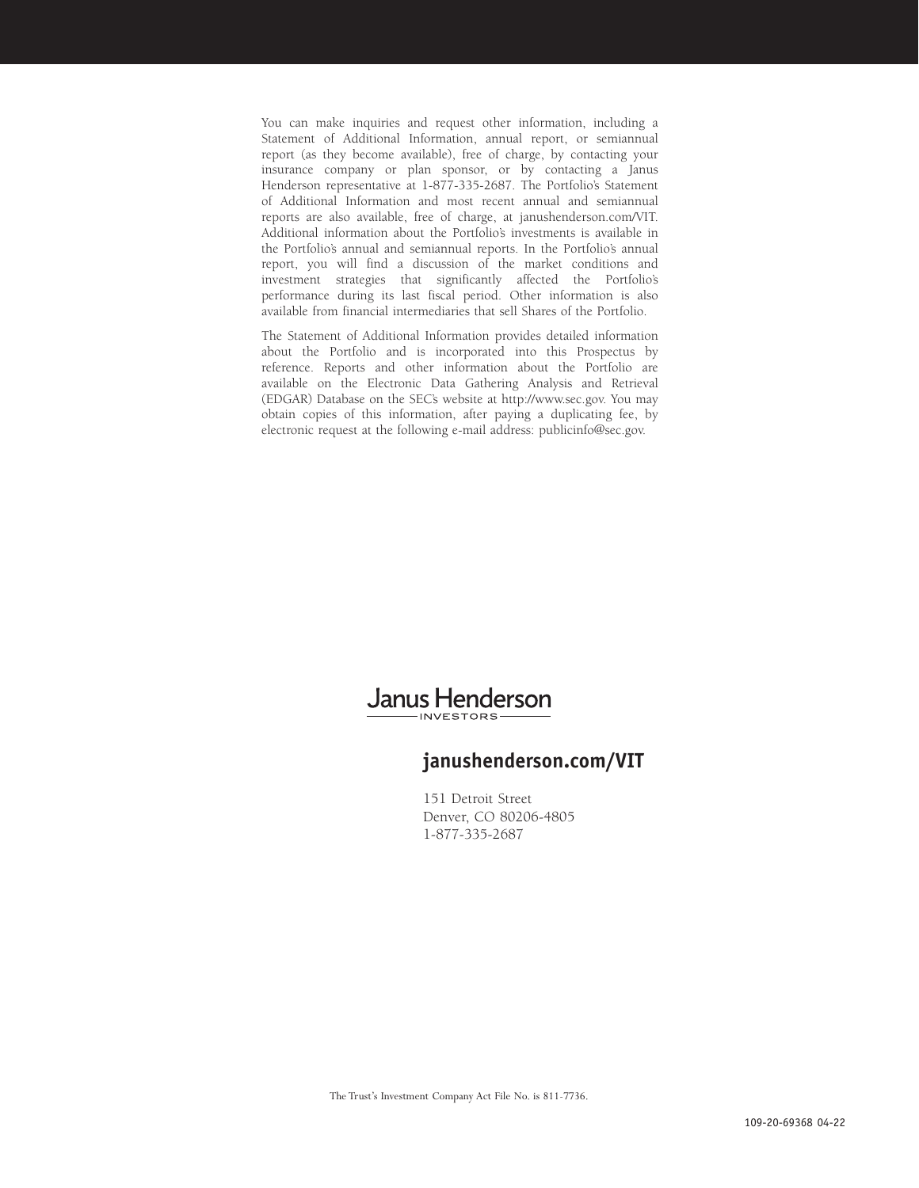You can make inquiries and request other information, including a Statement of Additional Information, annual report, or semiannual report (as they become available), free of charge, by contacting your insurance company or plan sponsor, or by contacting a Janus Henderson representative at 1-877-335-2687. The Portfolio's Statement of Additional Information and most recent annual and semiannual reports are also available, free of charge, at janushenderson.com/VIT. Additional information about the Portfolio's investments is available in the Portfolio's annual and semiannual reports. In the Portfolio's annual report, you will find a discussion of the market conditions and investment strategies that significantly affected the Portfolio's performance during its last fiscal period. Other information is also available from financial intermediaries that sell Shares of the Portfolio.

The Statement of Additional Information provides detailed information about the Portfolio and is incorporated into this Prospectus by reference. Reports and other information about the Portfolio are available on the Electronic Data Gathering Analysis and Retrieval (EDGAR) Database on the SEC's website at http://www.sec.gov. You may obtain copies of this information, after paying a duplicating fee, by electronic request at the following e-mail address: publicinfo@sec.gov.

Janus Henderson
INVESTORS

**janushenderson.com/VIT**

151 Detroit Street
Denver, CO 80206-4805
1-877-335-2687

The Trust's Investment Company Act File No. is 811-7736.

109-20-69368 04-22